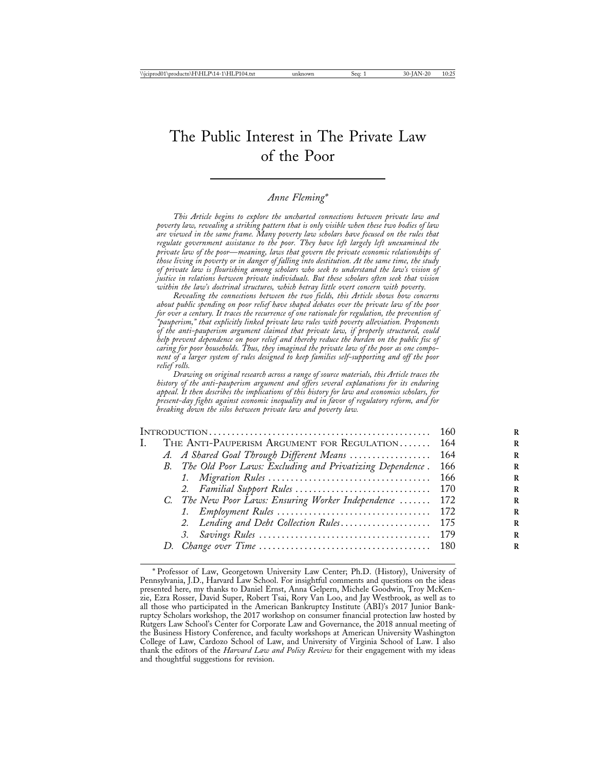# The Public Interest in The Private Law of the Poor

*Anne Fleming**

*This Article begins to explore the uncharted connections between private law and poverty law, revealing a striking pattern that is only visible when these two bodies of law are viewed in the same frame. Many poverty law scholars have focused on the rules that regulate government assistance to the poor. They have left largely left unexamined the private law of the poor—meaning, laws that govern the private economic relationships of those living in poverty or in danger of falling into destitution. At the same time, the study of private law is flourishing among scholars who seek to understand the law's vision of justice in relations between private individuals. But these scholars often seek that vision within the law's doctrinal structures, which betray little overt concern with poverty.*

*Revealing the connections between the two fields, this Article shows how concerns about public spending on poor relief have shaped debates over the private law of the poor for over a century. It traces the recurrence of one rationale for regulation, the prevention of "pauperism," that explicitly linked private law rules with poverty alleviation. Proponents of the anti-pauperism argument claimed that private law, if properly structured, could help prevent dependence on poor relief and thereby reduce the burden on the public fisc of caring for poor households. Thus, they imagined the private law of the poor as one component of a larger system of rules designed to keep families self-supporting and off the poor relief rolls.*

*Drawing on original research across a range of source materials, this Article traces the history of the anti-pauperism argument and offers several explanations for its enduring appeal. It then describes the implications of this history for law and economics scholars, for present-day fights against economic inequality and in favor of regulatory reform, and for breaking down the silos between private law and poverty law.*

| | |
|---|---|
| INTRODUCTION | 160 |
| I. THE ANTI-PAUPERISM ARGUMENT FOR REGULATION | 164 |
| *A. A Shared Goal Through Different Means* | 164 |
| *B. The Old Poor Laws: Excluding and Privatizing Dependence* | 166 |
| *1. Migration Rules* | 166 |
| *2. Familial Support Rules* | 170 |
| *C. The New Poor Laws: Ensuring Worker Independence* | 172 |
| *1. Employment Rules* | 172 |
| *2. Lending and Debt Collection Rules* | 175 |
| *3. Savings Rules* | 179 |
| *D. Change over Time* | 180 |

\* Professor of Law, Georgetown University Law Center; Ph.D. (History), University of Pennsylvania, J.D., Harvard Law School. For insightful comments and questions on the ideas presented here, my thanks to Daniel Ernst, Anna Gelpern, Michele Goodwin, Troy McKenzie, Ezra Rosser, David Super, Robert Tsai, Rory Van Loo, and Jay Westbrook, as well as to all those who participated in the American Bankruptcy Institute (ABI)'s 2017 Junior Bankruptcy Scholars workshop, the 2017 workshop on consumer financial protection law hosted by Rutgers Law School's Center for Corporate Law and Governance, the 2018 annual meeting of the Business History Conference, and faculty workshops at American University Washington College of Law, Cardozo School of Law, and University of Virginia School of Law. I also thank the editors of the *Harvard Law and Policy Review* for their engagement with my ideas and thoughtful suggestions for revision.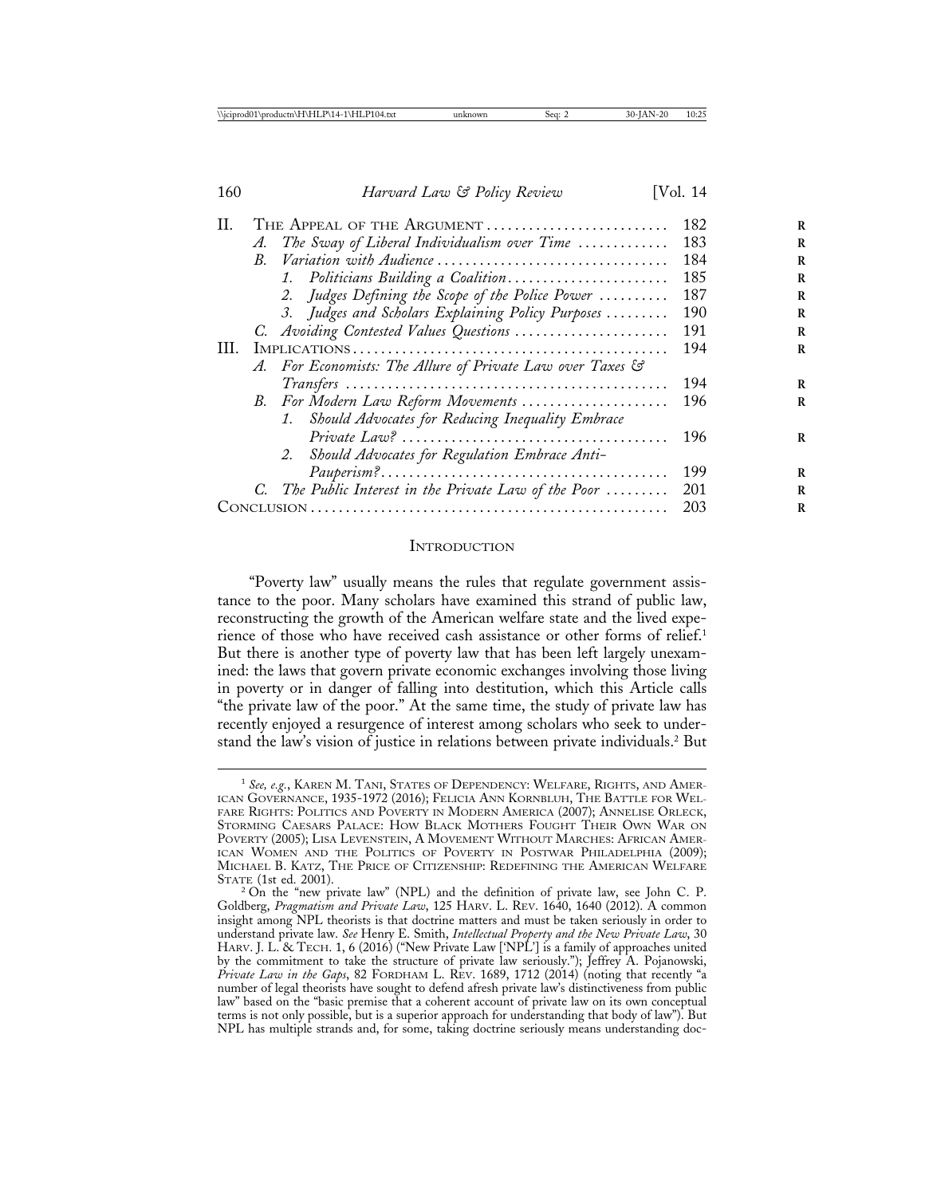| | | |
|---|---|---|
| II. | THE APPEAL OF THE ARGUMENT | 182 |
| | *A. The Sway of Liberal Individualism over Time* | 183 |
| | *B. Variation with Audience* | 184 |
| | *1. Politicians Building a Coalition* | 185 |
| | *2. Judges Defining the Scope of the Police Power* | 187 |
| | *3. Judges and Scholars Explaining Policy Purposes* | 190 |
| | *C. Avoiding Contested Values Questions* | 191 |
| III. | IMPLICATIONS | 194 |
| | *A. For Economists: The Allure of Private Law over Taxes & Transfers* | 194 |
| | *B. For Modern Law Reform Movements* | 196 |
| | *1. Should Advocates for Reducing Inequality Embrace Private Law?* | 196 |
| | *2. Should Advocates for Regulation Embrace Anti-Pauperism?* | 199 |
| | *C. The Public Interest in the Private Law of the Poor* | 201 |
| CONCLUSION | | 203 |

## INTRODUCTION

"Poverty law" usually means the rules that regulate government assistance to the poor. Many scholars have examined this strand of public law, reconstructing the growth of the American welfare state and the lived experience of those who have received cash assistance or other forms of relief.[1] But there is another type of poverty law that has been left largely unexamined: the laws that govern private economic exchanges involving those living in poverty or in danger of falling into destitution, which this Article calls "the private law of the poor." At the same time, the study of private law has recently enjoyed a resurgence of interest among scholars who seek to understand the law's vision of justice in relations between private individuals.[2] But

---

[1] *See, e.g.*, KAREN M. TANI, STATES OF DEPENDENCY: WELFARE, RIGHTS, AND AMERICAN GOVERNANCE, 1935-1972 (2016); FELICIA ANN KORNBLUH, THE BATTLE FOR WELFARE RIGHTS: POLITICS AND POVERTY IN MODERN AMERICA (2007); ANNELISE ORLECK, STORMING CAESARS PALACE: HOW BLACK MOTHERS FOUGHT THEIR OWN WAR ON POVERTY (2005); LISA LEVENSTEIN, A MOVEMENT WITHOUT MARCHES: AFRICAN AMERICAN WOMEN AND THE POLITICS OF POVERTY IN POSTWAR PHILADELPHIA (2009); MICHAEL B. KATZ, THE PRICE OF CITIZENSHIP: REDEFINING THE AMERICAN WELFARE STATE (1st ed. 2001).

[2] On the "new private law" (NPL) and the definition of private law, see John C. P. Goldberg, *Pragmatism and Private Law*, 125 HARV. L. REV. 1640, 1640 (2012). A common insight among NPL theorists is that doctrine matters and must be taken seriously in order to understand private law. *See* Henry E. Smith, *Intellectual Property and the New Private Law*, 30 HARV. J. L. & TECH. 1, 6 (2016) ("New Private Law ['NPL'] is a family of approaches united by the commitment to take the structure of private law seriously."); Jeffrey A. Pojanowski, *Private Law in the Gaps*, 82 FORDHAM L. REV. 1689, 1712 (2014) (noting that recently "a number of legal theorists have sought to defend afresh private law's distinctiveness from public law" based on the "basic premise that a coherent account of private law on its own conceptual terms is not only possible, but is a superior approach for understanding that body of law"). But NPL has multiple strands and, for some, taking doctrine seriously means understanding doc-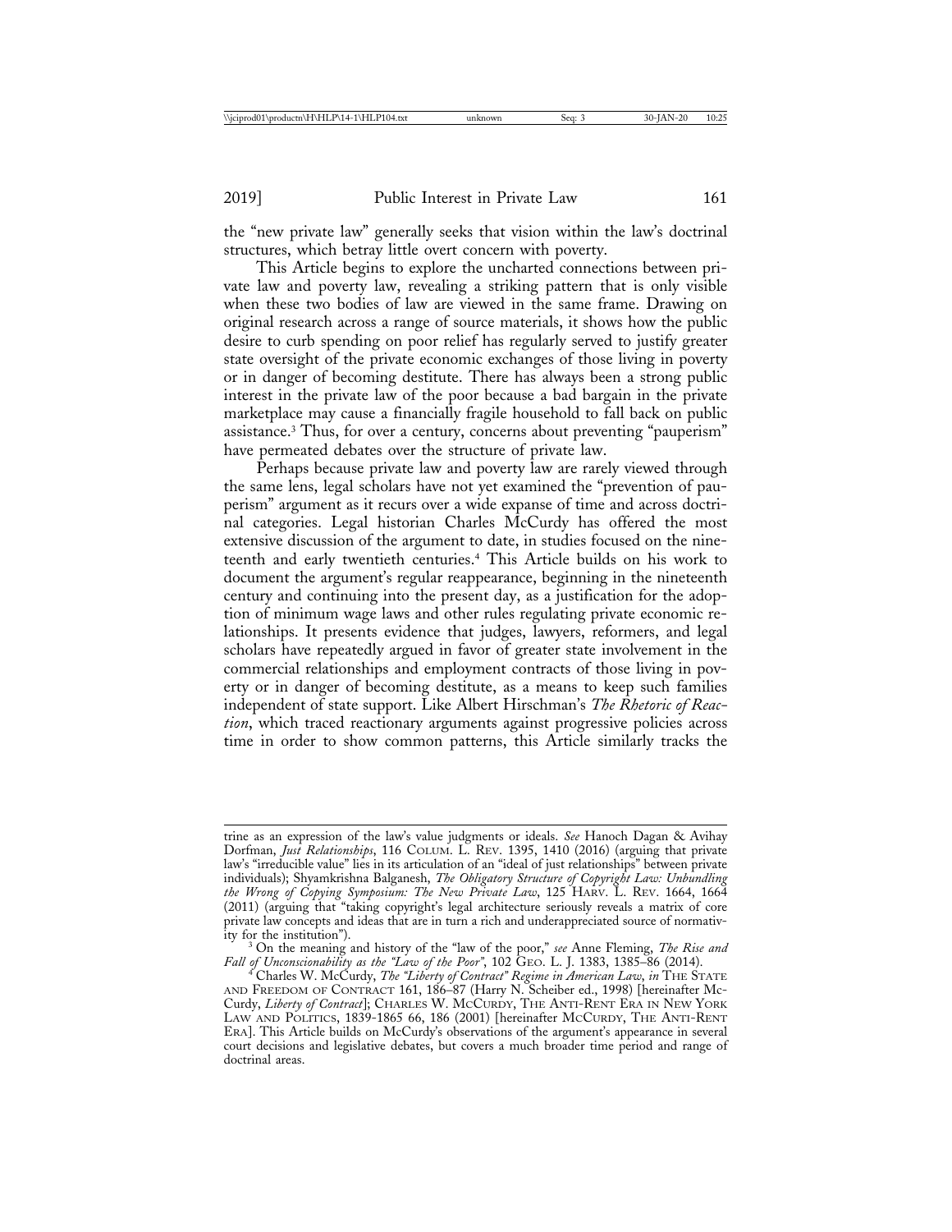the "new private law" generally seeks that vision within the law's doctrinal structures, which betray little overt concern with poverty.

This Article begins to explore the uncharted connections between private law and poverty law, revealing a striking pattern that is only visible when these two bodies of law are viewed in the same frame. Drawing on original research across a range of source materials, it shows how the public desire to curb spending on poor relief has regularly served to justify greater state oversight of the private economic exchanges of those living in poverty or in danger of becoming destitute. There has always been a strong public interest in the private law of the poor because a bad bargain in the private marketplace may cause a financially fragile household to fall back on public assistance.[3] Thus, for over a century, concerns about preventing "pauperism" have permeated debates over the structure of private law.

Perhaps because private law and poverty law are rarely viewed through the same lens, legal scholars have not yet examined the "prevention of pauperism" argument as it recurs over a wide expanse of time and across doctrinal categories. Legal historian Charles McCurdy has offered the most extensive discussion of the argument to date, in studies focused on the nineteenth and early twentieth centuries.[4] This Article builds on his work to document the argument's regular reappearance, beginning in the nineteenth century and continuing into the present day, as a justification for the adoption of minimum wage laws and other rules regulating private economic relationships. It presents evidence that judges, lawyers, reformers, and legal scholars have repeatedly argued in favor of greater state involvement in the commercial relationships and employment contracts of those living in poverty or in danger of becoming destitute, as a means to keep such families independent of state support. Like Albert Hirschman's *The Rhetoric of Reaction*, which traced reactionary arguments against progressive policies across time in order to show common patterns, this Article similarly tracks the

---

trine as an expression of the law's value judgments or ideals. *See* Hanoch Dagan & Avihay Dorfman, *Just Relationships*, 116 COLUM. L. REV. 1395, 1410 (2016) (arguing that private law's "irreducible value" lies in its articulation of an "ideal of just relationships" between private individuals); Shyamkrishna Balganesh, *The Obligatory Structure of Copyright Law: Unbundling the Wrong of Copying Symposium: The New Private Law*, 125 HARV. L. REV. 1664, 1664 (2011) (arguing that "taking copyright's legal architecture seriously reveals a matrix of core private law concepts and ideas that are in turn a rich and underappreciated source of normativity for the institution").

[3] On the meaning and history of the "law of the poor," *see* Anne Fleming, *The Rise and Fall of Unconscionability as the "Law of the Poor"*, 102 GEO. L. J. 1383, 1385–86 (2014).

[4] Charles W. McCurdy, *The "Liberty of Contract" Regime in American Law*, *in* THE STATE AND FREEDOM OF CONTRACT 161, 186–87 (Harry N. Scheiber ed., 1998) [hereinafter McCurdy, *Liberty of Contract*]; CHARLES W. MCCURDY, THE ANTI-RENT ERA IN NEW YORK LAW AND POLITICS, 1839-1865 66, 186 (2001) [hereinafter MCCURDY, THE ANTI-RENT ERA]. This Article builds on McCurdy's observations of the argument's appearance in several court decisions and legislative debates, but covers a much broader time period and range of doctrinal areas.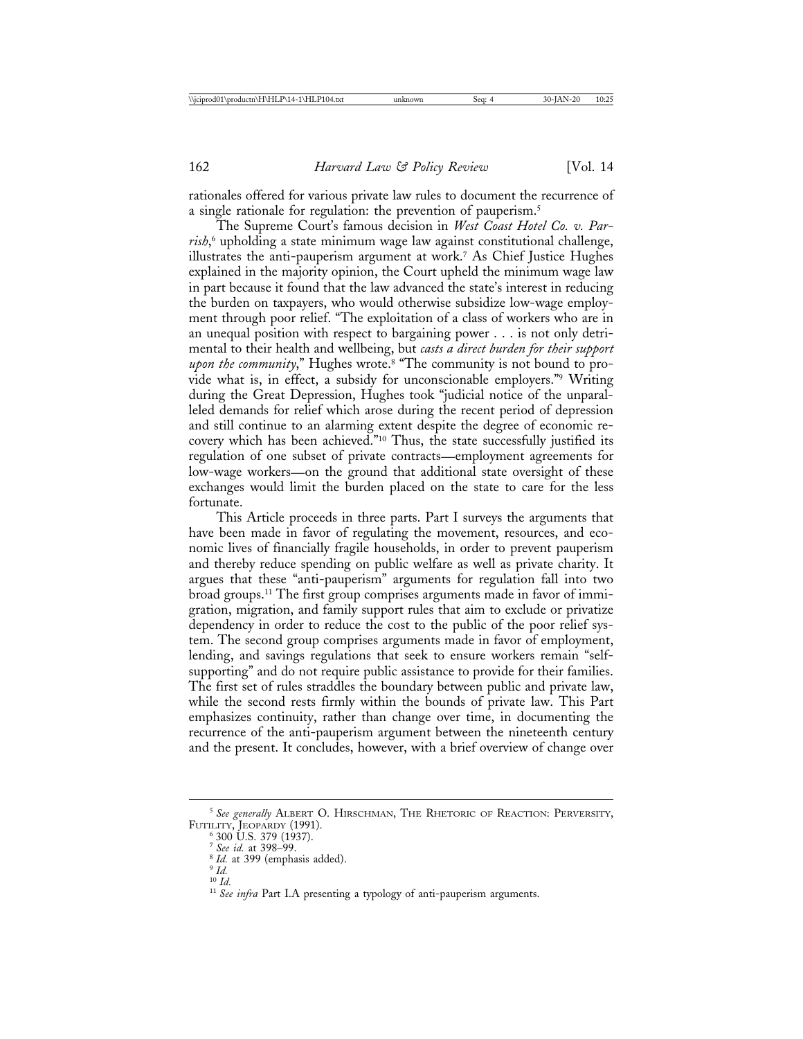rationales offered for various private law rules to document the recurrence of a single rationale for regulation: the prevention of pauperism.[5]

The Supreme Court's famous decision in *West Coast Hotel Co. v. Parrish*,[6] upholding a state minimum wage law against constitutional challenge, illustrates the anti-pauperism argument at work.[7] As Chief Justice Hughes explained in the majority opinion, the Court upheld the minimum wage law in part because it found that the law advanced the state's interest in reducing the burden on taxpayers, who would otherwise subsidize low-wage employment through poor relief. "The exploitation of a class of workers who are in an unequal position with respect to bargaining power . . . is not only detrimental to their health and wellbeing, but *casts a direct burden for their support upon the community*," Hughes wrote.[8] "The community is not bound to provide what is, in effect, a subsidy for unconscionable employers."[9] Writing during the Great Depression, Hughes took "judicial notice of the unparalleled demands for relief which arose during the recent period of depression and still continue to an alarming extent despite the degree of economic recovery which has been achieved."[10] Thus, the state successfully justified its regulation of one subset of private contracts—employment agreements for low-wage workers—on the ground that additional state oversight of these exchanges would limit the burden placed on the state to care for the less fortunate.

This Article proceeds in three parts. Part I surveys the arguments that have been made in favor of regulating the movement, resources, and economic lives of financially fragile households, in order to prevent pauperism and thereby reduce spending on public welfare as well as private charity. It argues that these "anti-pauperism" arguments for regulation fall into two broad groups.[11] The first group comprises arguments made in favor of immigration, migration, and family support rules that aim to exclude or privatize dependency in order to reduce the cost to the public of the poor relief system. The second group comprises arguments made in favor of employment, lending, and savings regulations that seek to ensure workers remain "self-supporting" and do not require public assistance to provide for their families. The first set of rules straddles the boundary between public and private law, while the second rests firmly within the bounds of private law. This Part emphasizes continuity, rather than change over time, in documenting the recurrence of the anti-pauperism argument between the nineteenth century and the present. It concludes, however, with a brief overview of change over

---

[5] *See generally* Albert O. Hirschman, The Rhetoric of Reaction: Perversity, Futility, Jeopardy (1991).

[6] 300 U.S. 379 (1937).

[7] *See id.* at 398–99.

[8] *Id.* at 399 (emphasis added).

[9] *Id.*

[10] *Id.*

[11] *See infra* Part I.A presenting a typology of anti-pauperism arguments.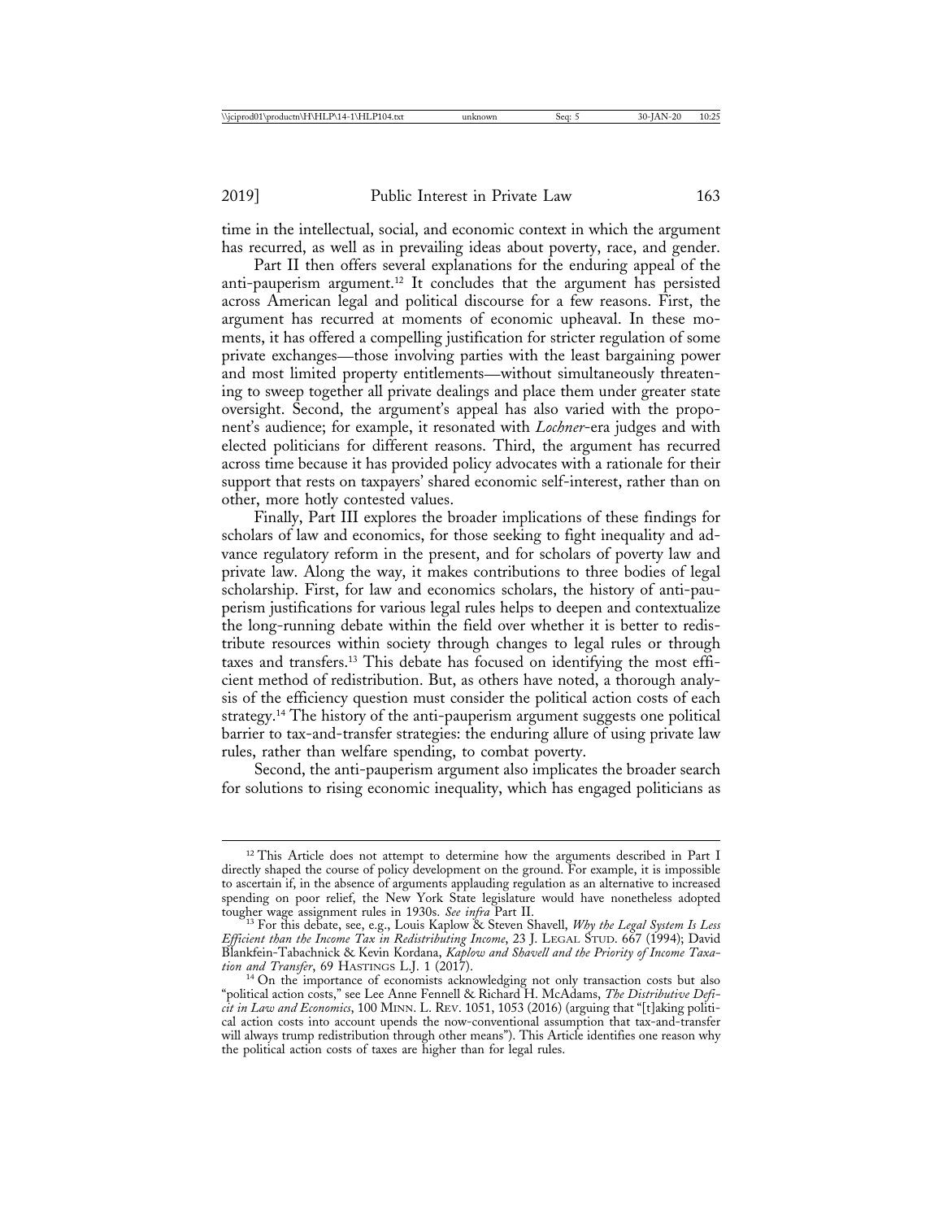time in the intellectual, social, and economic context in which the argument has recurred, as well as in prevailing ideas about poverty, race, and gender.

Part II then offers several explanations for the enduring appeal of the anti-pauperism argument.[12] It concludes that the argument has persisted across American legal and political discourse for a few reasons. First, the argument has recurred at moments of economic upheaval. In these moments, it has offered a compelling justification for stricter regulation of some private exchanges—those involving parties with the least bargaining power and most limited property entitlements—without simultaneously threatening to sweep together all private dealings and place them under greater state oversight. Second, the argument's appeal has also varied with the proponent's audience; for example, it resonated with *Lochner*-era judges and with elected politicians for different reasons. Third, the argument has recurred across time because it has provided policy advocates with a rationale for their support that rests on taxpayers' shared economic self-interest, rather than on other, more hotly contested values.

Finally, Part III explores the broader implications of these findings for scholars of law and economics, for those seeking to fight inequality and advance regulatory reform in the present, and for scholars of poverty law and private law. Along the way, it makes contributions to three bodies of legal scholarship. First, for law and economics scholars, the history of anti-pauperism justifications for various legal rules helps to deepen and contextualize the long-running debate within the field over whether it is better to redistribute resources within society through changes to legal rules or through taxes and transfers.[13] This debate has focused on identifying the most efficient method of redistribution. But, as others have noted, a thorough analysis of the efficiency question must consider the political action costs of each strategy.[14] The history of the anti-pauperism argument suggests one political barrier to tax-and-transfer strategies: the enduring allure of using private law rules, rather than welfare spending, to combat poverty.

Second, the anti-pauperism argument also implicates the broader search for solutions to rising economic inequality, which has engaged politicians as

---

[12] This Article does not attempt to determine how the arguments described in Part I directly shaped the course of policy development on the ground. For example, it is impossible to ascertain if, in the absence of arguments applauding regulation as an alternative to increased spending on poor relief, the New York State legislature would have nonetheless adopted tougher wage assignment rules in 1930s. *See infra* Part II.

[13] For this debate, see, e.g., Louis Kaplow & Steven Shavell, *Why the Legal System Is Less Efficient than the Income Tax in Redistributing Income*, 23 J. LEGAL STUD. 667 (1994); David Blankfein-Tabachnick & Kevin Kordana, *Kaplow and Shavell and the Priority of Income Taxation and Transfer*, 69 HASTINGS L.J. 1 (2017).

[14] On the importance of economists acknowledging not only transaction costs but also "political action costs," see Lee Anne Fennell & Richard H. McAdams, *The Distributive Deficit in Law and Economics*, 100 MINN. L. REV. 1051, 1053 (2016) (arguing that "[t]aking political action costs into account upends the now-conventional assumption that tax-and-transfer will always trump redistribution through other means"). This Article identifies one reason why the political action costs of taxes are higher than for legal rules.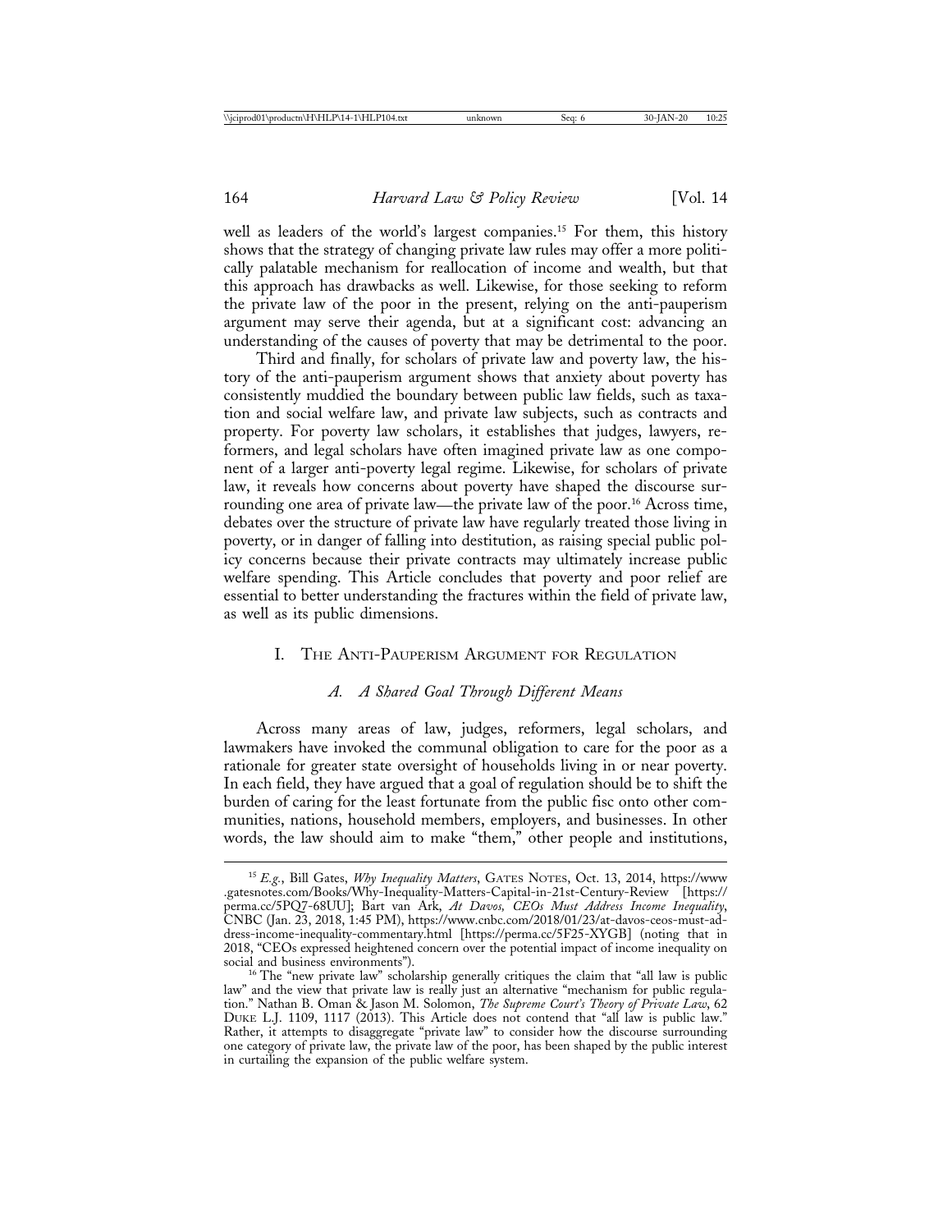well as leaders of the world's largest companies.[15] For them, this history shows that the strategy of changing private law rules may offer a more politically palatable mechanism for reallocation of income and wealth, but that this approach has drawbacks as well. Likewise, for those seeking to reform the private law of the poor in the present, relying on the anti-pauperism argument may serve their agenda, but at a significant cost: advancing an understanding of the causes of poverty that may be detrimental to the poor.

Third and finally, for scholars of private law and poverty law, the history of the anti-pauperism argument shows that anxiety about poverty has consistently muddied the boundary between public law fields, such as taxation and social welfare law, and private law subjects, such as contracts and property. For poverty law scholars, it establishes that judges, lawyers, reformers, and legal scholars have often imagined private law as one component of a larger anti-poverty legal regime. Likewise, for scholars of private law, it reveals how concerns about poverty have shaped the discourse surrounding one area of private law—the private law of the poor.[16] Across time, debates over the structure of private law have regularly treated those living in poverty, or in danger of falling into destitution, as raising special public policy concerns because their private contracts may ultimately increase public welfare spending. This Article concludes that poverty and poor relief are essential to better understanding the fractures within the field of private law, as well as its public dimensions.

## I. The Anti-Pauperism Argument for Regulation

### A. *A Shared Goal Through Different Means*

Across many areas of law, judges, reformers, legal scholars, and lawmakers have invoked the communal obligation to care for the poor as a rationale for greater state oversight of households living in or near poverty. In each field, they have argued that a goal of regulation should be to shift the burden of caring for the least fortunate from the public fisc onto other communities, nations, household members, employers, and businesses. In other words, the law should aim to make "them," other people and institutions,

---

[15] *E.g.*, Bill Gates, *Why Inequality Matters*, Gates Notes, Oct. 13, 2014, https://www.gatesnotes.com/Books/Why-Inequality-Matters-Capital-in-21st-Century-Review [https://perma.cc/5PQ7-68UU]; Bart van Ark, *At Davos, CEOs Must Address Income Inequality*, CNBC (Jan. 23, 2018, 1:45 PM), https://www.cnbc.com/2018/01/23/at-davos-ceos-must-address-income-inequality-commentary.html [https://perma.cc/5F25-XYGB] (noting that in 2018, "CEOs expressed heightened concern over the potential impact of income inequality on social and business environments").

[16] The "new private law" scholarship generally critiques the claim that "all law is public law" and the view that private law is really just an alternative "mechanism for public regulation." Nathan B. Oman & Jason M. Solomon, *The Supreme Court's Theory of Private Law*, 62 Duke L.J. 1109, 1117 (2013). This Article does not contend that "all law is public law." Rather, it attempts to disaggregate "private law" to consider how the discourse surrounding one category of private law, the private law of the poor, has been shaped by the public interest in curtailing the expansion of the public welfare system.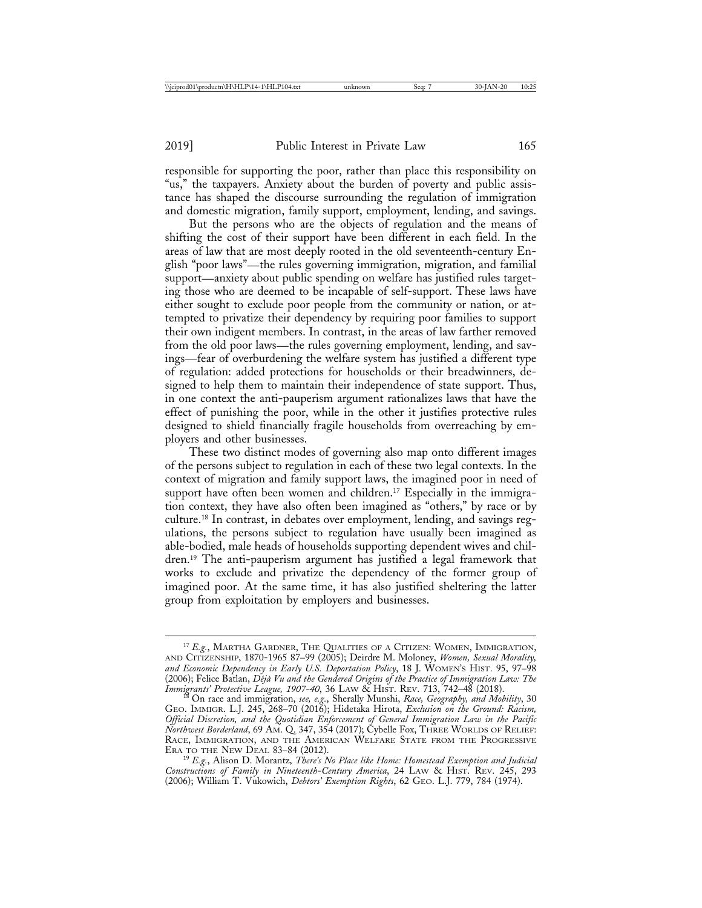responsible for supporting the poor, rather than place this responsibility on "us," the taxpayers. Anxiety about the burden of poverty and public assistance has shaped the discourse surrounding the regulation of immigration and domestic migration, family support, employment, lending, and savings.

But the persons who are the objects of regulation and the means of shifting the cost of their support have been different in each field. In the areas of law that are most deeply rooted in the old seventeenth-century English "poor laws"—the rules governing immigration, migration, and familial support—anxiety about public spending on welfare has justified rules targeting those who are deemed to be incapable of self-support. These laws have either sought to exclude poor people from the community or nation, or attempted to privatize their dependency by requiring poor families to support their own indigent members. In contrast, in the areas of law farther removed from the old poor laws—the rules governing employment, lending, and savings—fear of overburdening the welfare system has justified a different type of regulation: added protections for households or their breadwinners, designed to help them to maintain their independence of state support. Thus, in one context the anti-pauperism argument rationalizes laws that have the effect of punishing the poor, while in the other it justifies protective rules designed to shield financially fragile households from overreaching by employers and other businesses.

These two distinct modes of governing also map onto different images of the persons subject to regulation in each of these two legal contexts. In the context of migration and family support laws, the imagined poor in need of support have often been women and children.[17] Especially in the immigration context, they have also often been imagined as "others," by race or by culture.[18] In contrast, in debates over employment, lending, and savings regulations, the persons subject to regulation have usually been imagined as able-bodied, male heads of households supporting dependent wives and children.[19] The anti-pauperism argument has justified a legal framework that works to exclude and privatize the dependency of the former group of imagined poor. At the same time, it has also justified sheltering the latter group from exploitation by employers and businesses.

---

[17] *E.g.*, Martha Gardner, The Qualities of a Citizen: Women, Immigration, and Citizenship, 1870-1965 87–99 (2005); Deirdre M. Moloney, *Women, Sexual Morality, and Economic Dependency in Early U.S. Deportation Policy*, 18 J. Women's Hist. 95, 97–98 (2006); Felice Batlan, *Déjà Vu and the Gendered Origins of the Practice of Immigration Law: The Immigrants' Protective League, 1907–40*, 36 Law & Hist. Rev. 713, 742–48 (2018).

[18] On race and immigration, *see, e.g.*, Sherally Munshi, *Race, Geography, and Mobility*, 30 Geo. Immigr. L.J. 245, 268–70 (2016); Hidetaka Hirota, *Exclusion on the Ground: Racism, Official Discretion, and the Quotidian Enforcement of General Immigration Law in the Pacific Northwest Borderland*, 69 Am. Q. 347, 354 (2017); Cybelle Fox, Three Worlds of Relief: Race, Immigration, and the American Welfare State from the Progressive Era to the New Deal 83–84 (2012).

[19] *E.g.*, Alison D. Morantz, *There's No Place like Home: Homestead Exemption and Judicial Constructions of Family in Nineteenth-Century America*, 24 Law & Hist. Rev. 245, 293 (2006); William T. Vukowich, *Debtors' Exemption Rights*, 62 Geo. L.J. 779, 784 (1974).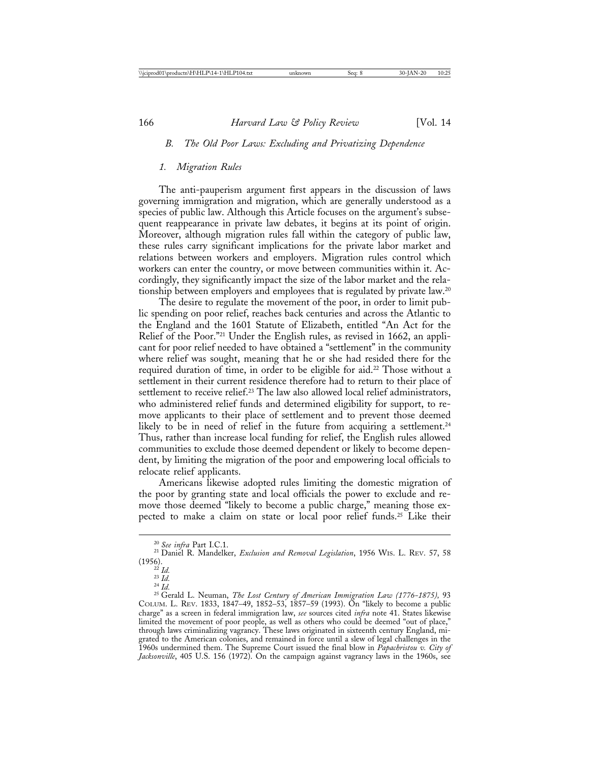### *B. The Old Poor Laws: Excluding and Privatizing Dependence*

#### *1. Migration Rules*

The anti-pauperism argument first appears in the discussion of laws governing immigration and migration, which are generally understood as a species of public law. Although this Article focuses on the argument's subsequent reappearance in private law debates, it begins at its point of origin. Moreover, although migration rules fall within the category of public law, these rules carry significant implications for the private labor market and relations between workers and employers. Migration rules control which workers can enter the country, or move between communities within it. Accordingly, they significantly impact the size of the labor market and the relationship between employers and employees that is regulated by private law.[20]

The desire to regulate the movement of the poor, in order to limit public spending on poor relief, reaches back centuries and across the Atlantic to the England and the 1601 Statute of Elizabeth, entitled "An Act for the Relief of the Poor."[21] Under the English rules, as revised in 1662, an applicant for poor relief needed to have obtained a "settlement" in the community where relief was sought, meaning that he or she had resided there for the required duration of time, in order to be eligible for aid.[22] Those without a settlement in their current residence therefore had to return to their place of settlement to receive relief.[23] The law also allowed local relief administrators, who administered relief funds and determined eligibility for support, to remove applicants to their place of settlement and to prevent those deemed likely to be in need of relief in the future from acquiring a settlement.[24] Thus, rather than increase local funding for relief, the English rules allowed communities to exclude those deemed dependent or likely to become dependent, by limiting the migration of the poor and empowering local officials to relocate relief applicants.

Americans likewise adopted rules limiting the domestic migration of the poor by granting state and local officials the power to exclude and remove those deemed "likely to become a public charge," meaning those expected to make a claim on state or local poor relief funds.[25] Like their

---

[20] *See infra* Part I.C.1.

[21] Daniel R. Mandelker, *Exclusion and Removal Legislation*, 1956 WIS. L. REV. 57, 58 (1956).

[22] *Id.*

[23] *Id.*

[24] *Id.*

[25] Gerald L. Neuman, *The Lost Century of American Immigration Law (1776-1875)*, 93 COLUM. L. REV. 1833, 1847–49, 1852–53, 1857–59 (1993). On "likely to become a public charge" as a screen in federal immigration law, *see* sources cited *infra* note 41. States likewise limited the movement of poor people, as well as others who could be deemed "out of place," through laws criminalizing vagrancy. These laws originated in sixteenth century England, migrated to the American colonies, and remained in force until a slew of legal challenges in the 1960s undermined them. The Supreme Court issued the final blow in *Papachristou v. City of Jacksonville*, 405 U.S. 156 (1972). On the campaign against vagrancy laws in the 1960s, see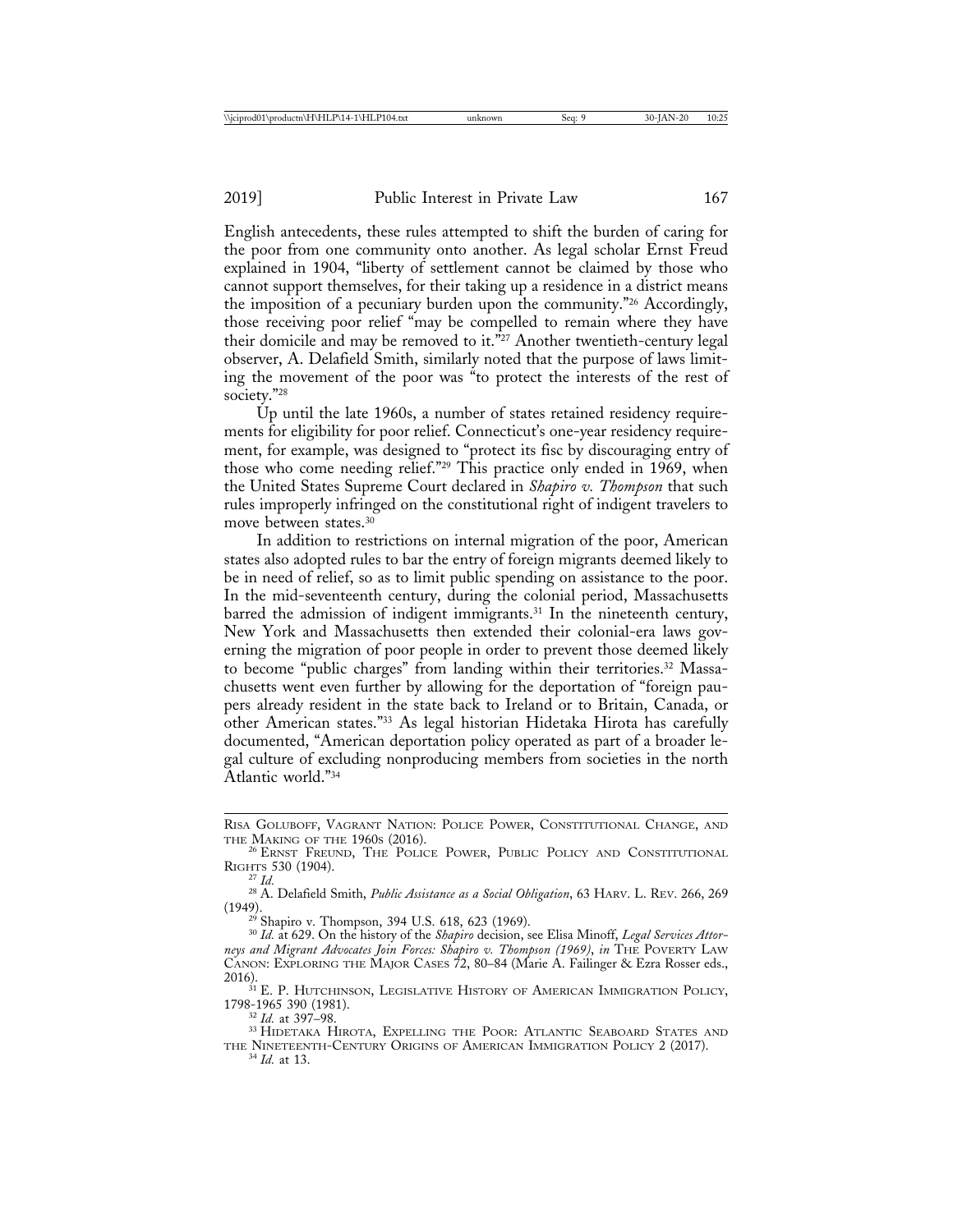English antecedents, these rules attempted to shift the burden of caring for the poor from one community onto another. As legal scholar Ernst Freud explained in 1904, "liberty of settlement cannot be claimed by those who cannot support themselves, for their taking up a residence in a district means the imposition of a pecuniary burden upon the community."[26] Accordingly, those receiving poor relief "may be compelled to remain where they have their domicile and may be removed to it."[27] Another twentieth-century legal observer, A. Delafield Smith, similarly noted that the purpose of laws limiting the movement of the poor was "to protect the interests of the rest of society."[28]

Up until the late 1960s, a number of states retained residency requirements for eligibility for poor relief. Connecticut's one-year residency requirement, for example, was designed to "protect its fisc by discouraging entry of those who come needing relief."[29] This practice only ended in 1969, when the United States Supreme Court declared in *Shapiro v. Thompson* that such rules improperly infringed on the constitutional right of indigent travelers to move between states.[30]

In addition to restrictions on internal migration of the poor, American states also adopted rules to bar the entry of foreign migrants deemed likely to be in need of relief, so as to limit public spending on assistance to the poor. In the mid-seventeenth century, during the colonial period, Massachusetts barred the admission of indigent immigrants.[31] In the nineteenth century, New York and Massachusetts then extended their colonial-era laws governing the migration of poor people in order to prevent those deemed likely to become "public charges" from landing within their territories.[32] Massachusetts went even further by allowing for the deportation of "foreign paupers already resident in the state back to Ireland or to Britain, Canada, or other American states."[33] As legal historian Hidetaka Hirota has carefully documented, "American deportation policy operated as part of a broader legal culture of excluding nonproducing members from societies in the north Atlantic world."[34]

---

Risa Goluboff, Vagrant Nation: Police Power, Constitutional Change, and the Making of the 1960s (2016).

[26] Ernst Freund, The Police Power, Public Policy and Constitutional Rights 530 (1904).

[27] *Id.*

[28] A. Delafield Smith, *Public Assistance as a Social Obligation*, 63 Harv. L. Rev. 266, 269 (1949).

[29] Shapiro v. Thompson, 394 U.S. 618, 623 (1969).

[30] *Id.* at 629. On the history of the *Shapiro* decision, see Elisa Minoff, *Legal Services Attorneys and Migrant Advocates Join Forces: Shapiro v. Thompson (1969)*, *in* The Poverty Law Canon: Exploring the Major Cases 72, 80–84 (Marie A. Failinger & Ezra Rosser eds., 2016).

[31] E. P. Hutchinson, Legislative History of American Immigration Policy, 1798-1965 390 (1981).

[32] *Id.* at 397–98.

[33] Hidetaka Hirota, Expelling the Poor: Atlantic Seaboard States and the Nineteenth-Century Origins of American Immigration Policy 2 (2017).

[34] *Id.* at 13.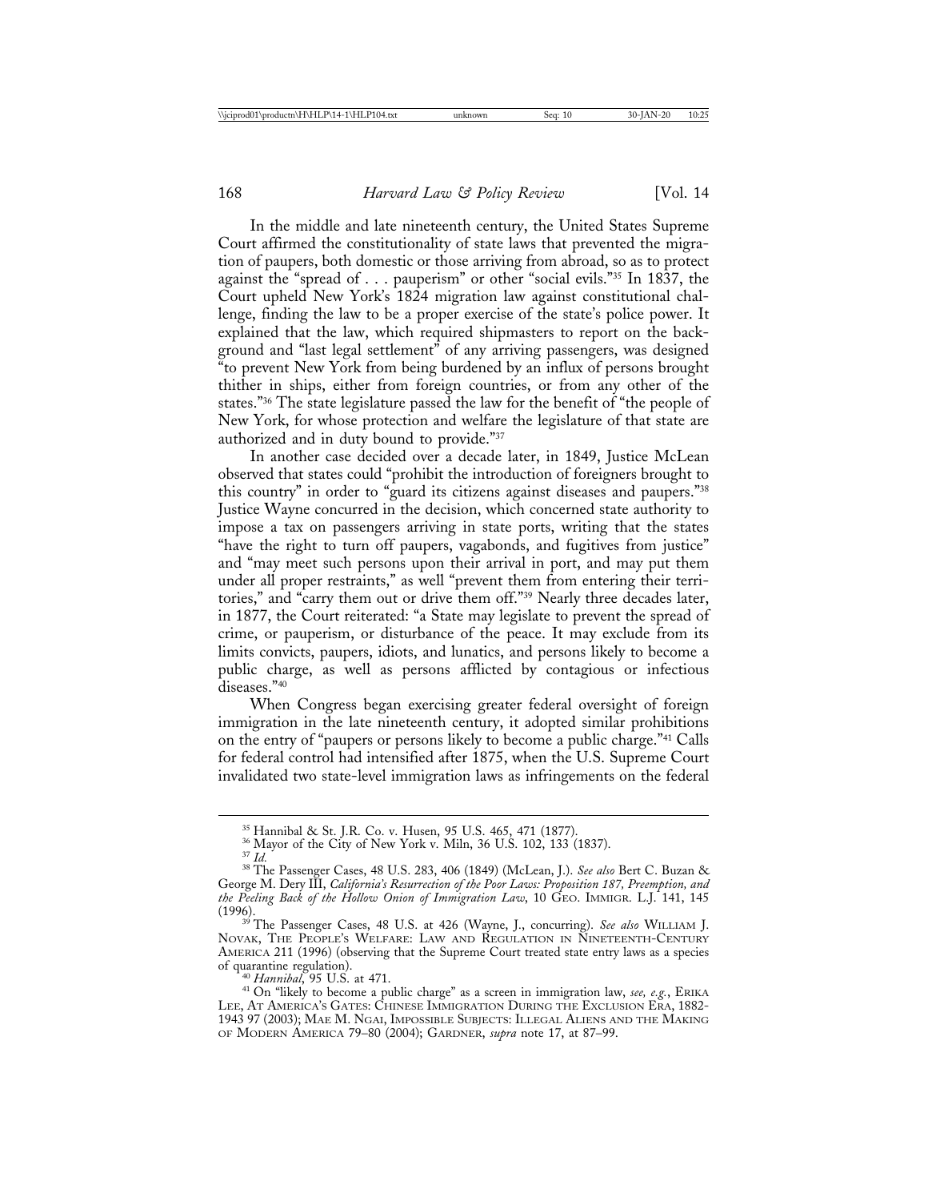In the middle and late nineteenth century, the United States Supreme Court affirmed the constitutionality of state laws that prevented the migration of paupers, both domestic or those arriving from abroad, so as to protect against the "spread of . . . pauperism" or other "social evils."[35] In 1837, the Court upheld New York's 1824 migration law against constitutional challenge, finding the law to be a proper exercise of the state's police power. It explained that the law, which required shipmasters to report on the background and "last legal settlement" of any arriving passengers, was designed "to prevent New York from being burdened by an influx of persons brought thither in ships, either from foreign countries, or from any other of the states."[36] The state legislature passed the law for the benefit of "the people of New York, for whose protection and welfare the legislature of that state are authorized and in duty bound to provide."[37]

In another case decided over a decade later, in 1849, Justice McLean observed that states could "prohibit the introduction of foreigners brought to this country" in order to "guard its citizens against diseases and paupers."[38] Justice Wayne concurred in the decision, which concerned state authority to impose a tax on passengers arriving in state ports, writing that the states "have the right to turn off paupers, vagabonds, and fugitives from justice" and "may meet such persons upon their arrival in port, and may put them under all proper restraints," as well "prevent them from entering their territories," and "carry them out or drive them off."[39] Nearly three decades later, in 1877, the Court reiterated: "a State may legislate to prevent the spread of crime, or pauperism, or disturbance of the peace. It may exclude from its limits convicts, paupers, idiots, and lunatics, and persons likely to become a public charge, as well as persons afflicted by contagious or infectious diseases."[40]

When Congress began exercising greater federal oversight of foreign immigration in the late nineteenth century, it adopted similar prohibitions on the entry of "paupers or persons likely to become a public charge."[41] Calls for federal control had intensified after 1875, when the U.S. Supreme Court invalidated two state-level immigration laws as infringements on the federal

---

[35] Hannibal & St. J.R. Co. v. Husen, 95 U.S. 465, 471 (1877).

[36] Mayor of the City of New York v. Miln, 36 U.S. 102, 133 (1837).

[37] *Id.*

[38] The Passenger Cases, 48 U.S. 283, 406 (1849) (McLean, J.). *See also* Bert C. Buzan & George M. Dery III, *California's Resurrection of the Poor Laws: Proposition 187, Preemption, and the Peeling Back of the Hollow Onion of Immigration Law*, 10 GEO. IMMIGR. L.J. 141, 145 (1996).

[39] The Passenger Cases, 48 U.S. at 426 (Wayne, J., concurring). *See also* WILLIAM J. NOVAK, THE PEOPLE'S WELFARE: LAW AND REGULATION IN NINETEENTH-CENTURY AMERICA 211 (1996) (observing that the Supreme Court treated state entry laws as a species of quarantine regulation).

[40] *Hannibal*, 95 U.S. at 471.

[41] On "likely to become a public charge" as a screen in immigration law, *see, e.g.*, ERIKA LEE, AT AMERICA'S GATES: CHINESE IMMIGRATION DURING THE EXCLUSION ERA, 1882-1943 97 (2003); MAE M. NGAI, IMPOSSIBLE SUBJECTS: ILLEGAL ALIENS AND THE MAKING OF MODERN AMERICA 79–80 (2004); GARDNER, *supra* note 17, at 87–99.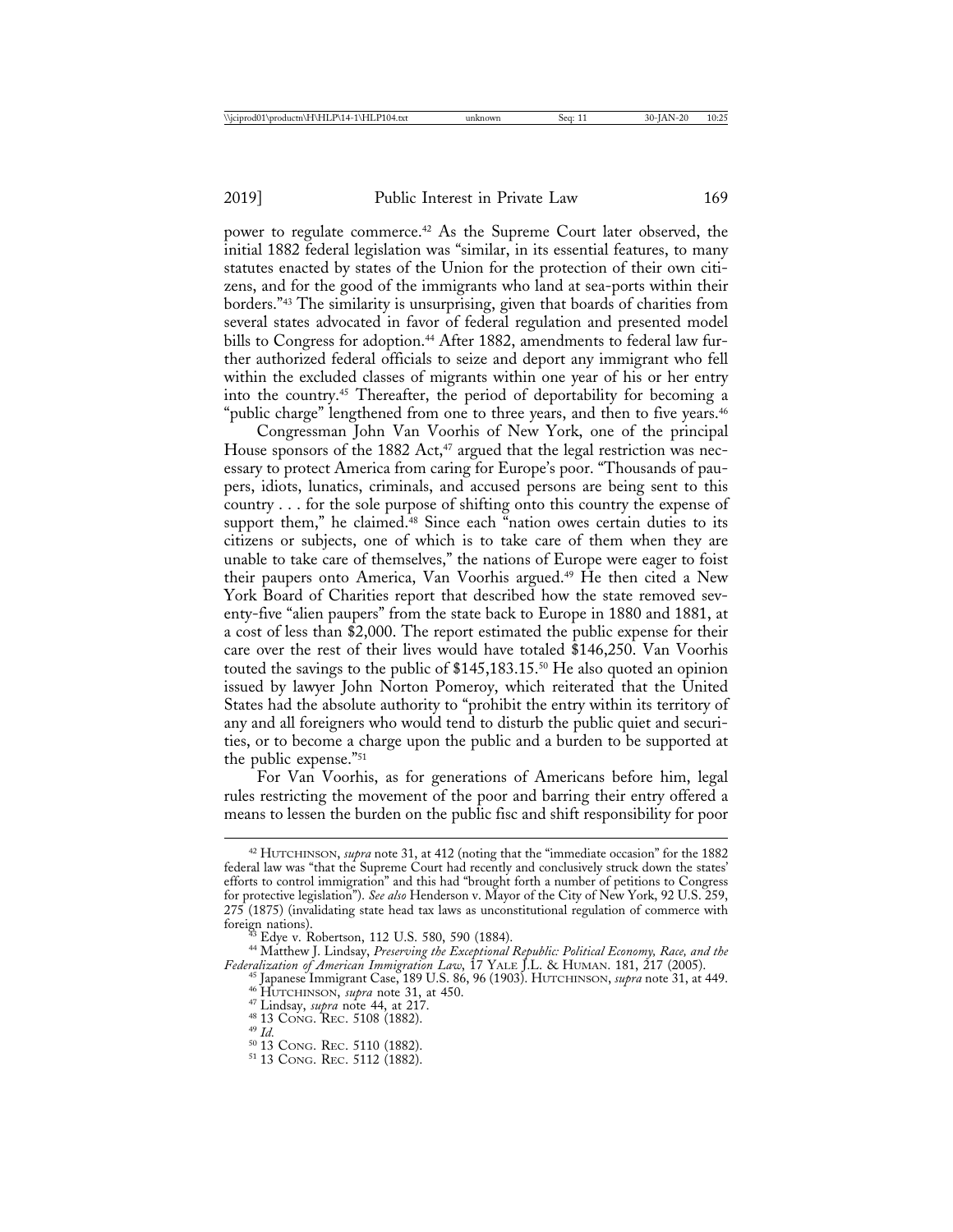power to regulate commerce.[42] As the Supreme Court later observed, the initial 1882 federal legislation was "similar, in its essential features, to many statutes enacted by states of the Union for the protection of their own citizens, and for the good of the immigrants who land at sea-ports within their borders."[43] The similarity is unsurprising, given that boards of charities from several states advocated in favor of federal regulation and presented model bills to Congress for adoption.[44] After 1882, amendments to federal law further authorized federal officials to seize and deport any immigrant who fell within the excluded classes of migrants within one year of his or her entry into the country.[45] Thereafter, the period of deportability for becoming a "public charge" lengthened from one to three years, and then to five years.[46]

Congressman John Van Voorhis of New York, one of the principal House sponsors of the 1882 Act,[47] argued that the legal restriction was necessary to protect America from caring for Europe's poor. "Thousands of paupers, idiots, lunatics, criminals, and accused persons are being sent to this country . . . for the sole purpose of shifting onto this country the expense of support them," he claimed.[48] Since each "nation owes certain duties to its citizens or subjects, one of which is to take care of them when they are unable to take care of themselves," the nations of Europe were eager to foist their paupers onto America, Van Voorhis argued.[49] He then cited a New York Board of Charities report that described how the state removed seventy-five "alien paupers" from the state back to Europe in 1880 and 1881, at a cost of less than $2,000. The report estimated the public expense for their care over the rest of their lives would have totaled $146,250. Van Voorhis touted the savings to the public of $145,183.15.[50] He also quoted an opinion issued by lawyer John Norton Pomeroy, which reiterated that the United States had the absolute authority to "prohibit the entry within its territory of any and all foreigners who would tend to disturb the public quiet and securities, or to become a charge upon the public and a burden to be supported at the public expense."[51]

For Van Voorhis, as for generations of Americans before him, legal rules restricting the movement of the poor and barring their entry offered a means to lessen the burden on the public fisc and shift responsibility for poor

---

[42] HUTCHINSON, *supra* note 31, at 412 (noting that the "immediate occasion" for the 1882 federal law was "that the Supreme Court had recently and conclusively struck down the states' efforts to control immigration" and this had "brought forth a number of petitions to Congress for protective legislation"). *See also* Henderson v. Mayor of the City of New York, 92 U.S. 259, 275 (1875) (invalidating state head tax laws as unconstitutional regulation of commerce with foreign nations).

[43] Edye v. Robertson, 112 U.S. 580, 590 (1884).

[44] Matthew J. Lindsay, *Preserving the Exceptional Republic: Political Economy, Race, and the Federalization of American Immigration Law*, 17 YALE J.L. & HUMAN. 181, 217 (2005).

[45] Japanese Immigrant Case, 189 U.S. 86, 96 (1903). HUTCHINSON, *supra* note 31, at 449.

[46] HUTCHINSON, *supra* note 31, at 450.

[47] Lindsay, *supra* note 44, at 217.

[48] 13 CONG. REC. 5108 (1882).

[49] *Id.*

[50] 13 CONG. REC. 5110 (1882).

[51] 13 CONG. REC. 5112 (1882).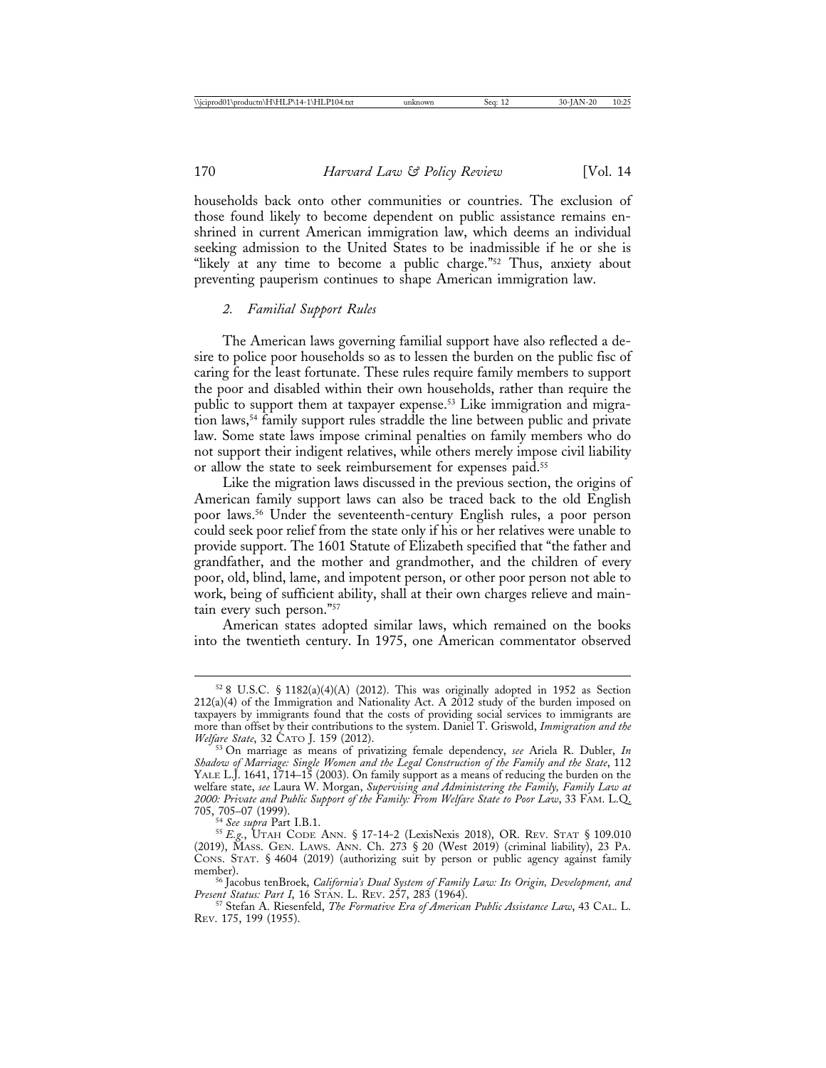households back onto other communities or countries. The exclusion of those found likely to become dependent on public assistance remains enshrined in current American immigration law, which deems an individual seeking admission to the United States to be inadmissible if he or she is "likely at any time to become a public charge."[52] Thus, anxiety about preventing pauperism continues to shape American immigration law.

### *2. Familial Support Rules*

The American laws governing familial support have also reflected a desire to police poor households so as to lessen the burden on the public fisc of caring for the least fortunate. These rules require family members to support the poor and disabled within their own households, rather than require the public to support them at taxpayer expense.[53] Like immigration and migration laws,[54] family support rules straddle the line between public and private law. Some state laws impose criminal penalties on family members who do not support their indigent relatives, while others merely impose civil liability or allow the state to seek reimbursement for expenses paid.[55]

Like the migration laws discussed in the previous section, the origins of American family support laws can also be traced back to the old English poor laws.[56] Under the seventeenth-century English rules, a poor person could seek poor relief from the state only if his or her relatives were unable to provide support. The 1601 Statute of Elizabeth specified that "the father and grandfather, and the mother and grandmother, and the children of every poor, old, blind, lame, and impotent person, or other poor person not able to work, being of sufficient ability, shall at their own charges relieve and maintain every such person."[57]

American states adopted similar laws, which remained on the books into the twentieth century. In 1975, one American commentator observed

---

[52] 8 U.S.C. § 1182(a)(4)(A) (2012). This was originally adopted in 1952 as Section 212(a)(4) of the Immigration and Nationality Act. A 2012 study of the burden imposed on taxpayers by immigrants found that the costs of providing social services to immigrants are more than offset by their contributions to the system. Daniel T. Griswold, *Immigration and the Welfare State*, 32 CATO J. 159 (2012).

[53] On marriage as means of privatizing female dependency, *see* Ariela R. Dubler, *In Shadow of Marriage: Single Women and the Legal Construction of the Family and the State*, 112 YALE L.J. 1641, 1714–15 (2003). On family support as a means of reducing the burden on the welfare state, *see* Laura W. Morgan, *Supervising and Administering the Family, Family Law at 2000: Private and Public Support of the Family: From Welfare State to Poor Law*, 33 FAM. L.Q. 705, 705–07 (1999).

[54] *See supra* Part I.B.1.

[55] *E.g.*, UTAH CODE ANN. § 17-14-2 (LexisNexis 2018), OR. REV. STAT § 109.010 (2019), MASS. GEN. LAWS. ANN. Ch. 273 § 20 (West 2019) (criminal liability), 23 PA. CONS. STAT. § 4604 (2019) (authorizing suit by person or public agency against family member).

[56] Jacobus tenBroek, *California's Dual System of Family Law: Its Origin, Development, and Present Status: Part I*, 16 STAN. L. REV. 257, 283 (1964).

[57] Stefan A. Riesenfeld, *The Formative Era of American Public Assistance Law*, 43 CAL. L. REV. 175, 199 (1955).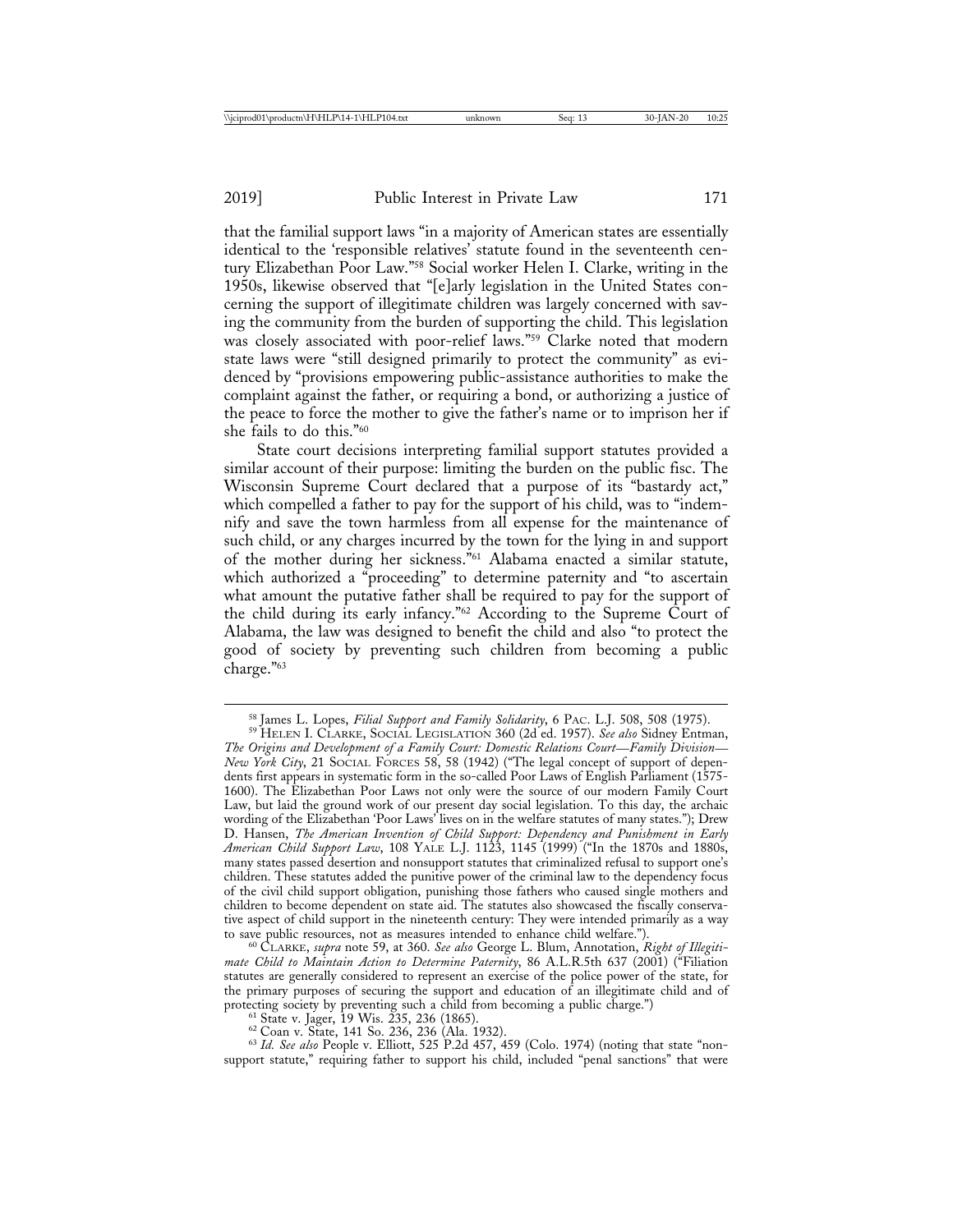that the familial support laws "in a majority of American states are essentially identical to the 'responsible relatives' statute found in the seventeenth century Elizabethan Poor Law."[58] Social worker Helen I. Clarke, writing in the 1950s, likewise observed that "[e]arly legislation in the United States concerning the support of illegitimate children was largely concerned with saving the community from the burden of supporting the child. This legislation was closely associated with poor-relief laws."[59] Clarke noted that modern state laws were "still designed primarily to protect the community" as evidenced by "provisions empowering public-assistance authorities to make the complaint against the father, or requiring a bond, or authorizing a justice of the peace to force the mother to give the father's name or to imprison her if she fails to do this."[60]

State court decisions interpreting familial support statutes provided a similar account of their purpose: limiting the burden on the public fisc. The Wisconsin Supreme Court declared that a purpose of its "bastardy act," which compelled a father to pay for the support of his child, was to "indemnify and save the town harmless from all expense for the maintenance of such child, or any charges incurred by the town for the lying in and support of the mother during her sickness."[61] Alabama enacted a similar statute, which authorized a "proceeding" to determine paternity and "to ascertain what amount the putative father shall be required to pay for the support of the child during its early infancy."[62] According to the Supreme Court of Alabama, the law was designed to benefit the child and also "to protect the good of society by preventing such children from becoming a public charge."[63]

[58] James L. Lopes, *Filial Support and Family Solidarity*, 6 PAC. L.J. 508, 508 (1975).

[59] HELEN I. CLARKE, SOCIAL LEGISLATION 360 (2d ed. 1957). *See also* Sidney Entman, *The Origins and Development of a Family Court: Domestic Relations Court—Family Division—New York City*, 21 SOCIAL FORCES 58, 58 (1942) ("The legal concept of support of dependents first appears in systematic form in the so-called Poor Laws of English Parliament (1575-1600). The Elizabethan Poor Laws not only were the source of our modern Family Court Law, but laid the ground work of our present day social legislation. To this day, the archaic wording of the Elizabethan 'Poor Laws' lives on in the welfare statutes of many states."); Drew D. Hansen, *The American Invention of Child Support: Dependency and Punishment in Early American Child Support Law*, 108 YALE L.J. 1123, 1145 (1999) ("In the 1870s and 1880s, many states passed desertion and nonsupport statutes that criminalized refusal to support one's children. These statutes added the punitive power of the criminal law to the dependency focus of the civil child support obligation, punishing those fathers who caused single mothers and children to become dependent on state aid. The statutes also showcased the fiscally conservative aspect of child support in the nineteenth century: They were intended primarily as a way to save public resources, not as measures intended to enhance child welfare.").

[60] CLARKE, *supra* note 59, at 360. *See also* George L. Blum, Annotation, *Right of Illegitimate Child to Maintain Action to Determine Paternity*, 86 A.L.R.5th 637 (2001) ("Filiation statutes are generally considered to represent an exercise of the police power of the state, for the primary purposes of securing the support and education of an illegitimate child and of protecting society by preventing such a child from becoming a public charge.")

[61] State v. Jager, 19 Wis. 235, 236 (1865).

[62] Coan v. State, 141 So. 236, 236 (Ala. 1932).

[63] *Id. See also* People v. Elliott, 525 P.2d 457, 459 (Colo. 1974) (noting that state "nonsupport statute," requiring father to support his child, included "penal sanctions" that were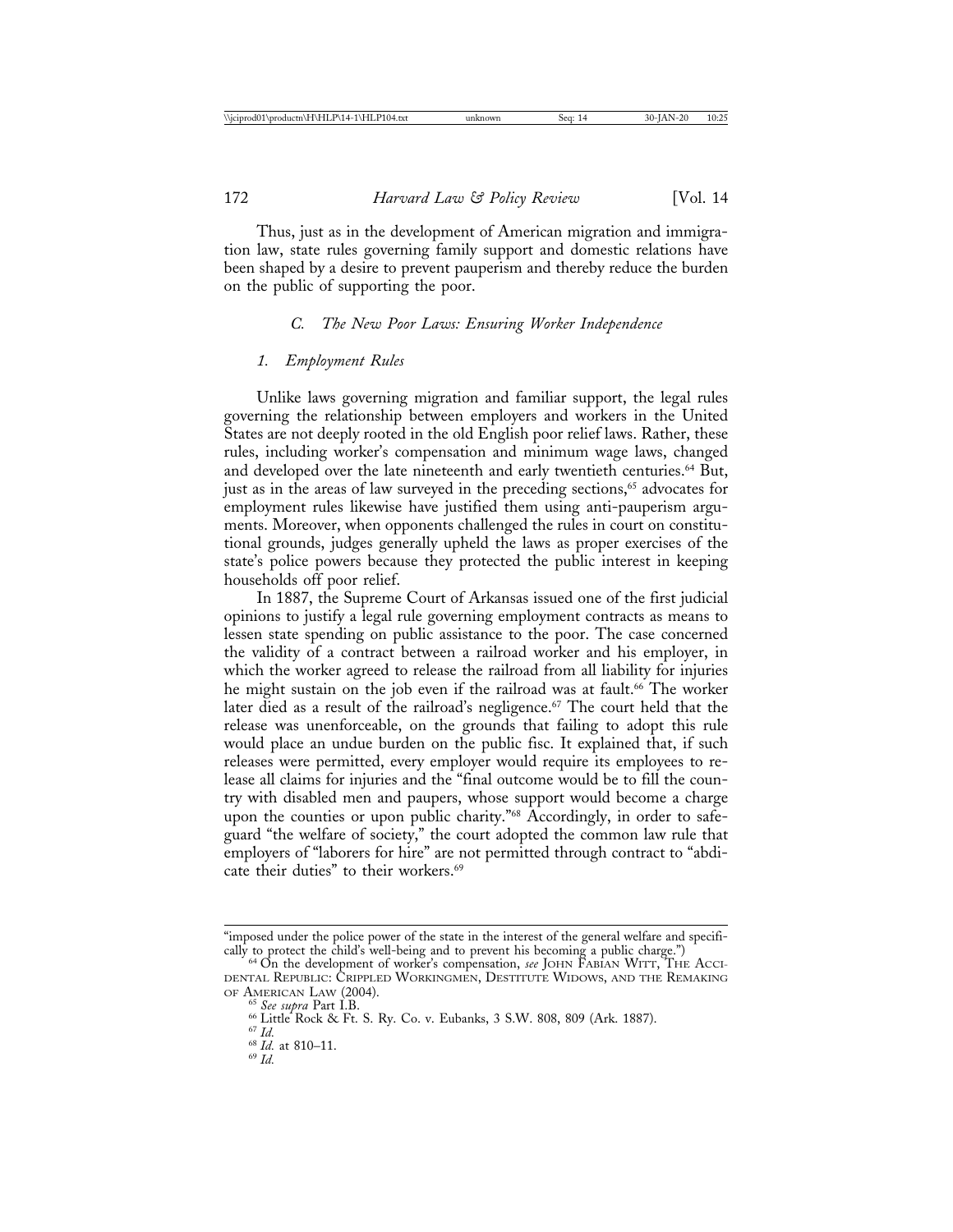Thus, just as in the development of American migration and immigration law, state rules governing family support and domestic relations have been shaped by a desire to prevent pauperism and thereby reduce the burden on the public of supporting the poor.

### *C. The New Poor Laws: Ensuring Worker Independence*

#### *1. Employment Rules*

Unlike laws governing migration and familiar support, the legal rules governing the relationship between employers and workers in the United States are not deeply rooted in the old English poor relief laws. Rather, these rules, including worker's compensation and minimum wage laws, changed and developed over the late nineteenth and early twentieth centuries.[64] But, just as in the areas of law surveyed in the preceding sections,[65] advocates for employment rules likewise have justified them using anti-pauperism arguments. Moreover, when opponents challenged the rules in court on constitutional grounds, judges generally upheld the laws as proper exercises of the state's police powers because they protected the public interest in keeping households off poor relief.

In 1887, the Supreme Court of Arkansas issued one of the first judicial opinions to justify a legal rule governing employment contracts as means to lessen state spending on public assistance to the poor. The case concerned the validity of a contract between a railroad worker and his employer, in which the worker agreed to release the railroad from all liability for injuries he might sustain on the job even if the railroad was at fault.[66] The worker later died as a result of the railroad's negligence.[67] The court held that the release was unenforceable, on the grounds that failing to adopt this rule would place an undue burden on the public fisc. It explained that, if such releases were permitted, every employer would require its employees to release all claims for injuries and the "final outcome would be to fill the country with disabled men and paupers, whose support would become a charge upon the counties or upon public charity."[68] Accordingly, in order to safeguard "the welfare of society," the court adopted the common law rule that employers of "laborers for hire" are not permitted through contract to "abdicate their duties" to their workers.[69]

---

"imposed under the police power of the state in the interest of the general welfare and specifically to protect the child's well-being and to prevent his becoming a public charge.")

[64] On the development of worker's compensation, *see* JOHN FABIAN WITT, THE ACCIDENTAL REPUBLIC: CRIPPLED WORKINGMEN, DESTITUTE WIDOWS, AND THE REMAKING OF AMERICAN LAW (2004).

[65] *See supra* Part I.B.

[66] Little Rock & Ft. S. Ry. Co. v. Eubanks, 3 S.W. 808, 809 (Ark. 1887).

[67] *Id.*

[68] *Id.* at 810–11.

[69] *Id.*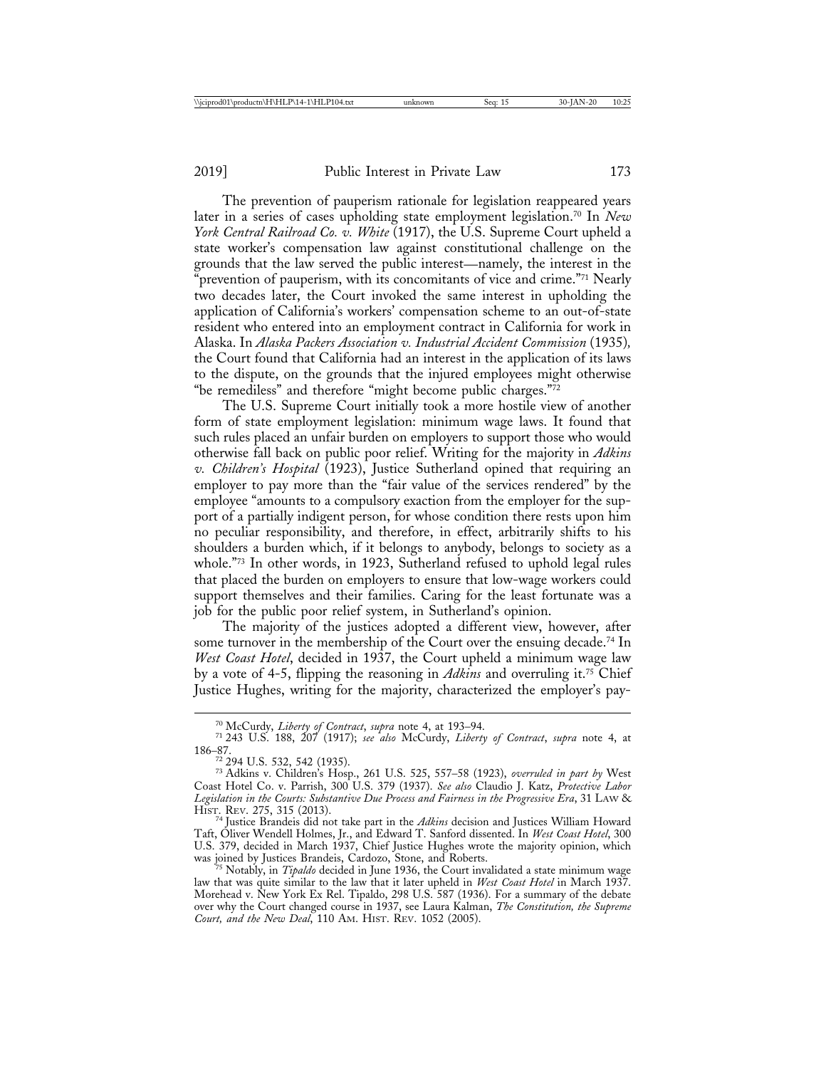The prevention of pauperism rationale for legislation reappeared years later in a series of cases upholding state employment legislation.[70] In *New York Central Railroad Co. v. White* (1917), the U.S. Supreme Court upheld a state worker's compensation law against constitutional challenge on the grounds that the law served the public interest—namely, the interest in the "prevention of pauperism, with its concomitants of vice and crime."[71] Nearly two decades later, the Court invoked the same interest in upholding the application of California's workers' compensation scheme to an out-of-state resident who entered into an employment contract in California for work in Alaska. In *Alaska Packers Association v. Industrial Accident Commission* (1935), the Court found that California had an interest in the application of its laws to the dispute, on the grounds that the injured employees might otherwise "be remediless" and therefore "might become public charges."[72]

The U.S. Supreme Court initially took a more hostile view of another form of state employment legislation: minimum wage laws. It found that such rules placed an unfair burden on employers to support those who would otherwise fall back on public poor relief. Writing for the majority in *Adkins v. Children's Hospital* (1923), Justice Sutherland opined that requiring an employer to pay more than the "fair value of the services rendered" by the employee "amounts to a compulsory exaction from the employer for the support of a partially indigent person, for whose condition there rests upon him no peculiar responsibility, and therefore, in effect, arbitrarily shifts to his shoulders a burden which, if it belongs to anybody, belongs to society as a whole."[73] In other words, in 1923, Sutherland refused to uphold legal rules that placed the burden on employers to ensure that low-wage workers could support themselves and their families. Caring for the least fortunate was a job for the public poor relief system, in Sutherland's opinion.

The majority of the justices adopted a different view, however, after some turnover in the membership of the Court over the ensuing decade.[74] In *West Coast Hotel*, decided in 1937, the Court upheld a minimum wage law by a vote of 4-5, flipping the reasoning in *Adkins* and overruling it.[75] Chief Justice Hughes, writing for the majority, characterized the employer's pay-

---

[70] McCurdy, *Liberty of Contract*, *supra* note 4, at 193–94.

[71] 243 U.S. 188, 207 (1917); *see also* McCurdy, *Liberty of Contract*, *supra* note 4, at 186–87.

[72] 294 U.S. 532, 542 (1935).

[73] Adkins v. Children's Hosp., 261 U.S. 525, 557–58 (1923), *overruled in part by* West Coast Hotel Co. v. Parrish, 300 U.S. 379 (1937). *See also* Claudio J. Katz, *Protective Labor Legislation in the Courts: Substantive Due Process and Fairness in the Progressive Era*, 31 LAW & HIST. REV. 275, 315 (2013).

[74] Justice Brandeis did not take part in the *Adkins* decision and Justices William Howard Taft, Oliver Wendell Holmes, Jr., and Edward T. Sanford dissented. In *West Coast Hotel*, 300 U.S. 379, decided in March 1937, Chief Justice Hughes wrote the majority opinion, which was joined by Justices Brandeis, Cardozo, Stone, and Roberts.

[75] Notably, in *Tipaldo* decided in June 1936, the Court invalidated a state minimum wage law that was quite similar to the law that it later upheld in *West Coast Hotel* in March 1937. Morehead v. New York Ex Rel. Tipaldo, 298 U.S. 587 (1936). For a summary of the debate over why the Court changed course in 1937, see Laura Kalman, *The Constitution, the Supreme Court, and the New Deal*, 110 AM. HIST. REV. 1052 (2005).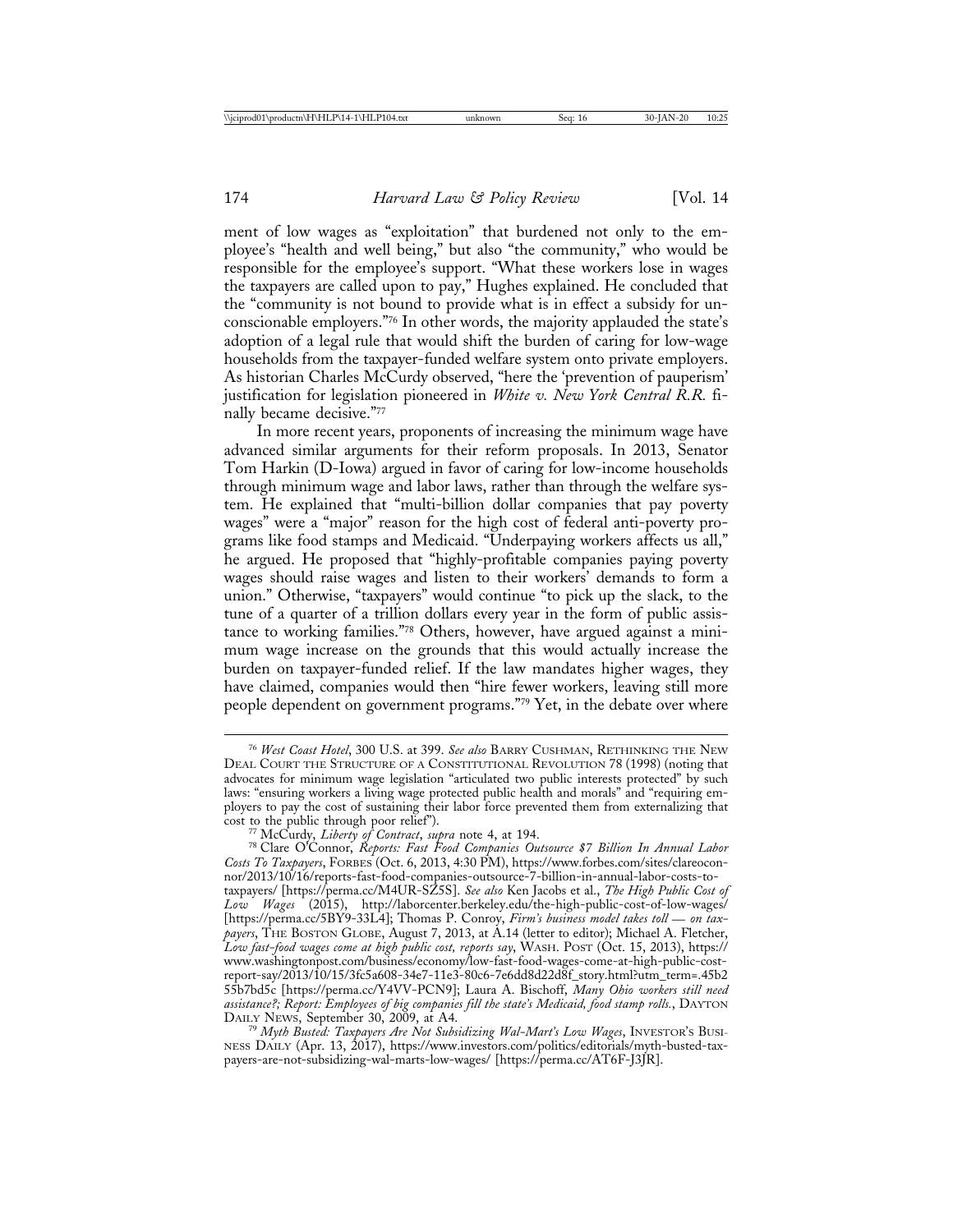ment of low wages as "exploitation" that burdened not only to the employee's "health and well being," but also "the community," who would be responsible for the employee's support. "What these workers lose in wages the taxpayers are called upon to pay," Hughes explained. He concluded that the "community is not bound to provide what is in effect a subsidy for unconscionable employers."[76] In other words, the majority applauded the state's adoption of a legal rule that would shift the burden of caring for low-wage households from the taxpayer-funded welfare system onto private employers. As historian Charles McCurdy observed, "here the 'prevention of pauperism' justification for legislation pioneered in *White v. New York Central R.R.* finally became decisive."[77]

In more recent years, proponents of increasing the minimum wage have advanced similar arguments for their reform proposals. In 2013, Senator Tom Harkin (D-Iowa) argued in favor of caring for low-income households through minimum wage and labor laws, rather than through the welfare system. He explained that "multi-billion dollar companies that pay poverty wages" were a "major" reason for the high cost of federal anti-poverty programs like food stamps and Medicaid. "Underpaying workers affects us all," he argued. He proposed that "highly-profitable companies paying poverty wages should raise wages and listen to their workers' demands to form a union." Otherwise, "taxpayers" would continue "to pick up the slack, to the tune of a quarter of a trillion dollars every year in the form of public assistance to working families."[78] Others, however, have argued against a minimum wage increase on the grounds that this would actually increase the burden on taxpayer-funded relief. If the law mandates higher wages, they have claimed, companies would then "hire fewer workers, leaving still more people dependent on government programs."[79] Yet, in the debate over where

---

[76] *West Coast Hotel*, 300 U.S. at 399. *See also* Barry Cushman, Rethinking the New Deal Court the Structure of a Constitutional Revolution 78 (1998) (noting that advocates for minimum wage legislation "articulated two public interests protected" by such laws: "ensuring workers a living wage protected public health and morals" and "requiring employers to pay the cost of sustaining their labor force prevented them from externalizing that cost to the public through poor relief").

[77] McCurdy, *Liberty of Contract*, *supra* note 4, at 194.

[78] Clare O'Connor, *Reports: Fast Food Companies Outsource $7 Billion In Annual Labor Costs To Taxpayers*, Forbes (Oct. 6, 2013, 4:30 PM), https://www.forbes.com/sites/clareoconnor/2013/10/16/reports-fast-food-companies-outsource-7-billion-in-annual-labor-costs-to-taxpayers/ [https://perma.cc/M4UR-SZ5S]. *See also* Ken Jacobs et al., *The High Public Cost of Low Wages* (2015), http://laborcenter.berkeley.edu/the-high-public-cost-of-low-wages/ [https://perma.cc/5BY9-33L4]; Thomas P. Conroy, *Firm's business model takes toll — on taxpayers*, The Boston Globe, August 7, 2013, at A.14 (letter to editor); Michael A. Fletcher, *Low fast-food wages come at high public cost, reports say*, Wash. Post (Oct. 15, 2013), https://www.washingtonpost.com/business/economy/low-fast-food-wages-come-at-high-public-cost-report-say/2013/10/15/3fc5a608-34e7-11e3-80c6-7e6dd8d22d8f_story.html?utm_term=.45b255b7bd5c [https://perma.cc/Y4VV-PCN9]; Laura A. Bischoff, *Many Ohio workers still need assistance?; Report: Employees of big companies fill the state's Medicaid, food stamp rolls.*, Dayton Daily News, September 30, 2009, at A4.

[79] *Myth Busted: Taxpayers Are Not Subsidizing Wal-Mart's Low Wages*, Investor's Business Daily (Apr. 13, 2017), https://www.investors.com/politics/editorials/myth-busted-taxpayers-are-not-subsidizing-wal-marts-low-wages/ [https://perma.cc/AT6F-J3JR].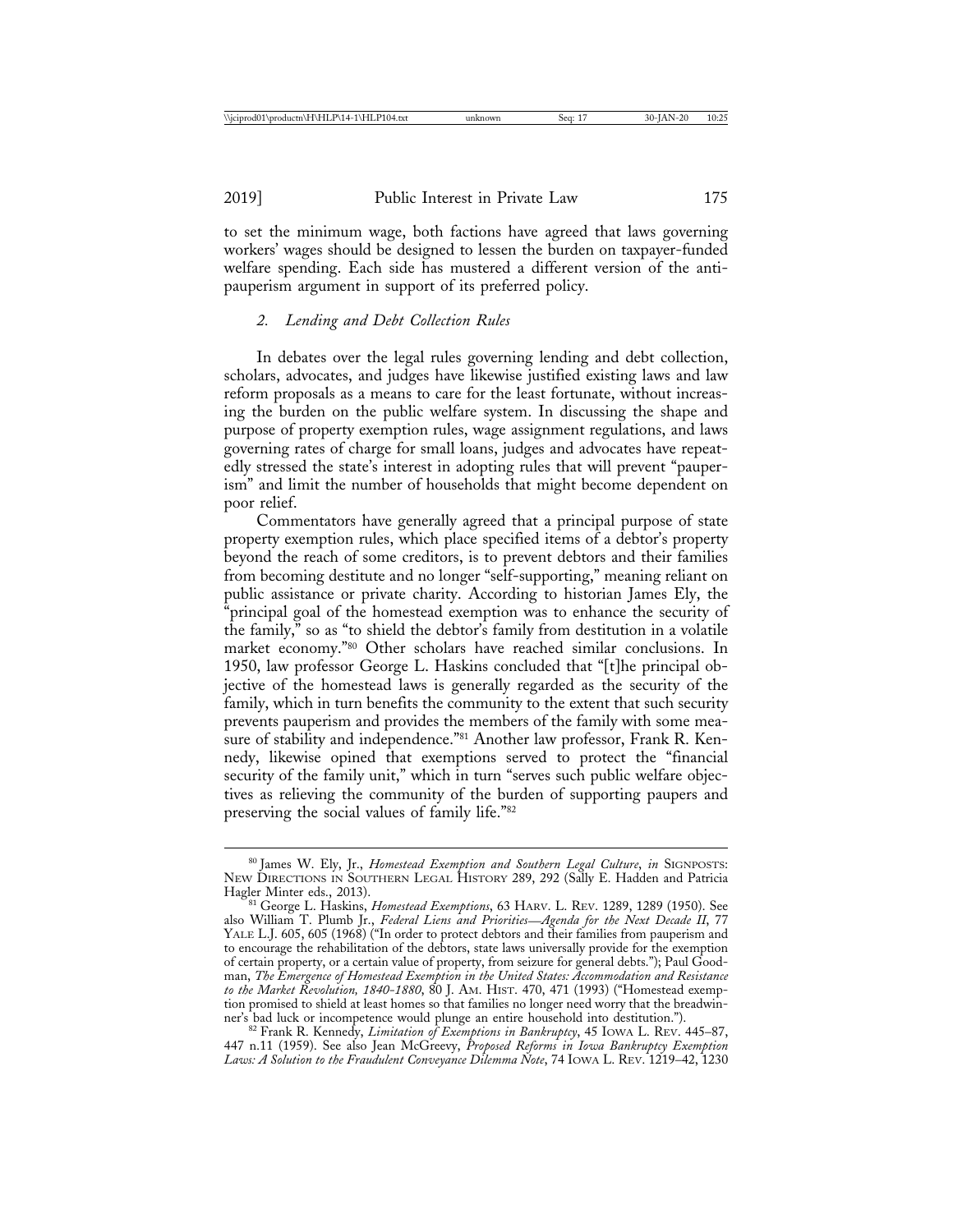to set the minimum wage, both factions have agreed that laws governing workers' wages should be designed to lessen the burden on taxpayer-funded welfare spending. Each side has mustered a different version of the anti-pauperism argument in support of its preferred policy.

### *2. Lending and Debt Collection Rules*

In debates over the legal rules governing lending and debt collection, scholars, advocates, and judges have likewise justified existing laws and law reform proposals as a means to care for the least fortunate, without increasing the burden on the public welfare system. In discussing the shape and purpose of property exemption rules, wage assignment regulations, and laws governing rates of charge for small loans, judges and advocates have repeatedly stressed the state's interest in adopting rules that will prevent "pauperism" and limit the number of households that might become dependent on poor relief.

Commentators have generally agreed that a principal purpose of state property exemption rules, which place specified items of a debtor's property beyond the reach of some creditors, is to prevent debtors and their families from becoming destitute and no longer "self-supporting," meaning reliant on public assistance or private charity. According to historian James Ely, the "principal goal of the homestead exemption was to enhance the security of the family," so as "to shield the debtor's family from destitution in a volatile market economy."[80] Other scholars have reached similar conclusions. In 1950, law professor George L. Haskins concluded that "[t]he principal objective of the homestead laws is generally regarded as the security of the family, which in turn benefits the community to the extent that such security prevents pauperism and provides the members of the family with some measure of stability and independence."[81] Another law professor, Frank R. Kennedy, likewise opined that exemptions served to protect the "financial security of the family unit," which in turn "serves such public welfare objectives as relieving the community of the burden of supporting paupers and preserving the social values of family life."[82]

---

[80] James W. Ely, Jr., *Homestead Exemption and Southern Legal Culture*, *in* SIGNPOSTS: NEW DIRECTIONS IN SOUTHERN LEGAL HISTORY 289, 292 (Sally E. Hadden and Patricia Hagler Minter eds., 2013).

[81] George L. Haskins, *Homestead Exemptions*, 63 HARV. L. REV. 1289, 1289 (1950). See also William T. Plumb Jr., *Federal Liens and Priorities—Agenda for the Next Decade II*, 77 YALE L.J. 605, 605 (1968) ("In order to protect debtors and their families from pauperism and to encourage the rehabilitation of the debtors, state laws universally provide for the exemption of certain property, or a certain value of property, from seizure for general debts."); Paul Goodman, *The Emergence of Homestead Exemption in the United States: Accommodation and Resistance to the Market Revolution, 1840-1880*, 80 J. AM. HIST. 470, 471 (1993) ("Homestead exemption promised to shield at least homes so that families no longer need worry that the breadwinner's bad luck or incompetence would plunge an entire household into destitution.").

[82] Frank R. Kennedy, *Limitation of Exemptions in Bankruptcy*, 45 IOWA L. REV. 445–87, 447 n.11 (1959). See also Jean McGreevy, *Proposed Reforms in Iowa Bankruptcy Exemption Laws: A Solution to the Fraudulent Conveyance Dilemma Note*, 74 IOWA L. REV. 1219–42, 1230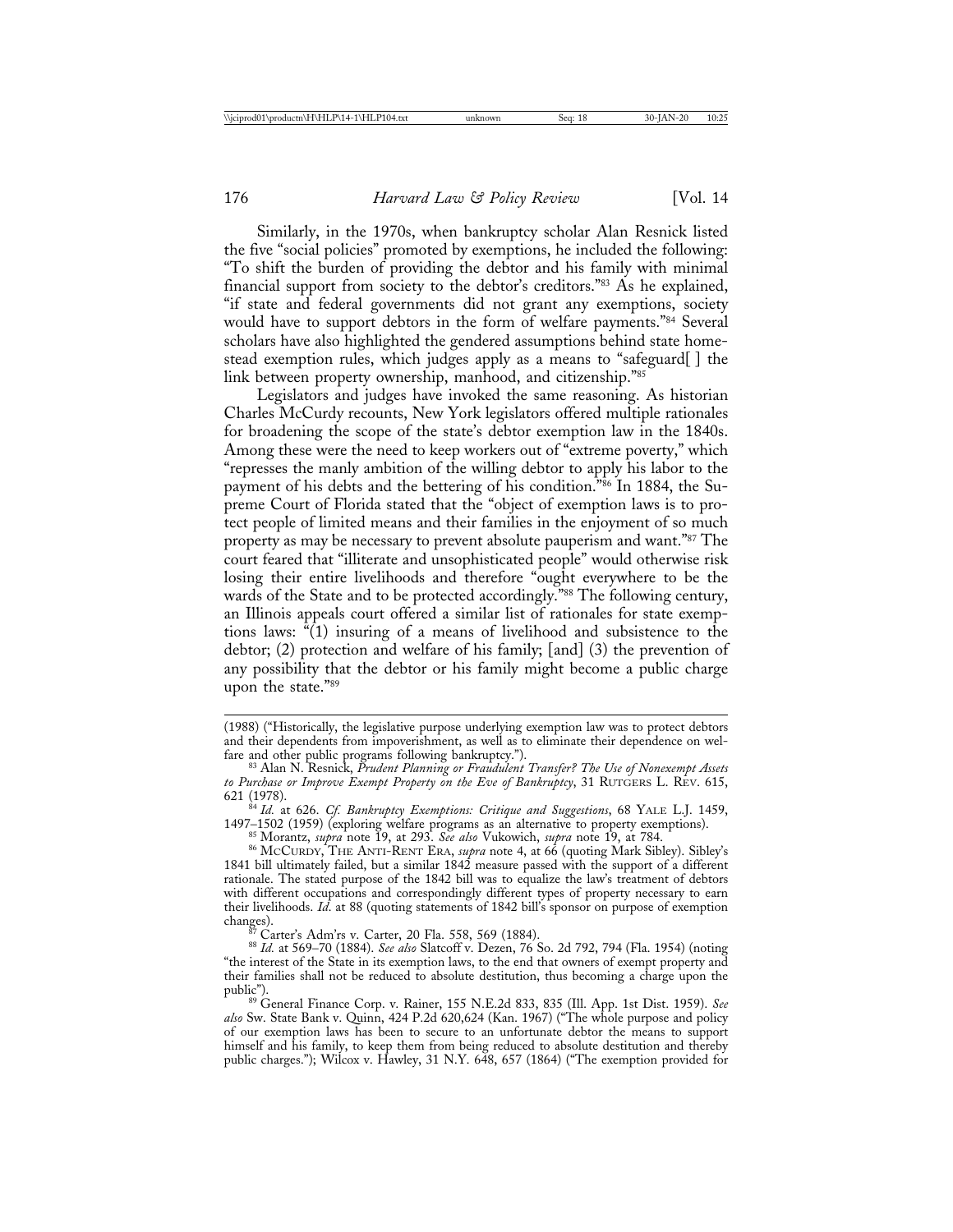Similarly, in the 1970s, when bankruptcy scholar Alan Resnick listed the five "social policies" promoted by exemptions, he included the following: "To shift the burden of providing the debtor and his family with minimal financial support from society to the debtor's creditors."[83] As he explained, "if state and federal governments did not grant any exemptions, society would have to support debtors in the form of welfare payments."[84] Several scholars have also highlighted the gendered assumptions behind state homestead exemption rules, which judges apply as a means to "safeguard[ ] the link between property ownership, manhood, and citizenship."[85]

Legislators and judges have invoked the same reasoning. As historian Charles McCurdy recounts, New York legislators offered multiple rationales for broadening the scope of the state's debtor exemption law in the 1840s. Among these were the need to keep workers out of "extreme poverty," which "represses the manly ambition of the willing debtor to apply his labor to the payment of his debts and the bettering of his condition."[86] In 1884, the Supreme Court of Florida stated that the "object of exemption laws is to protect people of limited means and their families in the enjoyment of so much property as may be necessary to prevent absolute pauperism and want."[87] The court feared that "illiterate and unsophisticated people" would otherwise risk losing their entire livelihoods and therefore "ought everywhere to be the wards of the State and to be protected accordingly."[88] The following century, an Illinois appeals court offered a similar list of rationales for state exemptions laws: "(1) insuring of a means of livelihood and subsistence to the debtor; (2) protection and welfare of his family; [and] (3) the prevention of any possibility that the debtor or his family might become a public charge upon the state."[89]

---

(1988) ("Historically, the legislative purpose underlying exemption law was to protect debtors and their dependents from impoverishment, as well as to eliminate their dependence on welfare and other public programs following bankruptcy.").

[83] Alan N. Resnick, *Prudent Planning or Fraudulent Transfer? The Use of Nonexempt Assets to Purchase or Improve Exempt Property on the Eve of Bankruptcy*, 31 RUTGERS L. REV. 615, 621 (1978).

[84] *Id.* at 626. *Cf. Bankruptcy Exemptions: Critique and Suggestions*, 68 YALE L.J. 1459, 1497–1502 (1959) (exploring welfare programs as an alternative to property exemptions).

[85] Morantz, *supra* note 19, at 293. *See also* Vukowich, *supra* note 19, at 784.

[86] MCCURDY, THE ANTI-RENT ERA, *supra* note 4, at 66 (quoting Mark Sibley). Sibley's 1841 bill ultimately failed, but a similar 1842 measure passed with the support of a different rationale. The stated purpose of the 1842 bill was to equalize the law's treatment of debtors with different occupations and correspondingly different types of property necessary to earn their livelihoods. *Id.* at 88 (quoting statements of 1842 bill's sponsor on purpose of exemption changes).

[87] Carter's Adm'rs v. Carter, 20 Fla. 558, 569 (1884).

[88] *Id.* at 569–70 (1884). *See also* Slatcoff v. Dezen, 76 So. 2d 792, 794 (Fla. 1954) (noting "the interest of the State in its exemption laws, to the end that owners of exempt property and their families shall not be reduced to absolute destitution, thus becoming a charge upon the public").

[89] General Finance Corp. v. Rainer, 155 N.E.2d 833, 835 (Ill. App. 1st Dist. 1959). *See also* Sw. State Bank v. Quinn, 424 P.2d 620,624 (Kan. 1967) ("The whole purpose and policy of our exemption laws has been to secure to an unfortunate debtor the means to support himself and his family, to keep them from being reduced to absolute destitution and thereby public charges."); Wilcox v. Hawley, 31 N.Y. 648, 657 (1864) ("The exemption provided for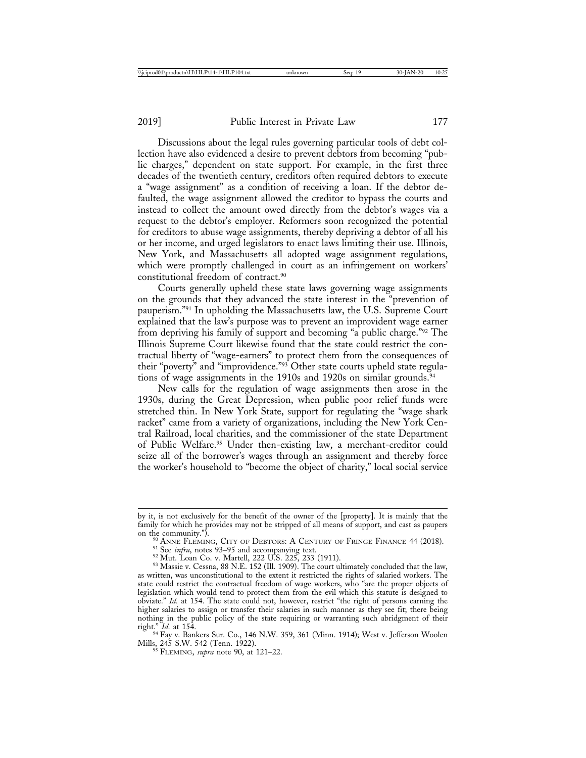Discussions about the legal rules governing particular tools of debt collection have also evidenced a desire to prevent debtors from becoming "public charges," dependent on state support. For example, in the first three decades of the twentieth century, creditors often required debtors to execute a "wage assignment" as a condition of receiving a loan. If the debtor defaulted, the wage assignment allowed the creditor to bypass the courts and instead to collect the amount owed directly from the debtor's wages via a request to the debtor's employer. Reformers soon recognized the potential for creditors to abuse wage assignments, thereby depriving a debtor of all his or her income, and urged legislators to enact laws limiting their use. Illinois, New York, and Massachusetts all adopted wage assignment regulations, which were promptly challenged in court as an infringement on workers' constitutional freedom of contract.[90]

Courts generally upheld these state laws governing wage assignments on the grounds that they advanced the state interest in the "prevention of pauperism."[91] In upholding the Massachusetts law, the U.S. Supreme Court explained that the law's purpose was to prevent an improvident wage earner from depriving his family of support and becoming "a public charge."[92] The Illinois Supreme Court likewise found that the state could restrict the contractual liberty of "wage-earners" to protect them from the consequences of their "poverty" and "improvidence."[93] Other state courts upheld state regulations of wage assignments in the 1910s and 1920s on similar grounds.[94]

New calls for the regulation of wage assignments then arose in the 1930s, during the Great Depression, when public poor relief funds were stretched thin. In New York State, support for regulating the "wage shark racket" came from a variety of organizations, including the New York Central Railroad, local charities, and the commissioner of the state Department of Public Welfare.[95] Under then-existing law, a merchant-creditor could seize all of the borrower's wages through an assignment and thereby force the worker's household to "become the object of charity," local social service

---

by it, is not exclusively for the benefit of the owner of the [property]. It is mainly that the family for which he provides may not be stripped of all means of support, and cast as paupers on the community.").

[90] Anne Fleming, City of Debtors: A Century of Fringe Finance 44 (2018).

[91] See *infra*, notes 93–95 and accompanying text.

[92] Mut. Loan Co. v. Martell, 222 U.S. 225, 233 (1911).

[93] Massie v. Cessna, 88 N.E. 152 (Ill. 1909). The court ultimately concluded that the law, as written, was unconstitutional to the extent it restricted the rights of salaried workers. The state could restrict the contractual freedom of wage workers, who "are the proper objects of legislation which would tend to protect them from the evil which this statute is designed to obviate." *Id.* at 154. The state could not, however, restrict "the right of persons earning the higher salaries to assign or transfer their salaries in such manner as they see fit; there being nothing in the public policy of the state requiring or warranting such abridgment of their right." *Id.* at 154.

[94] Fay v. Bankers Sur. Co., 146 N.W. 359, 361 (Minn. 1914); West v. Jefferson Woolen Mills, 245 S.W. 542 (Tenn. 1922).

[95] Fleming, *supra* note 90, at 121–22.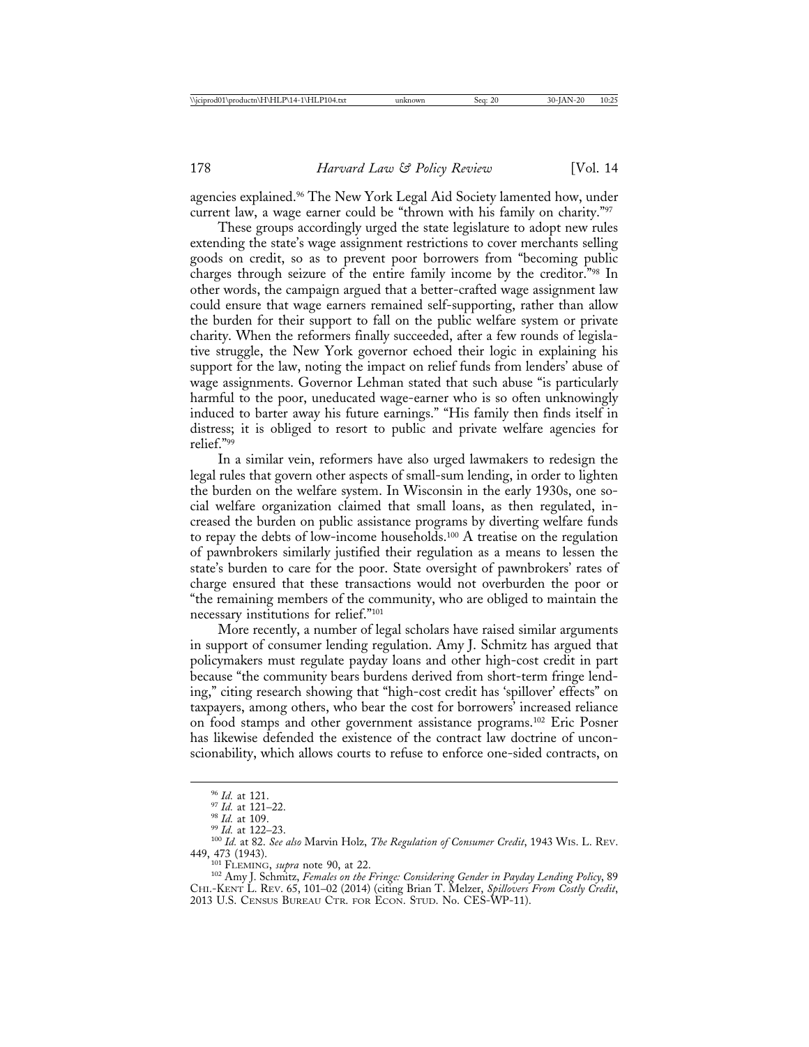agencies explained.[96] The New York Legal Aid Society lamented how, under current law, a wage earner could be "thrown with his family on charity."[97]

These groups accordingly urged the state legislature to adopt new rules extending the state's wage assignment restrictions to cover merchants selling goods on credit, so as to prevent poor borrowers from "becoming public charges through seizure of the entire family income by the creditor."[98] In other words, the campaign argued that a better-crafted wage assignment law could ensure that wage earners remained self-supporting, rather than allow the burden for their support to fall on the public welfare system or private charity. When the reformers finally succeeded, after a few rounds of legislative struggle, the New York governor echoed their logic in explaining his support for the law, noting the impact on relief funds from lenders' abuse of wage assignments. Governor Lehman stated that such abuse "is particularly harmful to the poor, uneducated wage-earner who is so often unknowingly induced to barter away his future earnings." "His family then finds itself in distress; it is obliged to resort to public and private welfare agencies for relief."[99]

In a similar vein, reformers have also urged lawmakers to redesign the legal rules that govern other aspects of small-sum lending, in order to lighten the burden on the welfare system. In Wisconsin in the early 1930s, one social welfare organization claimed that small loans, as then regulated, increased the burden on public assistance programs by diverting welfare funds to repay the debts of low-income households.[100] A treatise on the regulation of pawnbrokers similarly justified their regulation as a means to lessen the state's burden to care for the poor. State oversight of pawnbrokers' rates of charge ensured that these transactions would not overburden the poor or "the remaining members of the community, who are obliged to maintain the necessary institutions for relief."[101]

More recently, a number of legal scholars have raised similar arguments in support of consumer lending regulation. Amy J. Schmitz has argued that policymakers must regulate payday loans and other high-cost credit in part because "the community bears burdens derived from short-term fringe lending," citing research showing that "high-cost credit has 'spillover' effects" on taxpayers, among others, who bear the cost for borrowers' increased reliance on food stamps and other government assistance programs.[102] Eric Posner has likewise defended the existence of the contract law doctrine of unconscionability, which allows courts to refuse to enforce one-sided contracts, on

---

[96] *Id.* at 121.

[97] *Id.* at 121–22.

[98] *Id.* at 109.

[99] *Id.* at 122–23.

[100] *Id.* at 82. *See also* Marvin Holz, *The Regulation of Consumer Credit*, 1943 Wis. L. Rev. 449, 473 (1943).

[101] Fleming, *supra* note 90, at 22.

[102] Amy J. Schmitz, *Females on the Fringe: Considering Gender in Payday Lending Policy*, 89 Chi.-Kent L. Rev. 65, 101–02 (2014) (citing Brian T. Melzer, *Spillovers From Costly Credit*, 2013 U.S. Census Bureau Ctr. for Econ. Stud. No. CES-WP-11).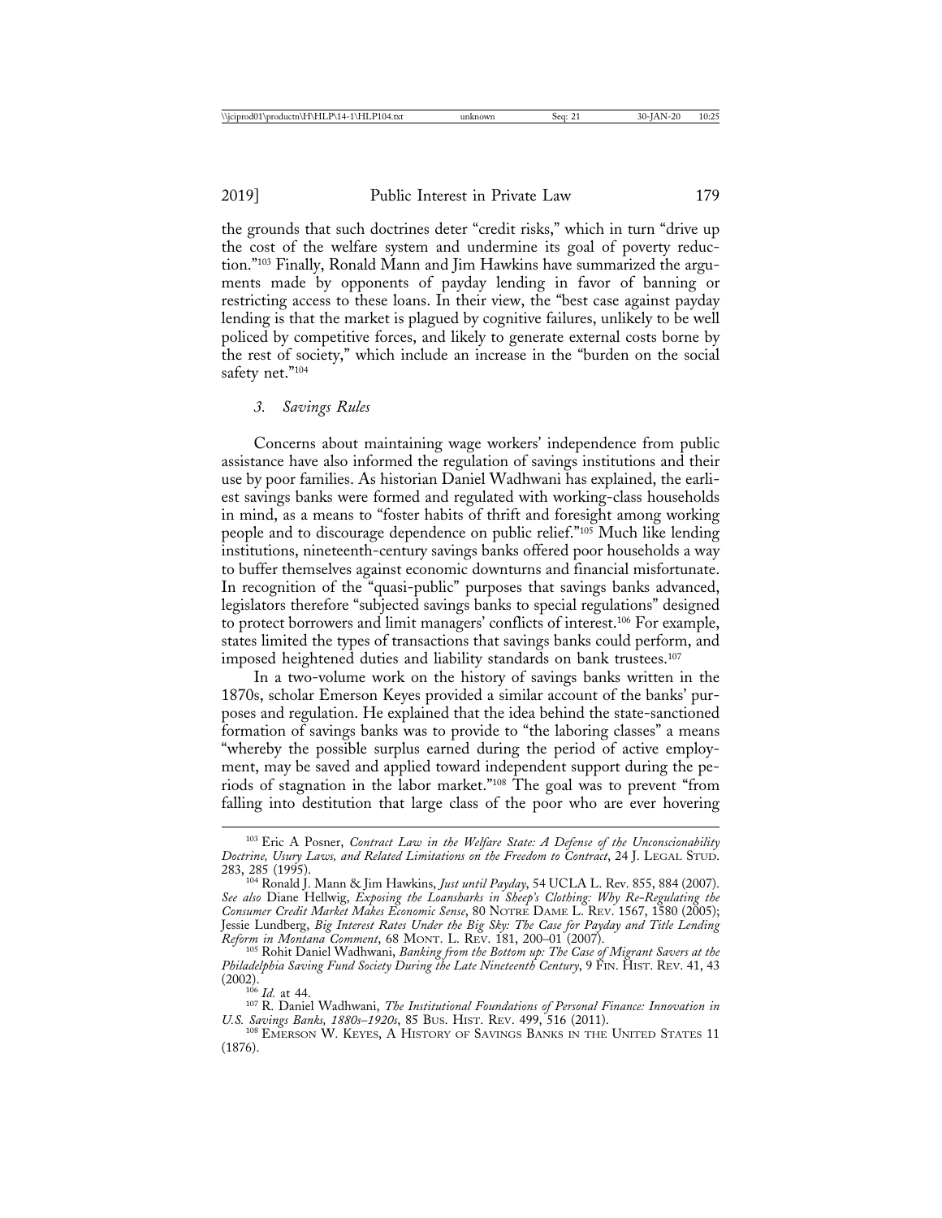the grounds that such doctrines deter "credit risks," which in turn "drive up the cost of the welfare system and undermine its goal of poverty reduction."[103] Finally, Ronald Mann and Jim Hawkins have summarized the arguments made by opponents of payday lending in favor of banning or restricting access to these loans. In their view, the "best case against payday lending is that the market is plagued by cognitive failures, unlikely to be well policed by competitive forces, and likely to generate external costs borne by the rest of society," which include an increase in the "burden on the social safety net."[104]

### *3. Savings Rules*

Concerns about maintaining wage workers' independence from public assistance have also informed the regulation of savings institutions and their use by poor families. As historian Daniel Wadhwani has explained, the earliest savings banks were formed and regulated with working-class households in mind, as a means to "foster habits of thrift and foresight among working people and to discourage dependence on public relief."[105] Much like lending institutions, nineteenth-century savings banks offered poor households a way to buffer themselves against economic downturns and financial misfortunate. In recognition of the "quasi-public" purposes that savings banks advanced, legislators therefore "subjected savings banks to special regulations" designed to protect borrowers and limit managers' conflicts of interest.[106] For example, states limited the types of transactions that savings banks could perform, and imposed heightened duties and liability standards on bank trustees.[107]

In a two-volume work on the history of savings banks written in the 1870s, scholar Emerson Keyes provided a similar account of the banks' purposes and regulation. He explained that the idea behind the state-sanctioned formation of savings banks was to provide to "the laboring classes" a means "whereby the possible surplus earned during the period of active employment, may be saved and applied toward independent support during the periods of stagnation in the labor market."[108] The goal was to prevent "from falling into destitution that large class of the poor who are ever hovering

---

[103] Eric A Posner, *Contract Law in the Welfare State: A Defense of the Unconscionability Doctrine, Usury Laws, and Related Limitations on the Freedom to Contract*, 24 J. LEGAL STUD. 283, 285 (1995).

[104] Ronald J. Mann & Jim Hawkins, *Just until Payday*, 54 UCLA L. Rev. 855, 884 (2007). *See also* Diane Hellwig, *Exposing the Loansharks in Sheep's Clothing: Why Re-Regulating the Consumer Credit Market Makes Economic Sense*, 80 NOTRE DAME L. REV. 1567, 1580 (2005); Jessie Lundberg, *Big Interest Rates Under the Big Sky: The Case for Payday and Title Lending Reform in Montana Comment*, 68 MONT. L. REV. 181, 200–01 (2007).

[105] Rohit Daniel Wadhwani, *Banking from the Bottom up: The Case of Migrant Savers at the Philadelphia Saving Fund Society During the Late Nineteenth Century*, 9 FIN. HIST. REV. 41, 43 (2002).

[106] *Id.* at 44.

[107] R. Daniel Wadhwani, *The Institutional Foundations of Personal Finance: Innovation in U.S. Savings Banks, 1880s–1920s*, 85 BUS. HIST. REV. 499, 516 (2011).

[108] EMERSON W. KEYES, A HISTORY OF SAVINGS BANKS IN THE UNITED STATES 11 (1876).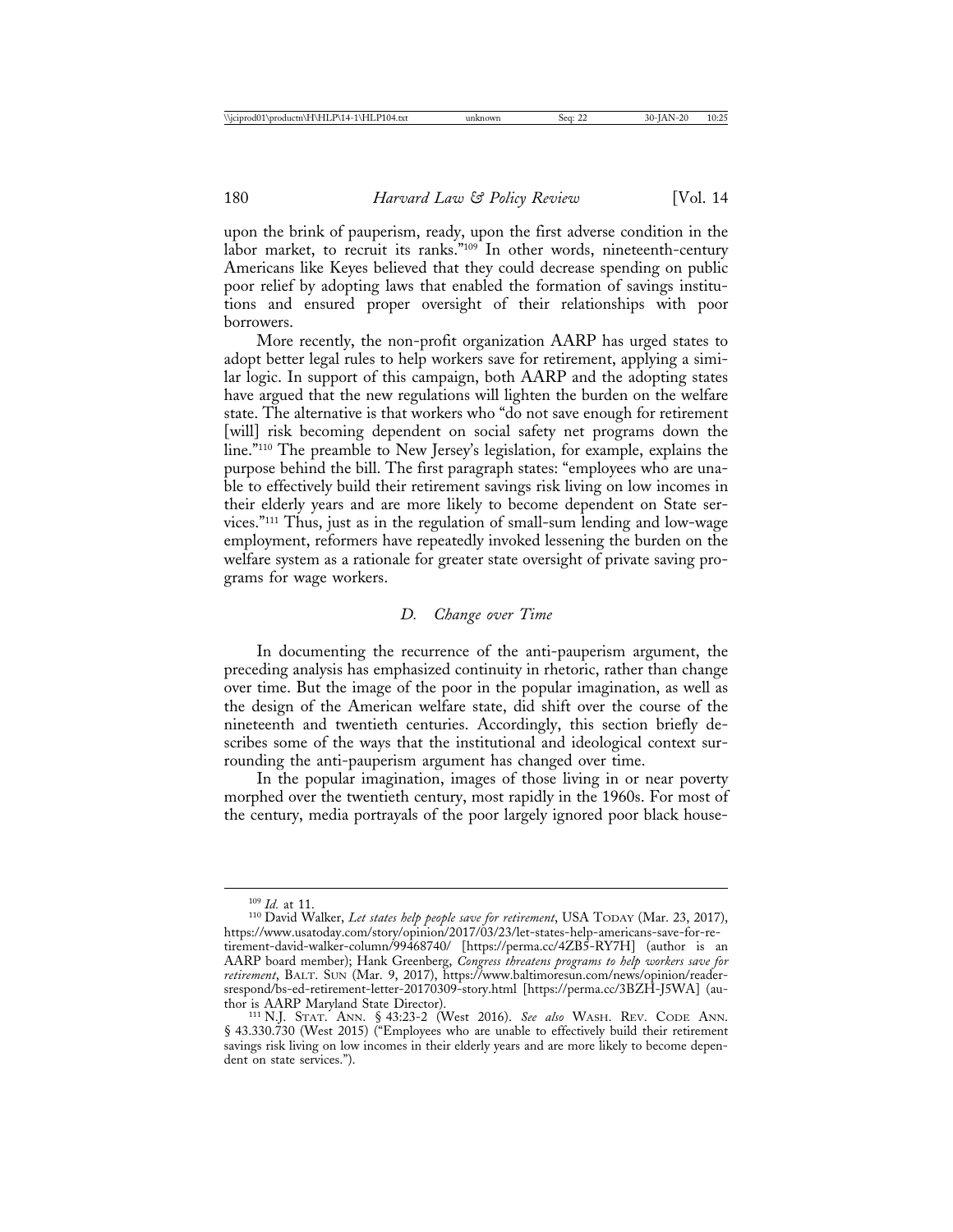upon the brink of pauperism, ready, upon the first adverse condition in the labor market, to recruit its ranks."[109] In other words, nineteenth-century Americans like Keyes believed that they could decrease spending on public poor relief by adopting laws that enabled the formation of savings institutions and ensured proper oversight of their relationships with poor borrowers.

More recently, the non-profit organization AARP has urged states to adopt better legal rules to help workers save for retirement, applying a similar logic. In support of this campaign, both AARP and the adopting states have argued that the new regulations will lighten the burden on the welfare state. The alternative is that workers who "do not save enough for retirement [will] risk becoming dependent on social safety net programs down the line."[110] The preamble to New Jersey's legislation, for example, explains the purpose behind the bill. The first paragraph states: "employees who are unable to effectively build their retirement savings risk living on low incomes in their elderly years and are more likely to become dependent on State services."[111] Thus, just as in the regulation of small-sum lending and low-wage employment, reformers have repeatedly invoked lessening the burden on the welfare system as a rationale for greater state oversight of private saving programs for wage workers.

### *D. Change over Time*

In documenting the recurrence of the anti-pauperism argument, the preceding analysis has emphasized continuity in rhetoric, rather than change over time. But the image of the poor in the popular imagination, as well as the design of the American welfare state, did shift over the course of the nineteenth and twentieth centuries. Accordingly, this section briefly describes some of the ways that the institutional and ideological context surrounding the anti-pauperism argument has changed over time.

In the popular imagination, images of those living in or near poverty morphed over the twentieth century, most rapidly in the 1960s. For most of the century, media portrayals of the poor largely ignored poor black house-

---

[109] *Id.* at 11.

[110] David Walker, *Let states help people save for retirement*, USA TODAY (Mar. 23, 2017), https://www.usatoday.com/story/opinion/2017/03/23/let-states-help-americans-save-for-retirement-david-walker-column/99468740/ [https://perma.cc/4ZB5-RY7H] (author is an AARP board member); Hank Greenberg, *Congress threatens programs to help workers save for retirement*, BALT. SUN (Mar. 9, 2017), https://www.baltimoresun.com/news/opinion/readersrespond/bs-ed-retirement-letter-20170309-story.html [https://perma.cc/3BZH-J5WA] (author is AARP Maryland State Director).

[111] N.J. STAT. ANN. § 43:23-2 (West 2016). *See also* WASH. REV. CODE ANN. § 43.330.730 (West 2015) ("Employees who are unable to effectively build their retirement savings risk living on low incomes in their elderly years and are more likely to become dependent on state services.").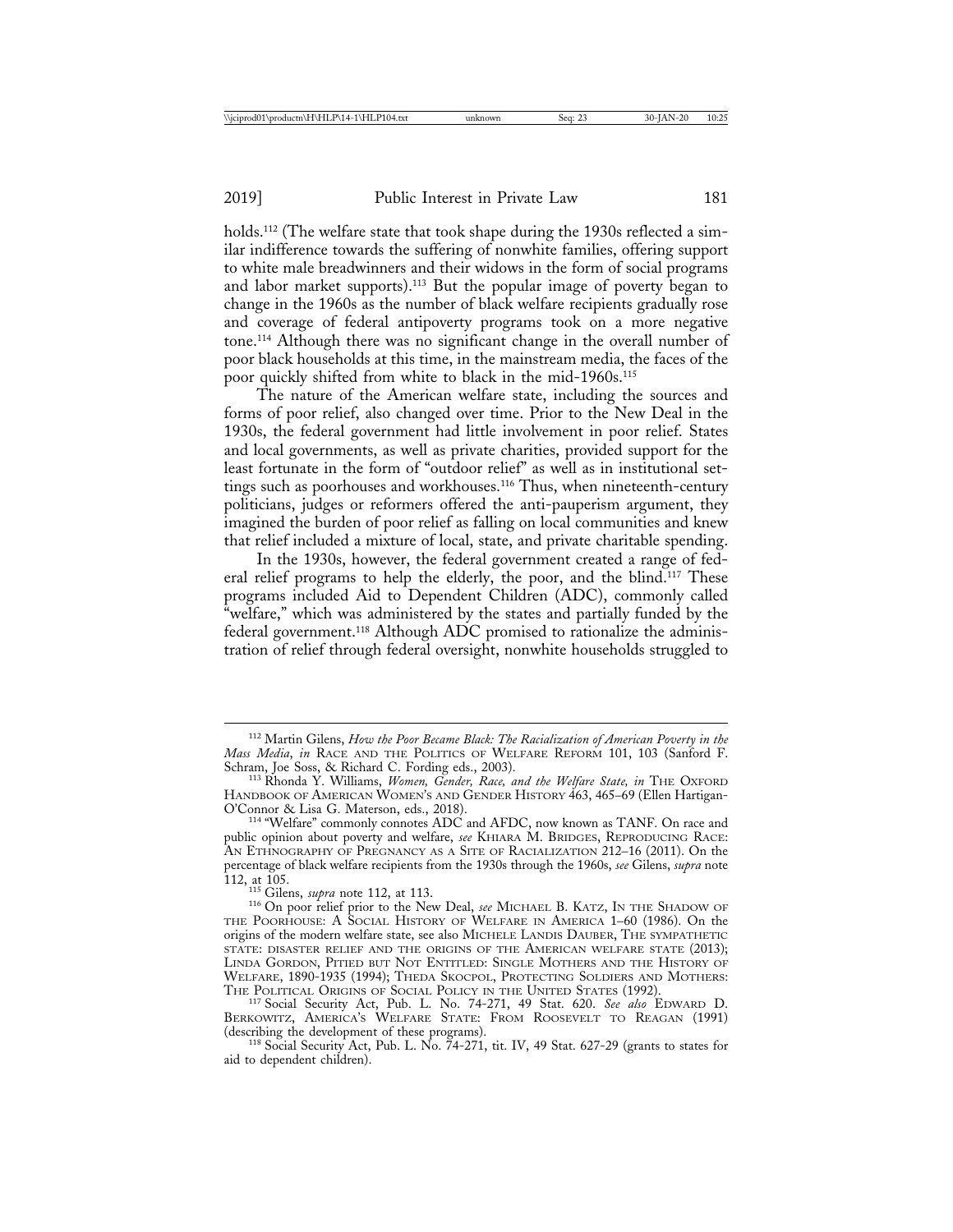holds.[112] (The welfare state that took shape during the 1930s reflected a similar indifference towards the suffering of nonwhite families, offering support to white male breadwinners and their widows in the form of social programs and labor market supports).[113] But the popular image of poverty began to change in the 1960s as the number of black welfare recipients gradually rose and coverage of federal antipoverty programs took on a more negative tone.[114] Although there was no significant change in the overall number of poor black households at this time, in the mainstream media, the faces of the poor quickly shifted from white to black in the mid-1960s.[115]

The nature of the American welfare state, including the sources and forms of poor relief, also changed over time. Prior to the New Deal in the 1930s, the federal government had little involvement in poor relief. States and local governments, as well as private charities, provided support for the least fortunate in the form of "outdoor relief" as well as in institutional settings such as poorhouses and workhouses.[116] Thus, when nineteenth-century politicians, judges or reformers offered the anti-pauperism argument, they imagined the burden of poor relief as falling on local communities and knew that relief included a mixture of local, state, and private charitable spending.

In the 1930s, however, the federal government created a range of federal relief programs to help the elderly, the poor, and the blind.[117] These programs included Aid to Dependent Children (ADC), commonly called "welfare," which was administered by the states and partially funded by the federal government.[118] Although ADC promised to rationalize the administration of relief through federal oversight, nonwhite households struggled to

---

[112] Martin Gilens, *How the Poor Became Black: The Racialization of American Poverty in the Mass Media*, *in* RACE AND THE POLITICS OF WELFARE REFORM 101, 103 (Sanford F. Schram, Joe Soss, & Richard C. Fording eds., 2003).

[113] Rhonda Y. Williams, *Women, Gender, Race, and the Welfare State, in* THE OXFORD HANDBOOK OF AMERICAN WOMEN'S AND GENDER HISTORY 463, 465–69 (Ellen Hartigan-O'Connor & Lisa G. Materson, eds., 2018).

[114] "Welfare" commonly connotes ADC and AFDC, now known as TANF. On race and public opinion about poverty and welfare, *see* KHIARA M. BRIDGES, REPRODUCING RACE: AN ETHNOGRAPHY OF PREGNANCY AS A SITE OF RACIALIZATION 212–16 (2011). On the percentage of black welfare recipients from the 1930s through the 1960s, *see* Gilens, *supra* note 112, at 105.

[115] Gilens, *supra* note 112, at 113.

[116] On poor relief prior to the New Deal, *see* MICHAEL B. KATZ, IN THE SHADOW OF THE POORHOUSE: A SOCIAL HISTORY OF WELFARE IN AMERICA 1–60 (1986). On the origins of the modern welfare state, see also MICHELE LANDIS DAUBER, THE SYMPATHETIC STATE: DISASTER RELIEF AND THE ORIGINS OF THE AMERICAN WELFARE STATE (2013); LINDA GORDON, PITIED BUT NOT ENTITLED: SINGLE MOTHERS AND THE HISTORY OF WELFARE, 1890-1935 (1994); THEDA SKOCPOL, PROTECTING SOLDIERS AND MOTHERS: THE POLITICAL ORIGINS OF SOCIAL POLICY IN THE UNITED STATES (1992).

[117] Social Security Act, Pub. L. No. 74-271, 49 Stat. 620. *See also* EDWARD D. BERKOWITZ, AMERICA'S WELFARE STATE: FROM ROOSEVELT TO REAGAN (1991) (describing the development of these programs).

[118] Social Security Act, Pub. L. No. 74-271, tit. IV, 49 Stat. 627-29 (grants to states for aid to dependent children).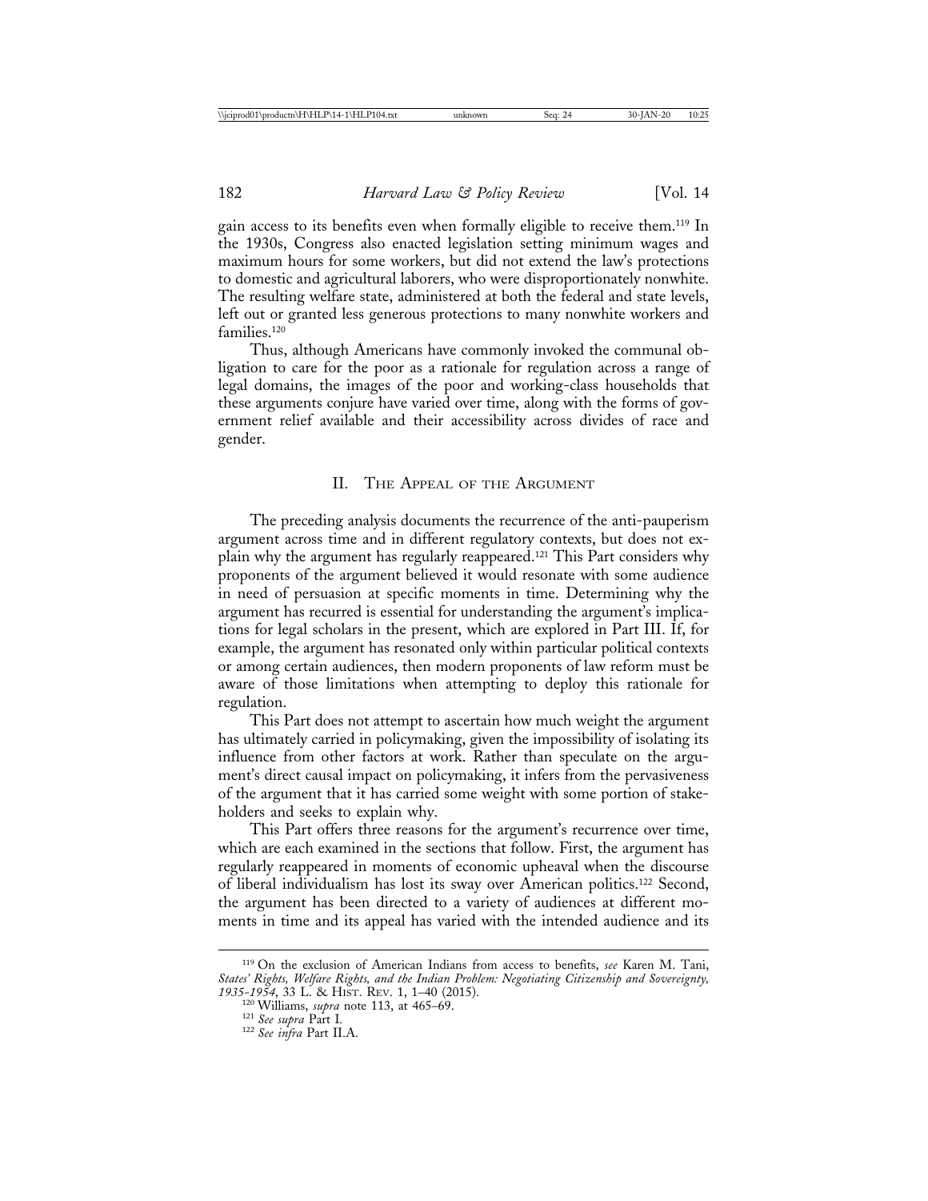gain access to its benefits even when formally eligible to receive them.[119] In the 1930s, Congress also enacted legislation setting minimum wages and maximum hours for some workers, but did not extend the law's protections to domestic and agricultural laborers, who were disproportionately nonwhite. The resulting welfare state, administered at both the federal and state levels, left out or granted less generous protections to many nonwhite workers and families.[120]

Thus, although Americans have commonly invoked the communal obligation to care for the poor as a rationale for regulation across a range of legal domains, the images of the poor and working-class households that these arguments conjure have varied over time, along with the forms of government relief available and their accessibility across divides of race and gender.

## II. The Appeal of the Argument

The preceding analysis documents the recurrence of the anti-pauperism argument across time and in different regulatory contexts, but does not explain why the argument has regularly reappeared.[121] This Part considers why proponents of the argument believed it would resonate with some audience in need of persuasion at specific moments in time. Determining why the argument has recurred is essential for understanding the argument's implications for legal scholars in the present, which are explored in Part III. If, for example, the argument has resonated only within particular political contexts or among certain audiences, then modern proponents of law reform must be aware of those limitations when attempting to deploy this rationale for regulation.

This Part does not attempt to ascertain how much weight the argument has ultimately carried in policymaking, given the impossibility of isolating its influence from other factors at work. Rather than speculate on the argument's direct causal impact on policymaking, it infers from the pervasiveness of the argument that it has carried some weight with some portion of stakeholders and seeks to explain why.

This Part offers three reasons for the argument's recurrence over time, which are each examined in the sections that follow. First, the argument has regularly reappeared in moments of economic upheaval when the discourse of liberal individualism has lost its sway over American politics.[122] Second, the argument has been directed to a variety of audiences at different moments in time and its appeal has varied with the intended audience and its

---

[119] On the exclusion of American Indians from access to benefits, *see* Karen M. Tani, *States' Rights, Welfare Rights, and the Indian Problem: Negotiating Citizenship and Sovereignty, 1935-1954*, 33 L. & Hist. Rev. 1, 1–40 (2015).

[120] Williams, *supra* note 113, at 465–69.

[121] *See supra* Part I.

[122] *See infra* Part II.A.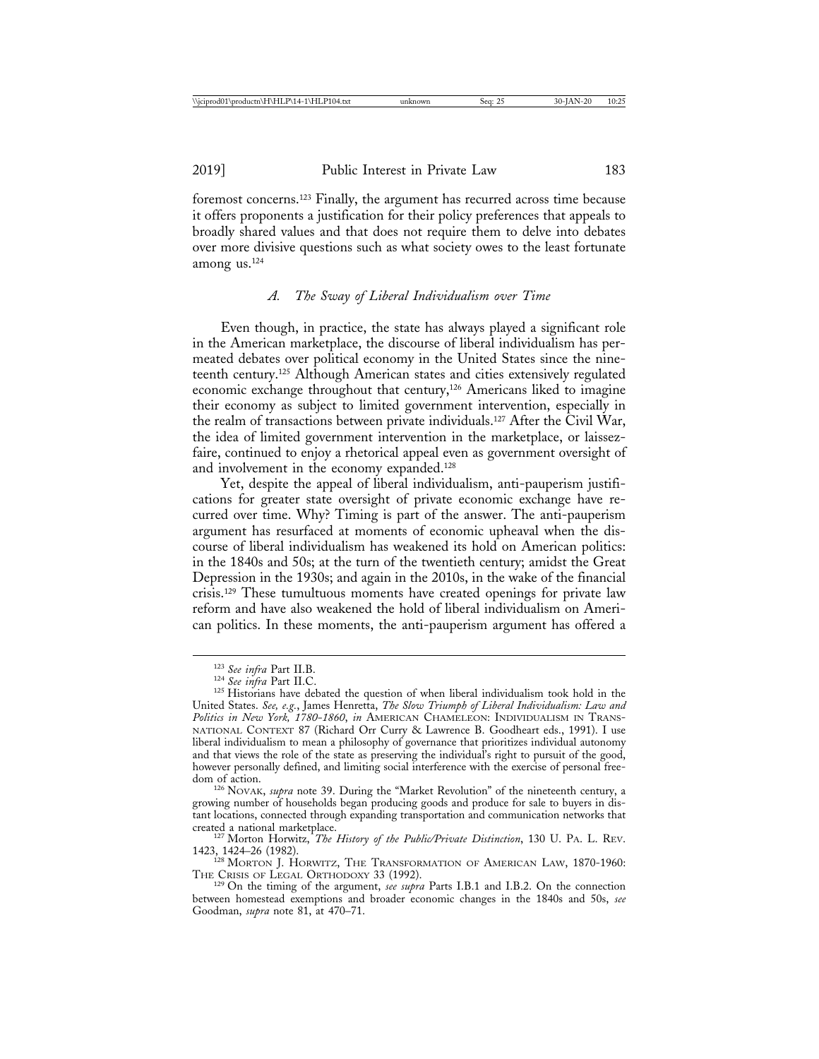foremost concerns.[123] Finally, the argument has recurred across time because it offers proponents a justification for their policy preferences that appeals to broadly shared values and that does not require them to delve into debates over more divisive questions such as what society owes to the least fortunate among us.[124]

### *A. The Sway of Liberal Individualism over Time*

Even though, in practice, the state has always played a significant role in the American marketplace, the discourse of liberal individualism has permeated debates over political economy in the United States since the nineteenth century.[125] Although American states and cities extensively regulated economic exchange throughout that century,[126] Americans liked to imagine their economy as subject to limited government intervention, especially in the realm of transactions between private individuals.[127] After the Civil War, the idea of limited government intervention in the marketplace, or laissez-faire, continued to enjoy a rhetorical appeal even as government oversight of and involvement in the economy expanded.[128]

Yet, despite the appeal of liberal individualism, anti-pauperism justifications for greater state oversight of private economic exchange have recurred over time. Why? Timing is part of the answer. The anti-pauperism argument has resurfaced at moments of economic upheaval when the discourse of liberal individualism has weakened its hold on American politics: in the 1840s and 50s; at the turn of the twentieth century; amidst the Great Depression in the 1930s; and again in the 2010s, in the wake of the financial crisis.[129] These tumultuous moments have created openings for private law reform and have also weakened the hold of liberal individualism on American politics. In these moments, the anti-pauperism argument has offered a

---

[123] *See infra* Part II.B.

[124] *See infra* Part II.C.

[125] Historians have debated the question of when liberal individualism took hold in the United States. *See, e.g.*, James Henretta, *The Slow Triumph of Liberal Individualism: Law and Politics in New York, 1780-1860*, *in* AMERICAN CHAMELEON: INDIVIDUALISM IN TRANSNATIONAL CONTEXT 87 (Richard Orr Curry & Lawrence B. Goodheart eds., 1991). I use liberal individualism to mean a philosophy of governance that prioritizes individual autonomy and that views the role of the state as preserving the individual's right to pursuit of the good, however personally defined, and limiting social interference with the exercise of personal freedom of action.

[126] NOVAK, *supra* note 39. During the "Market Revolution" of the nineteenth century, a growing number of households began producing goods and produce for sale to buyers in distant locations, connected through expanding transportation and communication networks that created a national marketplace.

[127] Morton Horwitz, *The History of the Public/Private Distinction*, 130 U. PA. L. REV. 1423, 1424–26 (1982).

[128] MORTON J. HORWITZ, THE TRANSFORMATION OF AMERICAN LAW, 1870-1960: THE CRISIS OF LEGAL ORTHODOXY 33 (1992).

[129] On the timing of the argument, *see supra* Parts I.B.1 and I.B.2. On the connection between homestead exemptions and broader economic changes in the 1840s and 50s, *see* Goodman, *supra* note 81, at 470–71.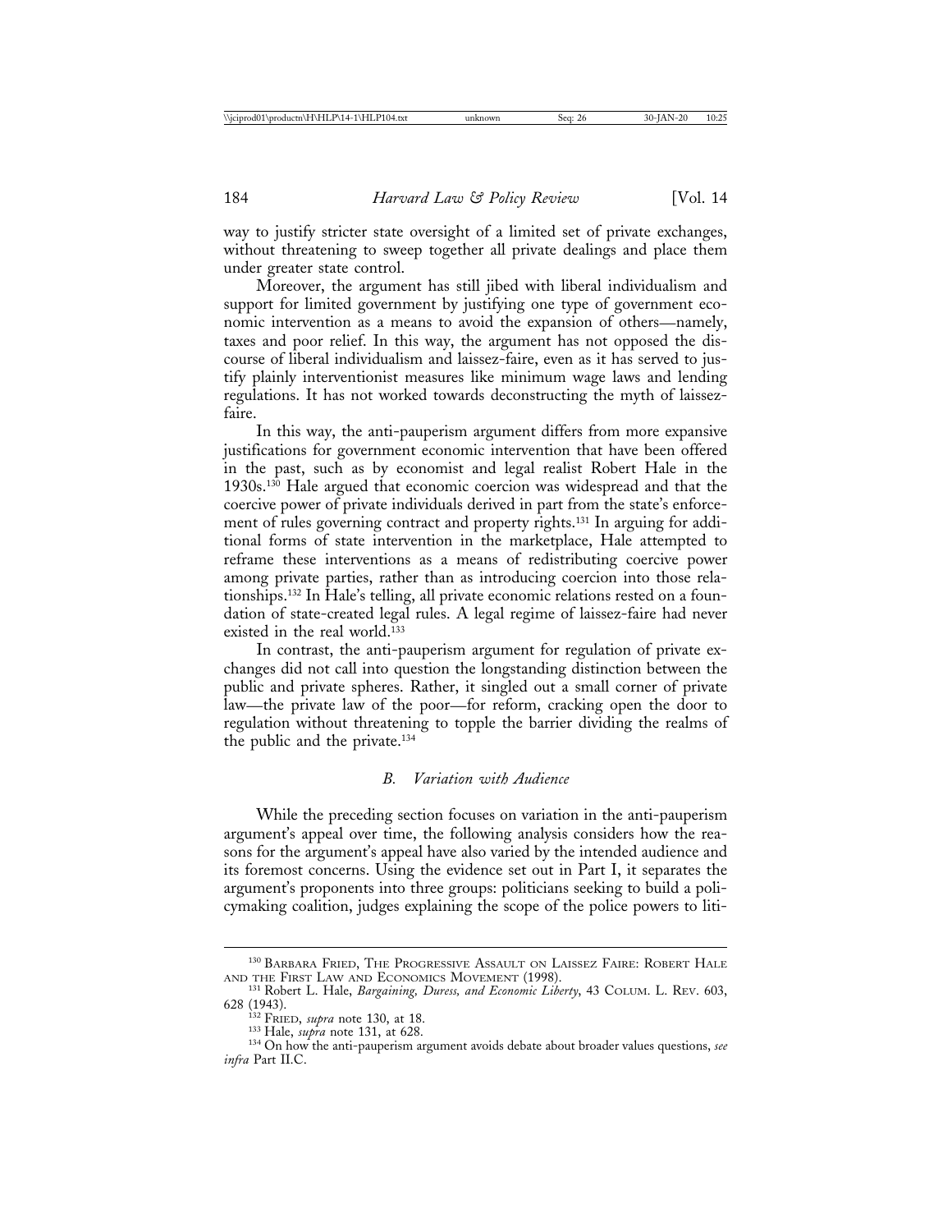way to justify stricter state oversight of a limited set of private exchanges, without threatening to sweep together all private dealings and place them under greater state control.

Moreover, the argument has still jibed with liberal individualism and support for limited government by justifying one type of government economic intervention as a means to avoid the expansion of others—namely, taxes and poor relief. In this way, the argument has not opposed the discourse of liberal individualism and laissez-faire, even as it has served to justify plainly interventionist measures like minimum wage laws and lending regulations. It has not worked towards deconstructing the myth of laissez-faire.

In this way, the anti-pauperism argument differs from more expansive justifications for government economic intervention that have been offered in the past, such as by economist and legal realist Robert Hale in the 1930s.[130] Hale argued that economic coercion was widespread and that the coercive power of private individuals derived in part from the state's enforcement of rules governing contract and property rights.[131] In arguing for additional forms of state intervention in the marketplace, Hale attempted to reframe these interventions as a means of redistributing coercive power among private parties, rather than as introducing coercion into those relationships.[132] In Hale's telling, all private economic relations rested on a foundation of state-created legal rules. A legal regime of laissez-faire had never existed in the real world.[133]

In contrast, the anti-pauperism argument for regulation of private exchanges did not call into question the longstanding distinction between the public and private spheres. Rather, it singled out a small corner of private law—the private law of the poor—for reform, cracking open the door to regulation without threatening to topple the barrier dividing the realms of the public and the private.[134]

### *B. Variation with Audience*

While the preceding section focuses on variation in the anti-pauperism argument's appeal over time, the following analysis considers how the reasons for the argument's appeal have also varied by the intended audience and its foremost concerns. Using the evidence set out in Part I, it separates the argument's proponents into three groups: politicians seeking to build a policymaking coalition, judges explaining the scope of the police powers to liti-

---

[130] Barbara Fried, The Progressive Assault on Laissez Faire: Robert Hale and the First Law and Economics Movement (1998).

[131] Robert L. Hale, *Bargaining, Duress, and Economic Liberty*, 43 Colum. L. Rev. 603, 628 (1943).

[132] Fried, *supra* note 130, at 18.

[133] Hale, *supra* note 131, at 628.

[134] On how the anti-pauperism argument avoids debate about broader values questions, *see infra* Part II.C.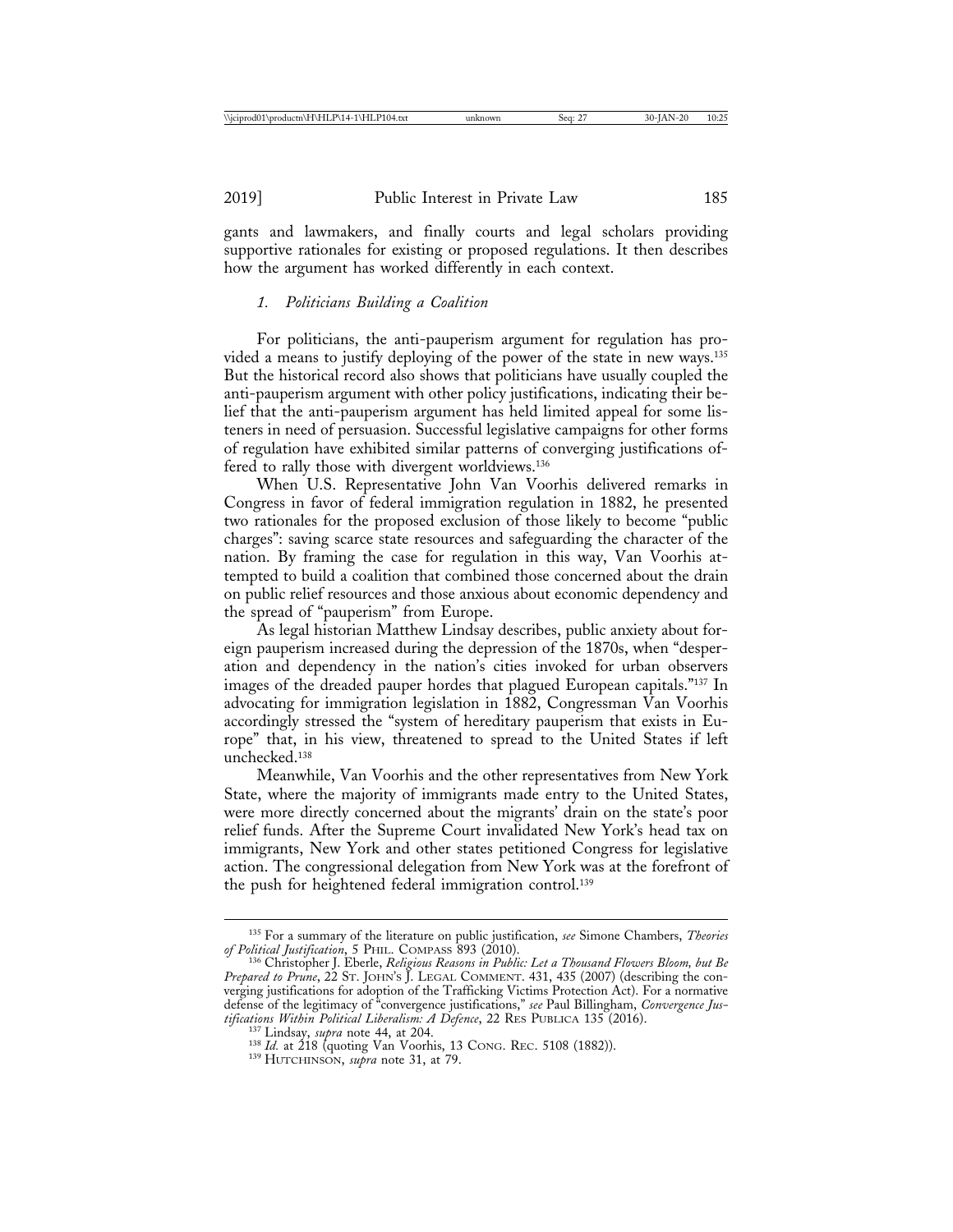gants and lawmakers, and finally courts and legal scholars providing supportive rationales for existing or proposed regulations. It then describes how the argument has worked differently in each context.

### *1. Politicians Building a Coalition*

For politicians, the anti-pauperism argument for regulation has provided a means to justify deploying of the power of the state in new ways.[135] But the historical record also shows that politicians have usually coupled the anti-pauperism argument with other policy justifications, indicating their belief that the anti-pauperism argument has held limited appeal for some listeners in need of persuasion. Successful legislative campaigns for other forms of regulation have exhibited similar patterns of converging justifications offered to rally those with divergent worldviews.[136]

When U.S. Representative John Van Voorhis delivered remarks in Congress in favor of federal immigration regulation in 1882, he presented two rationales for the proposed exclusion of those likely to become "public charges": saving scarce state resources and safeguarding the character of the nation. By framing the case for regulation in this way, Van Voorhis attempted to build a coalition that combined those concerned about the drain on public relief resources and those anxious about economic dependency and the spread of "pauperism" from Europe.

As legal historian Matthew Lindsay describes, public anxiety about foreign pauperism increased during the depression of the 1870s, when "desperation and dependency in the nation's cities invoked for urban observers images of the dreaded pauper hordes that plagued European capitals."[137] In advocating for immigration legislation in 1882, Congressman Van Voorhis accordingly stressed the "system of hereditary pauperism that exists in Europe" that, in his view, threatened to spread to the United States if left unchecked.[138]

Meanwhile, Van Voorhis and the other representatives from New York State, where the majority of immigrants made entry to the United States, were more directly concerned about the migrants' drain on the state's poor relief funds. After the Supreme Court invalidated New York's head tax on immigrants, New York and other states petitioned Congress for legislative action. The congressional delegation from New York was at the forefront of the push for heightened federal immigration control.[139]

---

[135] For a summary of the literature on public justification, *see* Simone Chambers, *Theories of Political Justification*, 5 PHIL. COMPASS 893 (2010).

[136] Christopher J. Eberle, *Religious Reasons in Public: Let a Thousand Flowers Bloom, but Be Prepared to Prune*, 22 ST. JOHN'S J. LEGAL COMMENT. 431, 435 (2007) (describing the converging justifications for adoption of the Trafficking Victims Protection Act). For a normative defense of the legitimacy of "convergence justifications," *see* Paul Billingham, *Convergence Justifications Within Political Liberalism: A Defence*, 22 RES PUBLICA 135 (2016).

[137] Lindsay, *supra* note 44, at 204.

[138] *Id.* at 218 (quoting Van Voorhis, 13 CONG. REC. 5108 (1882)).

[139] HUTCHINSON, *supra* note 31, at 79.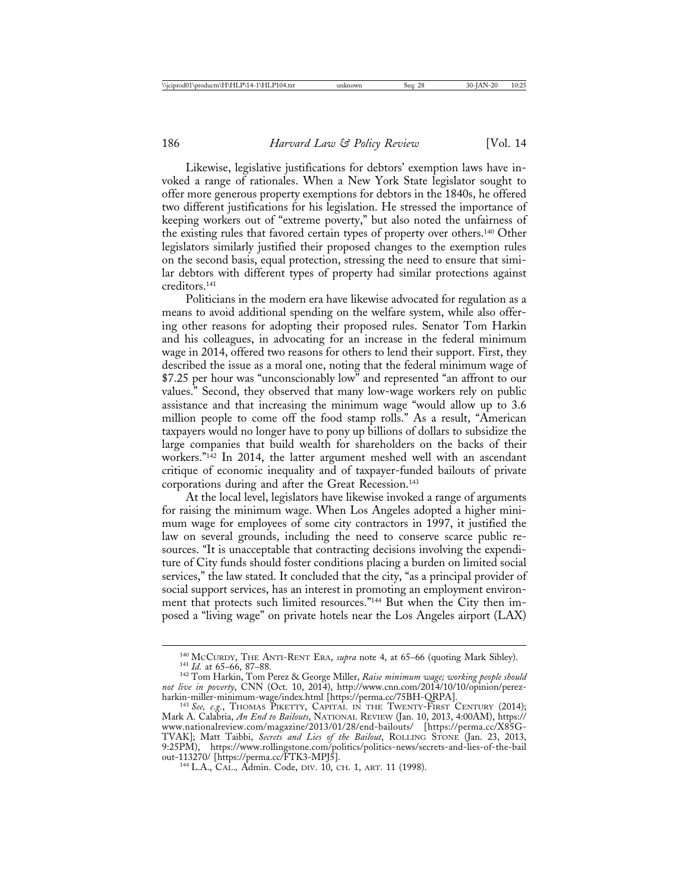Likewise, legislative justifications for debtors' exemption laws have invoked a range of rationales. When a New York State legislator sought to offer more generous property exemptions for debtors in the 1840s, he offered two different justifications for his legislation. He stressed the importance of keeping workers out of "extreme poverty," but also noted the unfairness of the existing rules that favored certain types of property over others.[140] Other legislators similarly justified their proposed changes to the exemption rules on the second basis, equal protection, stressing the need to ensure that similar debtors with different types of property had similar protections against creditors.[141]

Politicians in the modern era have likewise advocated for regulation as a means to avoid additional spending on the welfare system, while also offering other reasons for adopting their proposed rules. Senator Tom Harkin and his colleagues, in advocating for an increase in the federal minimum wage in 2014, offered two reasons for others to lend their support. First, they described the issue as a moral one, noting that the federal minimum wage of $7.25 per hour was "unconscionably low" and represented "an affront to our values." Second, they observed that many low-wage workers rely on public assistance and that increasing the minimum wage "would allow up to 3.6 million people to come off the food stamp rolls." As a result, "American taxpayers would no longer have to pony up billions of dollars to subsidize the large companies that build wealth for shareholders on the backs of their workers."[142] In 2014, the latter argument meshed well with an ascendant critique of economic inequality and of taxpayer-funded bailouts of private corporations during and after the Great Recession.[143]

At the local level, legislators have likewise invoked a range of arguments for raising the minimum wage. When Los Angeles adopted a higher minimum wage for employees of some city contractors in 1997, it justified the law on several grounds, including the need to conserve scarce public resources. "It is unacceptable that contracting decisions involving the expenditure of City funds should foster conditions placing a burden on limited social services," the law stated. It concluded that the city, "as a principal provider of social support services, has an interest in promoting an employment environment that protects such limited resources."[144] But when the City then imposed a "living wage" on private hotels near the Los Angeles airport (LAX)

---

[140] McCurdy, The Anti-Rent Era, *supra* note 4, at 65–66 (quoting Mark Sibley).

[141] *Id.* at 65–66, 87–88.

[142] Tom Harkin, Tom Perez & George Miller, *Raise minimum wage; working people should not live in poverty*, CNN (Oct. 10, 2014), http://www.cnn.com/2014/10/10/opinion/perez-harkin-miller-minimum-wage/index.html [https://perma.cc/75BH-QRPA].

[143] *See, e.g.*, Thomas Piketty, Capital in the Twenty-First Century (2014); Mark A. Calabria, *An End to Bailouts*, National Review (Jan. 10, 2013, 4:00AM), https://www.nationalreview.com/magazine/2013/01/28/end-bailouts/ [https://perma.cc/X85G-TVAK]; Matt Taibbi, *Secrets and Lies of the Bailout*, Rolling Stone (Jan. 23, 2013, 9:25PM), https://www.rollingstone.com/politics/politics-news/secrets-and-lies-of-the-bailout-113270/ [https://perma.cc/FTK3-MPJ5].

[144] L.A., Cal., Admin. Code, div. 10, ch. 1, art. 11 (1998).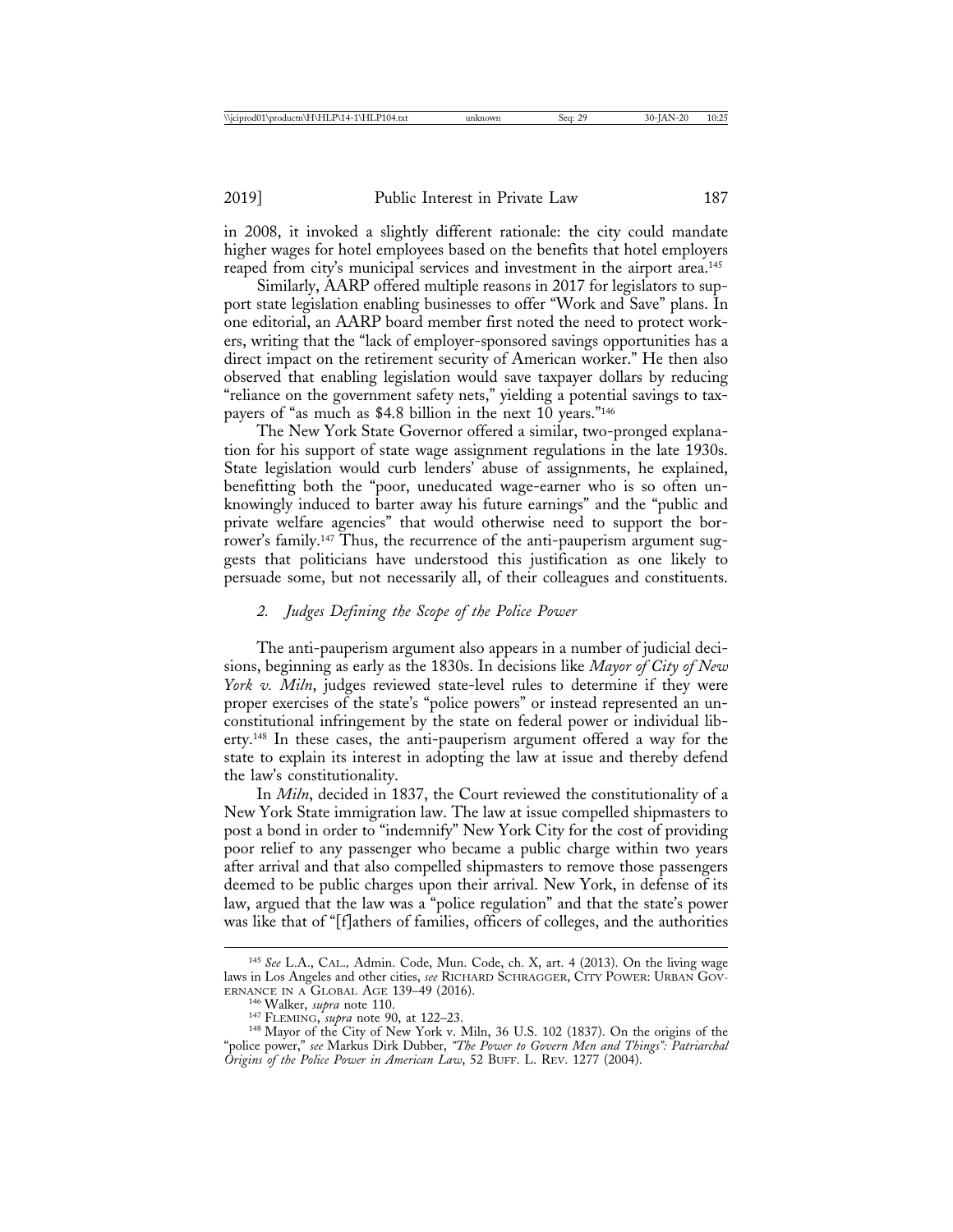in 2008, it invoked a slightly different rationale: the city could mandate higher wages for hotel employees based on the benefits that hotel employers reaped from city's municipal services and investment in the airport area.[145]

Similarly, AARP offered multiple reasons in 2017 for legislators to support state legislation enabling businesses to offer "Work and Save" plans. In one editorial, an AARP board member first noted the need to protect workers, writing that the "lack of employer-sponsored savings opportunities has a direct impact on the retirement security of American worker." He then also observed that enabling legislation would save taxpayer dollars by reducing "reliance on the government safety nets," yielding a potential savings to taxpayers of "as much as $4.8 billion in the next 10 years."[146]

The New York State Governor offered a similar, two-pronged explanation for his support of state wage assignment regulations in the late 1930s. State legislation would curb lenders' abuse of assignments, he explained, benefitting both the "poor, uneducated wage-earner who is so often unknowingly induced to barter away his future earnings" and the "public and private welfare agencies" that would otherwise need to support the borrower's family.[147] Thus, the recurrence of the anti-pauperism argument suggests that politicians have understood this justification as one likely to persuade some, but not necessarily all, of their colleagues and constituents.

### *2. Judges Defining the Scope of the Police Power*

The anti-pauperism argument also appears in a number of judicial decisions, beginning as early as the 1830s. In decisions like *Mayor of City of New York v. Miln*, judges reviewed state-level rules to determine if they were proper exercises of the state's "police powers" or instead represented an unconstitutional infringement by the state on federal power or individual liberty.[148] In these cases, the anti-pauperism argument offered a way for the state to explain its interest in adopting the law at issue and thereby defend the law's constitutionality.

In *Miln*, decided in 1837, the Court reviewed the constitutionality of a New York State immigration law. The law at issue compelled shipmasters to post a bond in order to "indemnify" New York City for the cost of providing poor relief to any passenger who became a public charge within two years after arrival and that also compelled shipmasters to remove those passengers deemed to be public charges upon their arrival. New York, in defense of its law, argued that the law was a "police regulation" and that the state's power was like that of "[f]athers of families, officers of colleges, and the authorities

---

[145] *See* L.A., CAL., Admin. Code, Mun. Code, ch. X, art. 4 (2013). On the living wage laws in Los Angeles and other cities, *see* RICHARD SCHRAGGER, CITY POWER: URBAN GOVERNANCE IN A GLOBAL AGE 139–49 (2016).

[146] Walker, *supra* note 110.

[147] FLEMING, *supra* note 90, at 122–23.

[148] Mayor of the City of New York v. Miln, 36 U.S. 102 (1837). On the origins of the "police power," *see* Markus Dirk Dubber, *"The Power to Govern Men and Things": Patriarchal Origins of the Police Power in American Law*, 52 BUFF. L. REV. 1277 (2004).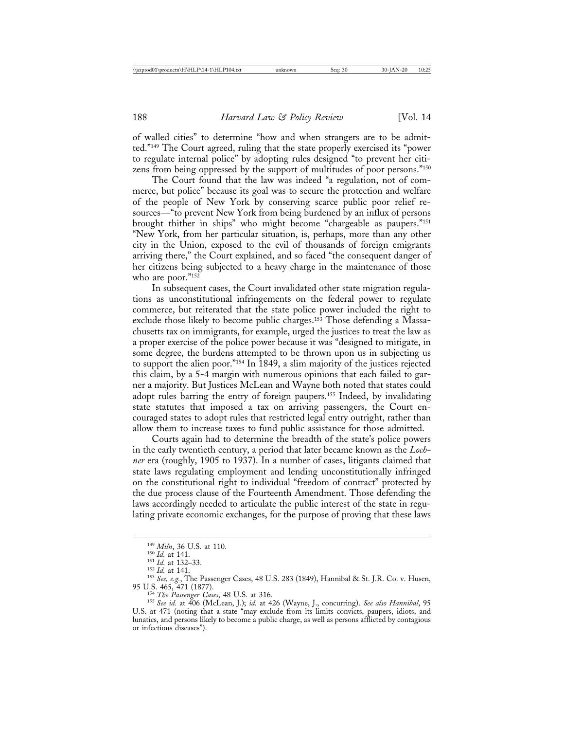of walled cities" to determine "how and when strangers are to be admitted."[149] The Court agreed, ruling that the state properly exercised its "power to regulate internal police" by adopting rules designed "to prevent her citizens from being oppressed by the support of multitudes of poor persons."[150]

The Court found that the law was indeed "a regulation, not of commerce, but police" because its goal was to secure the protection and welfare of the people of New York by conserving scarce public poor relief resources—"to prevent New York from being burdened by an influx of persons brought thither in ships" who might become "chargeable as paupers."[151] "New York, from her particular situation, is, perhaps, more than any other city in the Union, exposed to the evil of thousands of foreign emigrants arriving there," the Court explained, and so faced "the consequent danger of her citizens being subjected to a heavy charge in the maintenance of those who are poor."[152]

In subsequent cases, the Court invalidated other state migration regulations as unconstitutional infringements on the federal power to regulate commerce, but reiterated that the state police power included the right to exclude those likely to become public charges.[153] Those defending a Massachusetts tax on immigrants, for example, urged the justices to treat the law as a proper exercise of the police power because it was "designed to mitigate, in some degree, the burdens attempted to be thrown upon us in subjecting us to support the alien poor."[154] In 1849, a slim majority of the justices rejected this claim, by a 5-4 margin with numerous opinions that each failed to garner a majority. But Justices McLean and Wayne both noted that states could adopt rules barring the entry of foreign paupers.[155] Indeed, by invalidating state statutes that imposed a tax on arriving passengers, the Court encouraged states to adopt rules that restricted legal entry outright, rather than allow them to increase taxes to fund public assistance for those admitted.

Courts again had to determine the breadth of the state's police powers in the early twentieth century, a period that later became known as the *Lochner* era (roughly, 1905 to 1937). In a number of cases, litigants claimed that state laws regulating employment and lending unconstitutionally infringed on the constitutional right to individual "freedom of contract" protected by the due process clause of the Fourteenth Amendment. Those defending the laws accordingly needed to articulate the public interest of the state in regulating private economic exchanges, for the purpose of proving that these laws

---

[149] *Miln*, 36 U.S. at 110.

[150] *Id.* at 141.

[151] *Id.* at 132–33.

[152] *Id.* at 141.

[153] *See, e.g.*, The Passenger Cases, 48 U.S. 283 (1849), Hannibal & St. J.R. Co. v. Husen, 95 U.S. 465, 471 (1877).

[154] *The Passenger Cases*, 48 U.S. at 316.

[155] *See id.* at 406 (McLean, J.); *id.* at 426 (Wayne, J., concurring). *See also Hannibal*, 95 U.S. at 471 (noting that a state "may exclude from its limits convicts, paupers, idiots, and lunatics, and persons likely to become a public charge, as well as persons afflicted by contagious or infectious diseases").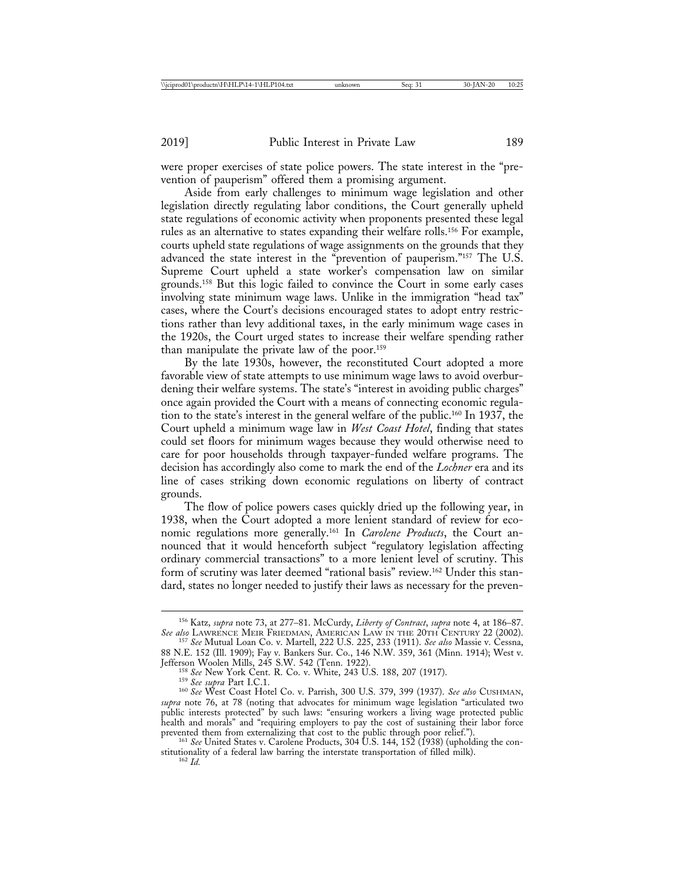were proper exercises of state police powers. The state interest in the "prevention of pauperism" offered them a promising argument.

Aside from early challenges to minimum wage legislation and other legislation directly regulating labor conditions, the Court generally upheld state regulations of economic activity when proponents presented these legal rules as an alternative to states expanding their welfare rolls.[156] For example, courts upheld state regulations of wage assignments on the grounds that they advanced the state interest in the "prevention of pauperism."[157] The U.S. Supreme Court upheld a state worker's compensation law on similar grounds.[158] But this logic failed to convince the Court in some early cases involving state minimum wage laws. Unlike in the immigration "head tax" cases, where the Court's decisions encouraged states to adopt entry restrictions rather than levy additional taxes, in the early minimum wage cases in the 1920s, the Court urged states to increase their welfare spending rather than manipulate the private law of the poor.[159]

By the late 1930s, however, the reconstituted Court adopted a more favorable view of state attempts to use minimum wage laws to avoid overburdening their welfare systems. The state's "interest in avoiding public charges" once again provided the Court with a means of connecting economic regulation to the state's interest in the general welfare of the public.[160] In 1937, the Court upheld a minimum wage law in *West Coast Hotel*, finding that states could set floors for minimum wages because they would otherwise need to care for poor households through taxpayer-funded welfare programs. The decision has accordingly also come to mark the end of the *Lochner* era and its line of cases striking down economic regulations on liberty of contract grounds.

The flow of police powers cases quickly dried up the following year, in 1938, when the Court adopted a more lenient standard of review for economic regulations more generally.[161] In *Carolene Products*, the Court announced that it would henceforth subject "regulatory legislation affecting ordinary commercial transactions" to a more lenient level of scrutiny. This form of scrutiny was later deemed "rational basis" review.[162] Under this standard, states no longer needed to justify their laws as necessary for the preven-

---

[156] Katz, *supra* note 73, at 277–81. McCurdy, *Liberty of Contract*, *supra* note 4, at 186–87. *See also* LAWRENCE MEIR FRIEDMAN, AMERICAN LAW IN THE 20TH CENTURY 22 (2002).

[157] *See* Mutual Loan Co. v. Martell, 222 U.S. 225, 233 (1911). *See also* Massie v. Cessna, 88 N.E. 152 (Ill. 1909); Fay v. Bankers Sur. Co., 146 N.W. 359, 361 (Minn. 1914); West v. Jefferson Woolen Mills, 245 S.W. 542 (Tenn. 1922).

[158] *See* New York Cent. R. Co. v. White, 243 U.S. 188, 207 (1917).

[159] *See supra* Part I.C.1.

[160] *See* West Coast Hotel Co. v. Parrish, 300 U.S. 379, 399 (1937). *See also* CUSHMAN, *supra* note 76, at 78 (noting that advocates for minimum wage legislation "articulated two public interests protected" by such laws: "ensuring workers a living wage protected public health and morals" and "requiring employers to pay the cost of sustaining their labor force prevented them from externalizing that cost to the public through poor relief.").

[161] *See* United States v. Carolene Products, 304 U.S. 144, 152 (1938) (upholding the constitutionality of a federal law barring the interstate transportation of filled milk).

[162] *Id.*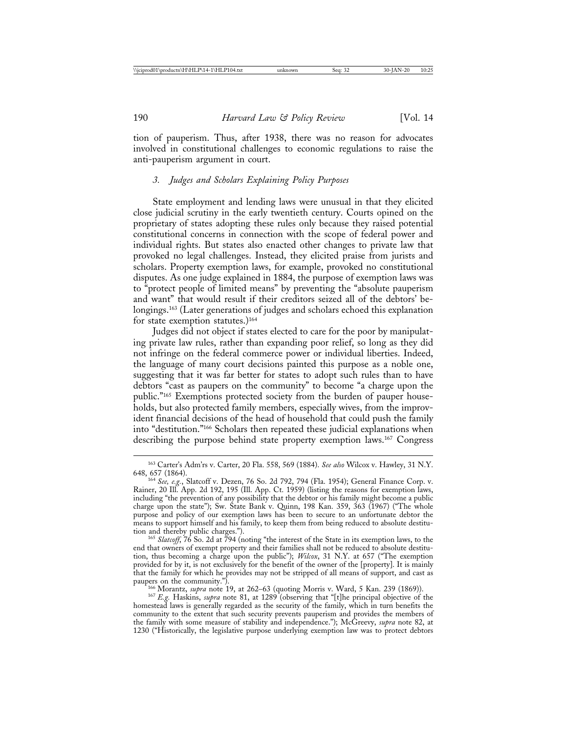tion of pauperism. Thus, after 1938, there was no reason for advocates involved in constitutional challenges to economic regulations to raise the anti-pauperism argument in court.

### 3. *Judges and Scholars Explaining Policy Purposes*

State employment and lending laws were unusual in that they elicited close judicial scrutiny in the early twentieth century. Courts opined on the proprietary of states adopting these rules only because they raised potential constitutional concerns in connection with the scope of federal power and individual rights. But states also enacted other changes to private law that provoked no legal challenges. Instead, they elicited praise from jurists and scholars. Property exemption laws, for example, provoked no constitutional disputes. As one judge explained in 1884, the purpose of exemption laws was to "protect people of limited means" by preventing the "absolute pauperism and want" that would result if their creditors seized all of the debtors' belongings.[163] (Later generations of judges and scholars echoed this explanation for state exemption statutes.)[164]

Judges did not object if states elected to care for the poor by manipulating private law rules, rather than expanding poor relief, so long as they did not infringe on the federal commerce power or individual liberties. Indeed, the language of many court decisions painted this purpose as a noble one, suggesting that it was far better for states to adopt such rules than to have debtors "cast as paupers on the community" to become "a charge upon the public."[165] Exemptions protected society from the burden of pauper households, but also protected family members, especially wives, from the improvident financial decisions of the head of household that could push the family into "destitution."[166] Scholars then repeated these judicial explanations when describing the purpose behind state property exemption laws.[167] Congress

---

[163] Carter's Adm'rs v. Carter, 20 Fla. 558, 569 (1884). *See also* Wilcox v. Hawley, 31 N.Y. 648, 657 (1864).

[164] *See, e.g.*, Slatcoff v. Dezen, 76 So. 2d 792, 794 (Fla. 1954); General Finance Corp. v. Rainer, 20 Ill. App. 2d 192, 195 (Ill. App. Ct. 1959) (listing the reasons for exemption laws, including "the prevention of any possibility that the debtor or his family might become a public charge upon the state"); Sw. State Bank v. Quinn, 198 Kan. 359, 363 (1967) ("The whole purpose and policy of our exemption laws has been to secure to an unfortunate debtor the means to support himself and his family, to keep them from being reduced to absolute destitution and thereby public charges.").

[165] *Slatcoff*, 76 So. 2d at 794 (noting "the interest of the State in its exemption laws, to the end that owners of exempt property and their families shall not be reduced to absolute destitution, thus becoming a charge upon the public"); *Wilcox*, 31 N.Y. at 657 ("The exemption provided for by it, is not exclusively for the benefit of the owner of the [property]. It is mainly that the family for which he provides may not be stripped of all means of support, and cast as paupers on the community.").

[166] Morantz, *supra* note 19, at 262–63 (quoting Morris v. Ward, 5 Kan. 239 (1869)).

[167] *E.g.* Haskins, *supra* note 81, at 1289 (observing that "[t]he principal objective of the homestead laws is generally regarded as the security of the family, which in turn benefits the community to the extent that such security prevents pauperism and provides the members of the family with some measure of stability and independence."); McGreevy, *supra* note 82, at 1230 ("Historically, the legislative purpose underlying exemption law was to protect debtors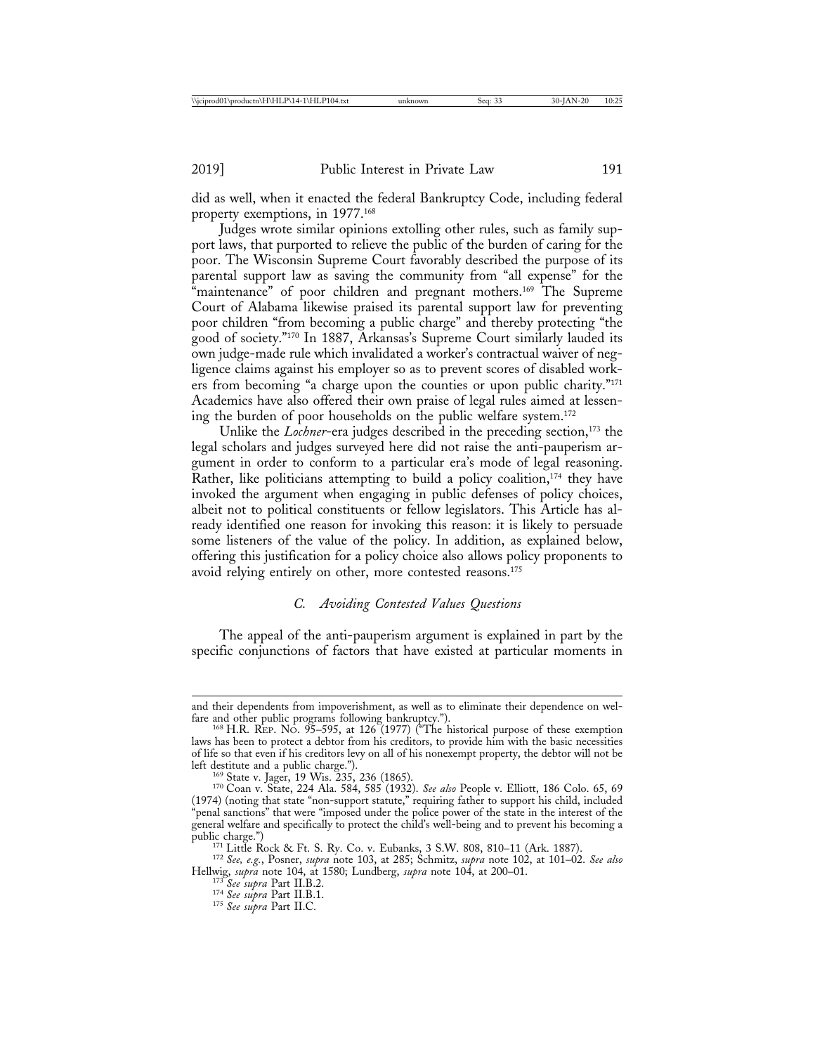did as well, when it enacted the federal Bankruptcy Code, including federal property exemptions, in 1977.[168]

Judges wrote similar opinions extolling other rules, such as family support laws, that purported to relieve the public of the burden of caring for the poor. The Wisconsin Supreme Court favorably described the purpose of its parental support law as saving the community from "all expense" for the "maintenance" of poor children and pregnant mothers.[169] The Supreme Court of Alabama likewise praised its parental support law for preventing poor children "from becoming a public charge" and thereby protecting "the good of society."[170] In 1887, Arkansas's Supreme Court similarly lauded its own judge-made rule which invalidated a worker's contractual waiver of negligence claims against his employer so as to prevent scores of disabled workers from becoming "a charge upon the counties or upon public charity."[171] Academics have also offered their own praise of legal rules aimed at lessening the burden of poor households on the public welfare system.[172]

Unlike the *Lochner*-era judges described in the preceding section,[173] the legal scholars and judges surveyed here did not raise the anti-pauperism argument in order to conform to a particular era's mode of legal reasoning. Rather, like politicians attempting to build a policy coalition,[174] they have invoked the argument when engaging in public defenses of policy choices, albeit not to political constituents or fellow legislators. This Article has already identified one reason for invoking this reason: it is likely to persuade some listeners of the value of the policy. In addition, as explained below, offering this justification for a policy choice also allows policy proponents to avoid relying entirely on other, more contested reasons.[175]

### *C. Avoiding Contested Values Questions*

The appeal of the anti-pauperism argument is explained in part by the specific conjunctions of factors that have existed at particular moments in

---

and their dependents from impoverishment, as well as to eliminate their dependence on welfare and other public programs following bankruptcy.").

[168] H.R. Rep. No. 95–595, at 126 (1977) ("The historical purpose of these exemption laws has been to protect a debtor from his creditors, to provide him with the basic necessities of life so that even if his creditors levy on all of his nonexempt property, the debtor will not be left destitute and a public charge.").

[169] State v. Jager, 19 Wis. 235, 236 (1865).

[170] Coan v. State, 224 Ala. 584, 585 (1932). *See also* People v. Elliott, 186 Colo. 65, 69 (1974) (noting that state "non-support statute," requiring father to support his child, included "penal sanctions" that were "imposed under the police power of the state in the interest of the general welfare and specifically to protect the child's well-being and to prevent his becoming a public charge.")

[171] Little Rock & Ft. S. Ry. Co. v. Eubanks, 3 S.W. 808, 810–11 (Ark. 1887).

[172] *See, e.g.*, Posner, *supra* note 103, at 285; Schmitz, *supra* note 102, at 101–02. *See also* Hellwig, *supra* note 104, at 1580; Lundberg, *supra* note 104, at 200–01.

[173] *See supra* Part II.B.2.

[174] *See supra* Part II.B.1.

[175] *See supra* Part II.C.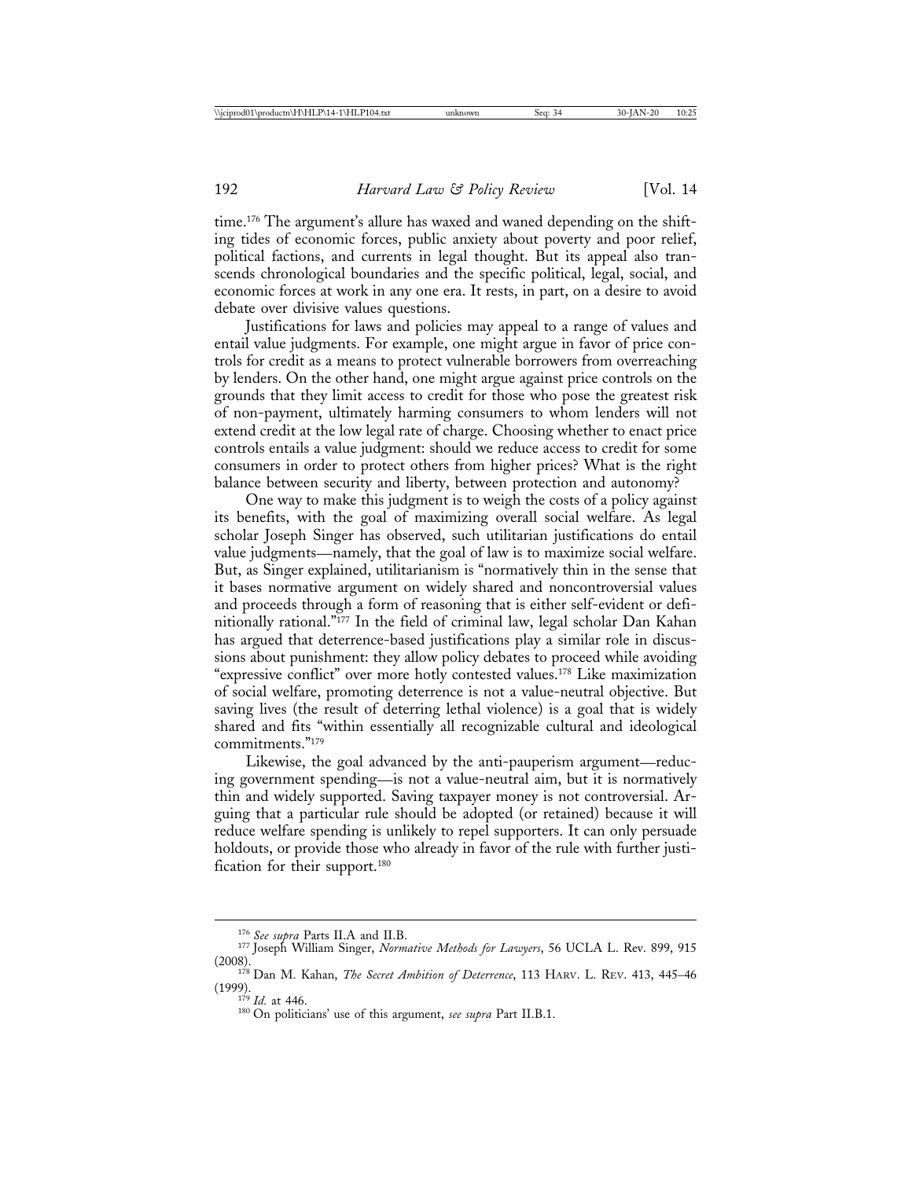time.[176] The argument's allure has waxed and waned depending on the shifting tides of economic forces, public anxiety about poverty and poor relief, political factions, and currents in legal thought. But its appeal also transcends chronological boundaries and the specific political, legal, social, and economic forces at work in any one era. It rests, in part, on a desire to avoid debate over divisive values questions.

Justifications for laws and policies may appeal to a range of values and entail value judgments. For example, one might argue in favor of price controls for credit as a means to protect vulnerable borrowers from overreaching by lenders. On the other hand, one might argue against price controls on the grounds that they limit access to credit for those who pose the greatest risk of non-payment, ultimately harming consumers to whom lenders will not extend credit at the low legal rate of charge. Choosing whether to enact price controls entails a value judgment: should we reduce access to credit for some consumers in order to protect others from higher prices? What is the right balance between security and liberty, between protection and autonomy?

One way to make this judgment is to weigh the costs of a policy against its benefits, with the goal of maximizing overall social welfare. As legal scholar Joseph Singer has observed, such utilitarian justifications do entail value judgments—namely, that the goal of law is to maximize social welfare. But, as Singer explained, utilitarianism is "normatively thin in the sense that it bases normative argument on widely shared and noncontroversial values and proceeds through a form of reasoning that is either self-evident or definitionally rational."[177] In the field of criminal law, legal scholar Dan Kahan has argued that deterrence-based justifications play a similar role in discussions about punishment: they allow policy debates to proceed while avoiding "expressive conflict" over more hotly contested values.[178] Like maximization of social welfare, promoting deterrence is not a value-neutral objective. But saving lives (the result of deterring lethal violence) is a goal that is widely shared and fits "within essentially all recognizable cultural and ideological commitments."[179]

Likewise, the goal advanced by the anti-pauperism argument—reducing government spending—is not a value-neutral aim, but it is normatively thin and widely supported. Saving taxpayer money is not controversial. Arguing that a particular rule should be adopted (or retained) because it will reduce welfare spending is unlikely to repel supporters. It can only persuade holdouts, or provide those who already in favor of the rule with further justification for their support.[180]

---

[176] *See supra* Parts II.A and II.B.

[177] Joseph William Singer, *Normative Methods for Lawyers*, 56 UCLA L. Rev. 899, 915 (2008).

[178] Dan M. Kahan, *The Secret Ambition of Deterrence*, 113 HARV. L. REV. 413, 445–46 (1999).

[179] *Id.* at 446.

[180] On politicians' use of this argument, *see supra* Part II.B.1.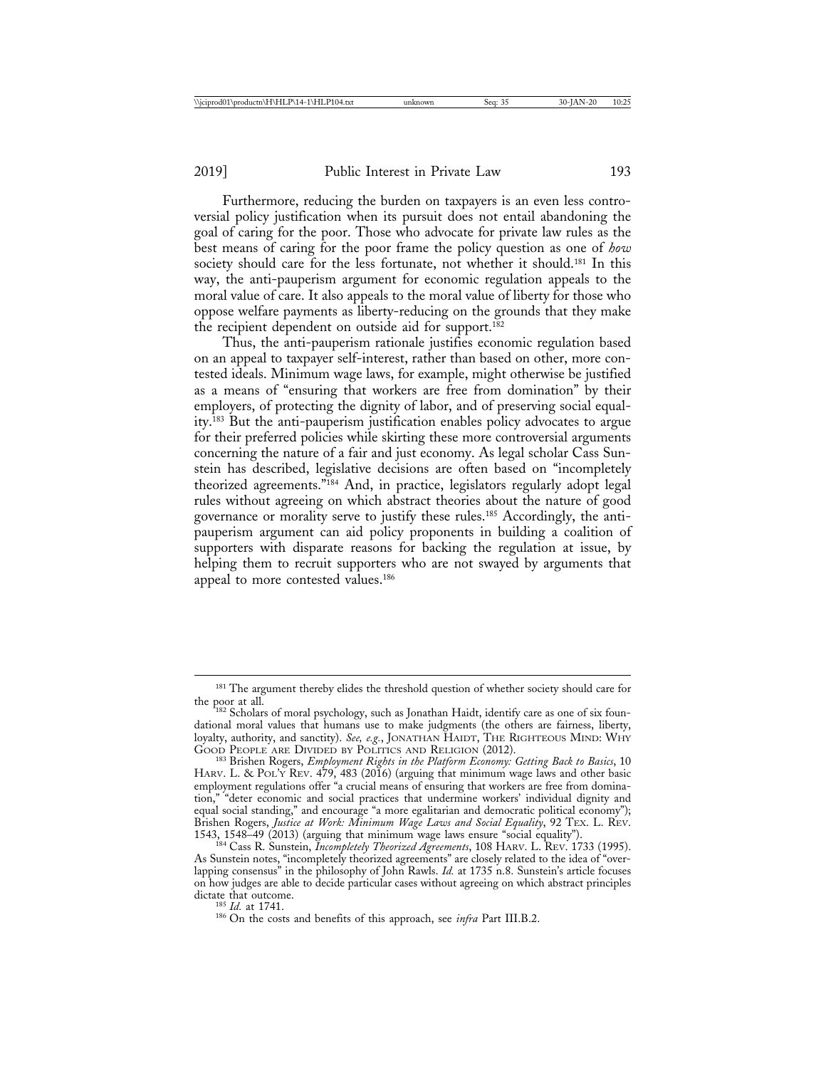Furthermore, reducing the burden on taxpayers is an even less controversial policy justification when its pursuit does not entail abandoning the goal of caring for the poor. Those who advocate for private law rules as the best means of caring for the poor frame the policy question as one of *how* society should care for the less fortunate, not whether it should.[181] In this way, the anti-pauperism argument for economic regulation appeals to the moral value of care. It also appeals to the moral value of liberty for those who oppose welfare payments as liberty-reducing on the grounds that they make the recipient dependent on outside aid for support.[182]

Thus, the anti-pauperism rationale justifies economic regulation based on an appeal to taxpayer self-interest, rather than based on other, more contested ideals. Minimum wage laws, for example, might otherwise be justified as a means of "ensuring that workers are free from domination" by their employers, of protecting the dignity of labor, and of preserving social equality.[183] But the anti-pauperism justification enables policy advocates to argue for their preferred policies while skirting these more controversial arguments concerning the nature of a fair and just economy. As legal scholar Cass Sunstein has described, legislative decisions are often based on "incompletely theorized agreements."[184] And, in practice, legislators regularly adopt legal rules without agreeing on which abstract theories about the nature of good governance or morality serve to justify these rules.[185] Accordingly, the anti-pauperism argument can aid policy proponents in building a coalition of supporters with disparate reasons for backing the regulation at issue, by helping them to recruit supporters who are not swayed by arguments that appeal to more contested values.[186]

---

[181] The argument thereby elides the threshold question of whether society should care for the poor at all.

[182] Scholars of moral psychology, such as Jonathan Haidt, identify care as one of six foundational moral values that humans use to make judgments (the others are fairness, liberty, loyalty, authority, and sanctity). *See, e.g.*, JONATHAN HAIDT, THE RIGHTEOUS MIND: WHY GOOD PEOPLE ARE DIVIDED BY POLITICS AND RELIGION (2012).

[183] Brishen Rogers, *Employment Rights in the Platform Economy: Getting Back to Basics*, 10 HARV. L. & POL'Y REV. 479, 483 (2016) (arguing that minimum wage laws and other basic employment regulations offer "a crucial means of ensuring that workers are free from domination," "deter economic and social practices that undermine workers' individual dignity and equal social standing," and encourage "a more egalitarian and democratic political economy"); Brishen Rogers, *Justice at Work: Minimum Wage Laws and Social Equality*, 92 TEX. L. REV. 1543, 1548–49 (2013) (arguing that minimum wage laws ensure "social equality").

[184] Cass R. Sunstein, *Incompletely Theorized Agreements*, 108 HARV. L. REV. 1733 (1995). As Sunstein notes, "incompletely theorized agreements" are closely related to the idea of "overlapping consensus" in the philosophy of John Rawls. *Id.* at 1735 n.8. Sunstein's article focuses on how judges are able to decide particular cases without agreeing on which abstract principles dictate that outcome.

[185] *Id.* at 1741.

[186] On the costs and benefits of this approach, see *infra* Part III.B.2.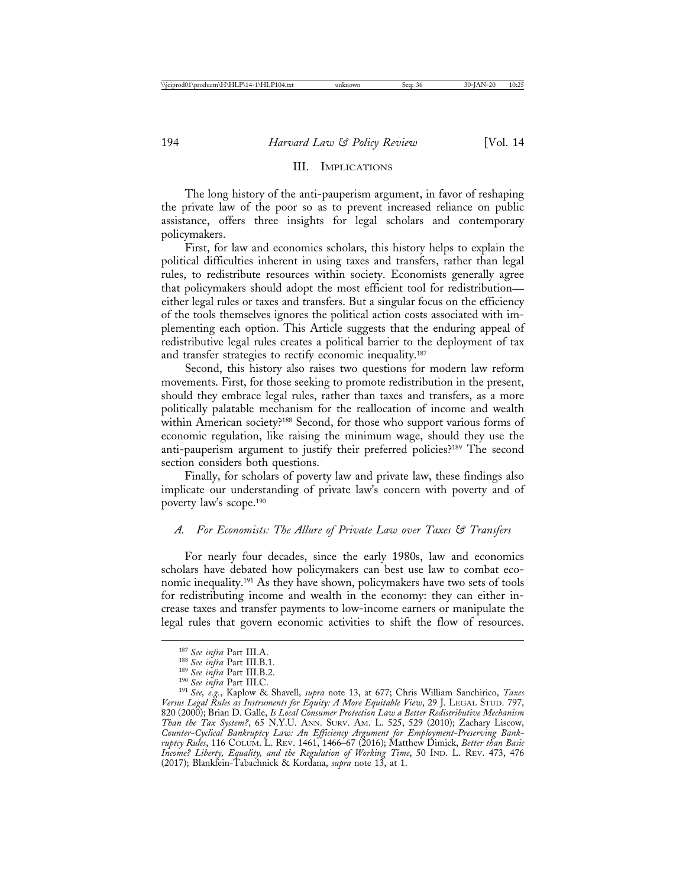## III. Implications

The long history of the anti-pauperism argument, in favor of reshaping the private law of the poor so as to prevent increased reliance on public assistance, offers three insights for legal scholars and contemporary policymakers.

First, for law and economics scholars, this history helps to explain the political difficulties inherent in using taxes and transfers, rather than legal rules, to redistribute resources within society. Economists generally agree that policymakers should adopt the most efficient tool for redistribution—either legal rules or taxes and transfers. But a singular focus on the efficiency of the tools themselves ignores the political action costs associated with implementing each option. This Article suggests that the enduring appeal of redistributive legal rules creates a political barrier to the deployment of tax and transfer strategies to rectify economic inequality.[187]

Second, this history also raises two questions for modern law reform movements. First, for those seeking to promote redistribution in the present, should they embrace legal rules, rather than taxes and transfers, as a more politically palatable mechanism for the reallocation of income and wealth within American society?[188] Second, for those who support various forms of economic regulation, like raising the minimum wage, should they use the anti-pauperism argument to justify their preferred policies?[189] The second section considers both questions.

Finally, for scholars of poverty law and private law, these findings also implicate our understanding of private law's concern with poverty and of poverty law's scope.[190]

### *A. For Economists: The Allure of Private Law over Taxes & Transfers*

For nearly four decades, since the early 1980s, law and economics scholars have debated how policymakers can best use law to combat economic inequality.[191] As they have shown, policymakers have two sets of tools for redistributing income and wealth in the economy: they can either increase taxes and transfer payments to low-income earners or manipulate the legal rules that govern economic activities to shift the flow of resources.

---

[187] *See infra* Part III.A.

[188] *See infra* Part III.B.1.

[189] *See infra* Part III.B.2.

[190] *See infra* Part III.C.

[191] *See, e.g.*, Kaplow & Shavell, *supra* note 13, at 677; Chris William Sanchirico, *Taxes Versus Legal Rules as Instruments for Equity: A More Equitable View*, 29 J. Legal Stud. 797, 820 (2000); Brian D. Galle, *Is Local Consumer Protection Law a Better Redistributive Mechanism Than the Tax System?*, 65 N.Y.U. Ann. Surv. Am. L. 525, 529 (2010); Zachary Liscow, *Counter-Cyclical Bankruptcy Law: An Efficiency Argument for Employment-Preserving Bankruptcy Rules*, 116 Colum. L. Rev. 1461, 1466–67 (2016); Matthew Dimick, *Better than Basic Income? Liberty, Equality, and the Regulation of Working Time*, 50 Ind. L. Rev. 473, 476 (2017); Blankfein-Tabachnick & Kordana, *supra* note 13, at 1.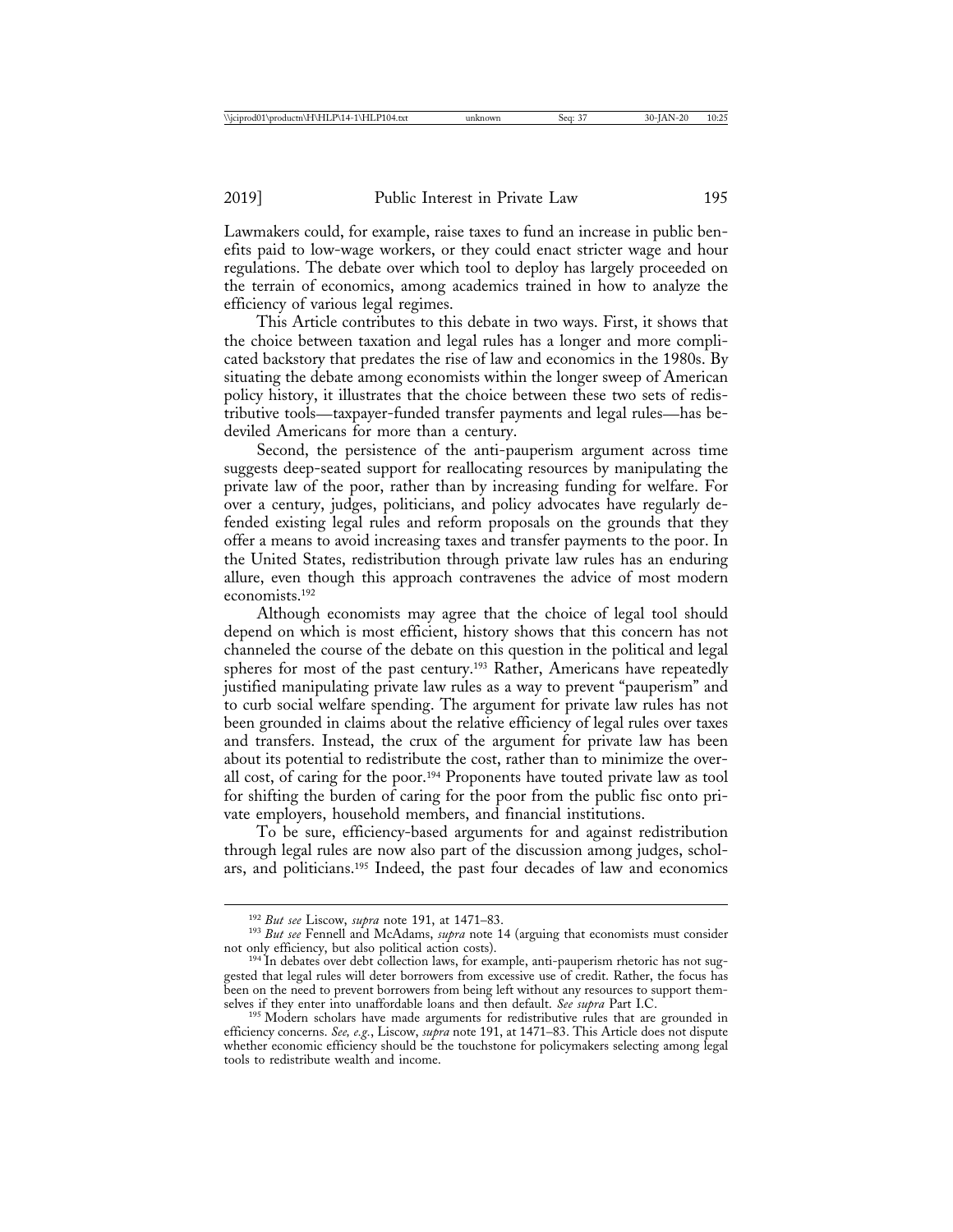Lawmakers could, for example, raise taxes to fund an increase in public benefits paid to low-wage workers, or they could enact stricter wage and hour regulations. The debate over which tool to deploy has largely proceeded on the terrain of economics, among academics trained in how to analyze the efficiency of various legal regimes.

This Article contributes to this debate in two ways. First, it shows that the choice between taxation and legal rules has a longer and more complicated backstory that predates the rise of law and economics in the 1980s. By situating the debate among economists within the longer sweep of American policy history, it illustrates that the choice between these two sets of redistributive tools—taxpayer-funded transfer payments and legal rules—has bedeviled Americans for more than a century.

Second, the persistence of the anti-pauperism argument across time suggests deep-seated support for reallocating resources by manipulating the private law of the poor, rather than by increasing funding for welfare. For over a century, judges, politicians, and policy advocates have regularly defended existing legal rules and reform proposals on the grounds that they offer a means to avoid increasing taxes and transfer payments to the poor. In the United States, redistribution through private law rules has an enduring allure, even though this approach contravenes the advice of most modern economists.[192]

Although economists may agree that the choice of legal tool should depend on which is most efficient, history shows that this concern has not channeled the course of the debate on this question in the political and legal spheres for most of the past century.[193] Rather, Americans have repeatedly justified manipulating private law rules as a way to prevent "pauperism" and to curb social welfare spending. The argument for private law rules has not been grounded in claims about the relative efficiency of legal rules over taxes and transfers. Instead, the crux of the argument for private law has been about its potential to redistribute the cost, rather than to minimize the overall cost, of caring for the poor.[194] Proponents have touted private law as tool for shifting the burden of caring for the poor from the public fisc onto private employers, household members, and financial institutions.

To be sure, efficiency-based arguments for and against redistribution through legal rules are now also part of the discussion among judges, scholars, and politicians.[195] Indeed, the past four decades of law and economics

---

[192] *But see* Liscow, *supra* note 191, at 1471–83.

[193] *But see* Fennell and McAdams, *supra* note 14 (arguing that economists must consider not only efficiency, but also political action costs).

[194] In debates over debt collection laws, for example, anti-pauperism rhetoric has not suggested that legal rules will deter borrowers from excessive use of credit. Rather, the focus has been on the need to prevent borrowers from being left without any resources to support themselves if they enter into unaffordable loans and then default. *See supra* Part I.C.

[195] Modern scholars have made arguments for redistributive rules that are grounded in efficiency concerns. *See, e.g.*, Liscow, *supra* note 191, at 1471–83. This Article does not dispute whether economic efficiency should be the touchstone for policymakers selecting among legal tools to redistribute wealth and income.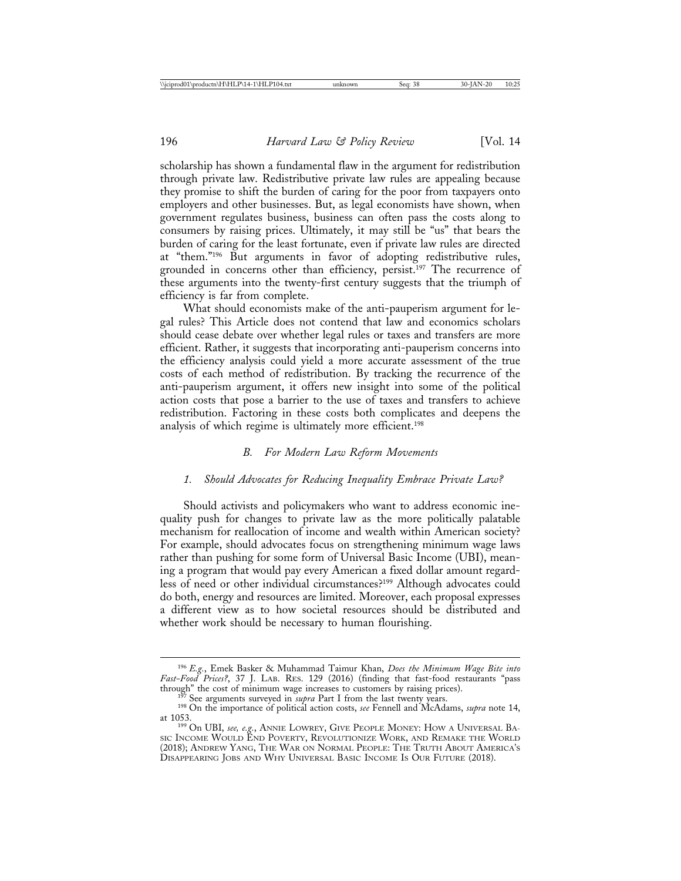scholarship has shown a fundamental flaw in the argument for redistribution through private law. Redistributive private law rules are appealing because they promise to shift the burden of caring for the poor from taxpayers onto employers and other businesses. But, as legal economists have shown, when government regulates business, business can often pass the costs along to consumers by raising prices. Ultimately, it may still be "us" that bears the burden of caring for the least fortunate, even if private law rules are directed at "them."[196] But arguments in favor of adopting redistributive rules, grounded in concerns other than efficiency, persist.[197] The recurrence of these arguments into the twenty-first century suggests that the triumph of efficiency is far from complete.

What should economists make of the anti-pauperism argument for legal rules? This Article does not contend that law and economics scholars should cease debate over whether legal rules or taxes and transfers are more efficient. Rather, it suggests that incorporating anti-pauperism concerns into the efficiency analysis could yield a more accurate assessment of the true costs of each method of redistribution. By tracking the recurrence of the anti-pauperism argument, it offers new insight into some of the political action costs that pose a barrier to the use of taxes and transfers to achieve redistribution. Factoring in these costs both complicates and deepens the analysis of which regime is ultimately more efficient.[198]

### B. For Modern Law Reform Movements

#### 1. Should Advocates for Reducing Inequality Embrace Private Law?

Should activists and policymakers who want to address economic inequality push for changes to private law as the more politically palatable mechanism for reallocation of income and wealth within American society? For example, should advocates focus on strengthening minimum wage laws rather than pushing for some form of Universal Basic Income (UBI), meaning a program that would pay every American a fixed dollar amount regardless of need or other individual circumstances?[199] Although advocates could do both, energy and resources are limited. Moreover, each proposal expresses a different view as to how societal resources should be distributed and whether work should be necessary to human flourishing.

---

[196] *E.g.*, Emek Basker & Muhammad Taimur Khan, *Does the Minimum Wage Bite into Fast-Food Prices?*, 37 J. LAB. RES. 129 (2016) (finding that fast-food restaurants "pass through" the cost of minimum wage increases to customers by raising prices).

[197] See arguments surveyed in *supra* Part I from the last twenty years.

[198] On the importance of political action costs, *see* Fennell and McAdams, *supra* note 14, at 1053.

[199] On UBI, *see, e.g.*, ANNIE LOWREY, GIVE PEOPLE MONEY: HOW A UNIVERSAL BASIC INCOME WOULD END POVERTY, REVOLUTIONIZE WORK, AND REMAKE THE WORLD (2018); ANDREW YANG, THE WAR ON NORMAL PEOPLE: THE TRUTH ABOUT AMERICA'S DISAPPEARING JOBS AND WHY UNIVERSAL BASIC INCOME IS OUR FUTURE (2018).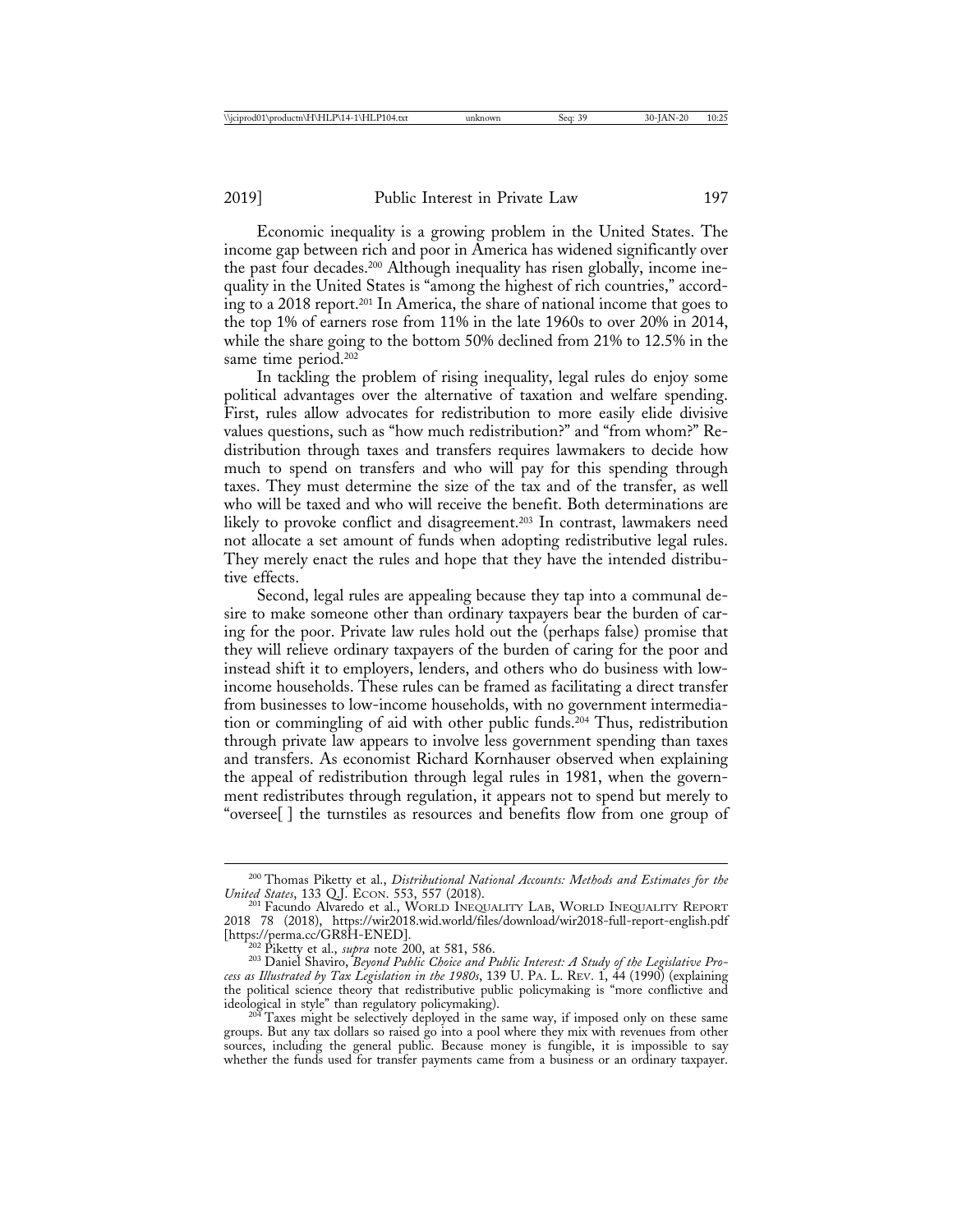Economic inequality is a growing problem in the United States. The income gap between rich and poor in America has widened significantly over the past four decades.[200] Although inequality has risen globally, income inequality in the United States is "among the highest of rich countries," according to a 2018 report.[201] In America, the share of national income that goes to the top 1% of earners rose from 11% in the late 1960s to over 20% in 2014, while the share going to the bottom 50% declined from 21% to 12.5% in the same time period.[202]

In tackling the problem of rising inequality, legal rules do enjoy some political advantages over the alternative of taxation and welfare spending. First, rules allow advocates for redistribution to more easily elide divisive values questions, such as "how much redistribution?" and "from whom?" Redistribution through taxes and transfers requires lawmakers to decide how much to spend on transfers and who will pay for this spending through taxes. They must determine the size of the tax and of the transfer, as well who will be taxed and who will receive the benefit. Both determinations are likely to provoke conflict and disagreement.[203] In contrast, lawmakers need not allocate a set amount of funds when adopting redistributive legal rules. They merely enact the rules and hope that they have the intended distributive effects.

Second, legal rules are appealing because they tap into a communal desire to make someone other than ordinary taxpayers bear the burden of caring for the poor. Private law rules hold out the (perhaps false) promise that they will relieve ordinary taxpayers of the burden of caring for the poor and instead shift it to employers, lenders, and others who do business with low-income households. These rules can be framed as facilitating a direct transfer from businesses to low-income households, with no government intermediation or commingling of aid with other public funds.[204] Thus, redistribution through private law appears to involve less government spending than taxes and transfers. As economist Richard Kornhauser observed when explaining the appeal of redistribution through legal rules in 1981, when the government redistributes through regulation, it appears not to spend but merely to "oversee[ ] the turnstiles as resources and benefits flow from one group of

---

[200] Thomas Piketty et al., *Distributional National Accounts: Methods and Estimates for the United States*, 133 Q.J. Econ. 553, 557 (2018).

[201] Facundo Alvaredo et al., World Inequality Lab, World Inequality Report 2018 78 (2018), https://wir2018.wid.world/files/download/wir2018-full-report-english.pdf [https://perma.cc/GR8H-ENED].

[202] Piketty et al., *supra* note 200, at 581, 586.

[203] Daniel Shaviro, *Beyond Public Choice and Public Interest: A Study of the Legislative Process as Illustrated by Tax Legislation in the 1980s*, 139 U. Pa. L. Rev. 1, 44 (1990) (explaining the political science theory that redistributive public policymaking is "more conflictive and ideological in style" than regulatory policymaking).

[204] Taxes might be selectively deployed in the same way, if imposed only on these same groups. But any tax dollars so raised go into a pool where they mix with revenues from other sources, including the general public. Because money is fungible, it is impossible to say whether the funds used for transfer payments came from a business or an ordinary taxpayer.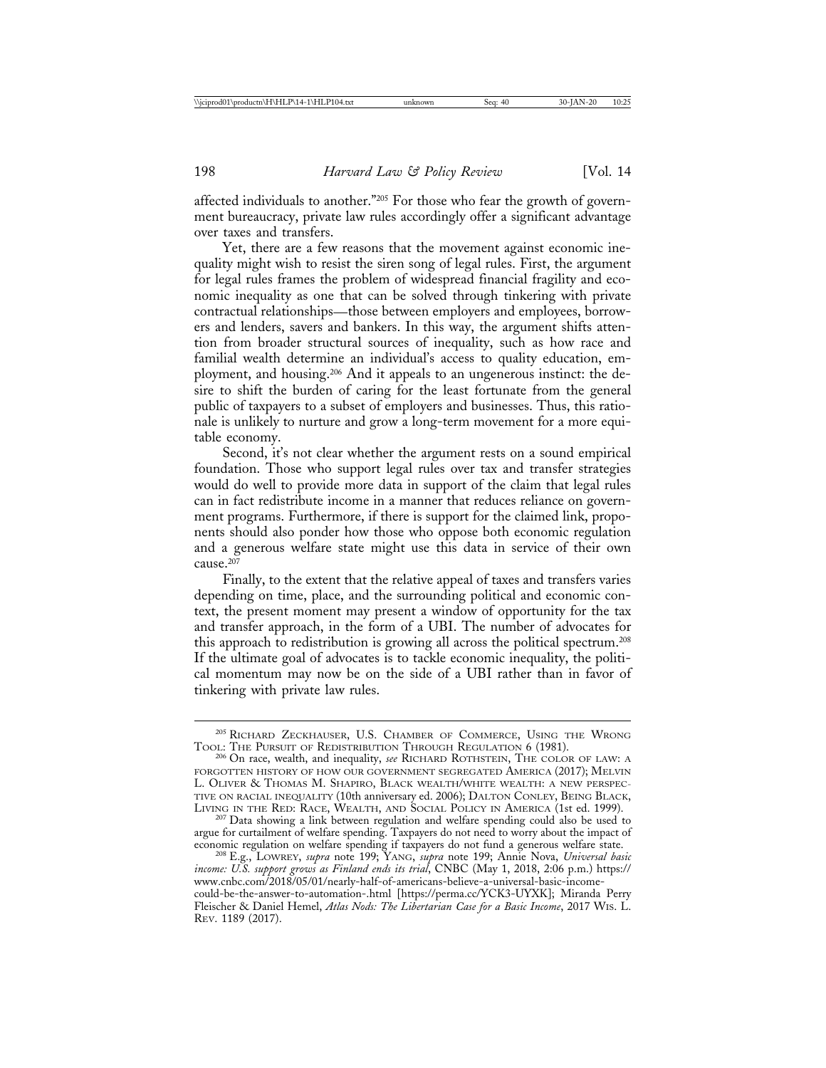affected individuals to another."[205] For those who fear the growth of government bureaucracy, private law rules accordingly offer a significant advantage over taxes and transfers.

Yet, there are a few reasons that the movement against economic inequality might wish to resist the siren song of legal rules. First, the argument for legal rules frames the problem of widespread financial fragility and economic inequality as one that can be solved through tinkering with private contractual relationships—those between employers and employees, borrowers and lenders, savers and bankers. In this way, the argument shifts attention from broader structural sources of inequality, such as how race and familial wealth determine an individual's access to quality education, employment, and housing.[206] And it appeals to an ungenerous instinct: the desire to shift the burden of caring for the least fortunate from the general public of taxpayers to a subset of employers and businesses. Thus, this rationale is unlikely to nurture and grow a long-term movement for a more equitable economy.

Second, it's not clear whether the argument rests on a sound empirical foundation. Those who support legal rules over tax and transfer strategies would do well to provide more data in support of the claim that legal rules can in fact redistribute income in a manner that reduces reliance on government programs. Furthermore, if there is support for the claimed link, proponents should also ponder how those who oppose both economic regulation and a generous welfare state might use this data in service of their own cause.[207]

Finally, to the extent that the relative appeal of taxes and transfers varies depending on time, place, and the surrounding political and economic context, the present moment may present a window of opportunity for the tax and transfer approach, in the form of a UBI. The number of advocates for this approach to redistribution is growing all across the political spectrum.[208] If the ultimate goal of advocates is to tackle economic inequality, the political momentum may now be on the side of a UBI rather than in favor of tinkering with private law rules.

---

[205] Richard Zeckhauser, U.S. Chamber of Commerce, Using the Wrong Tool: The Pursuit of Redistribution Through Regulation 6 (1981).

[206] On race, wealth, and inequality, *see* Richard Rothstein, The Color of Law: A Forgotten History of How Our Government Segregated America (2017); Melvin L. Oliver & Thomas M. Shapiro, Black Wealth/White Wealth: A New Perspective on Racial Inequality (10th anniversary ed. 2006); Dalton Conley, Being Black, Living in the Red: Race, Wealth, and Social Policy in America (1st ed. 1999).

[207] Data showing a link between regulation and welfare spending could also be used to argue for curtailment of welfare spending. Taxpayers do not need to worry about the impact of economic regulation on welfare spending if taxpayers do not fund a generous welfare state.

[208] E.g., Lowrey, *supra* note 199; Yang, *supra* note 199; Annie Nova, *Universal basic income: U.S. support grows as Finland ends its trial*, CNBC (May 1, 2018, 2:06 p.m.) https://www.cnbc.com/2018/05/01/nearly-half-of-americans-believe-a-universal-basic-income-could-be-the-answer-to-automation-.html [https://perma.cc/YCK3-UYXK]; Miranda Perry Fleischer & Daniel Hemel, *Atlas Nods: The Libertarian Case for a Basic Income*, 2017 Wis. L. Rev. 1189 (2017).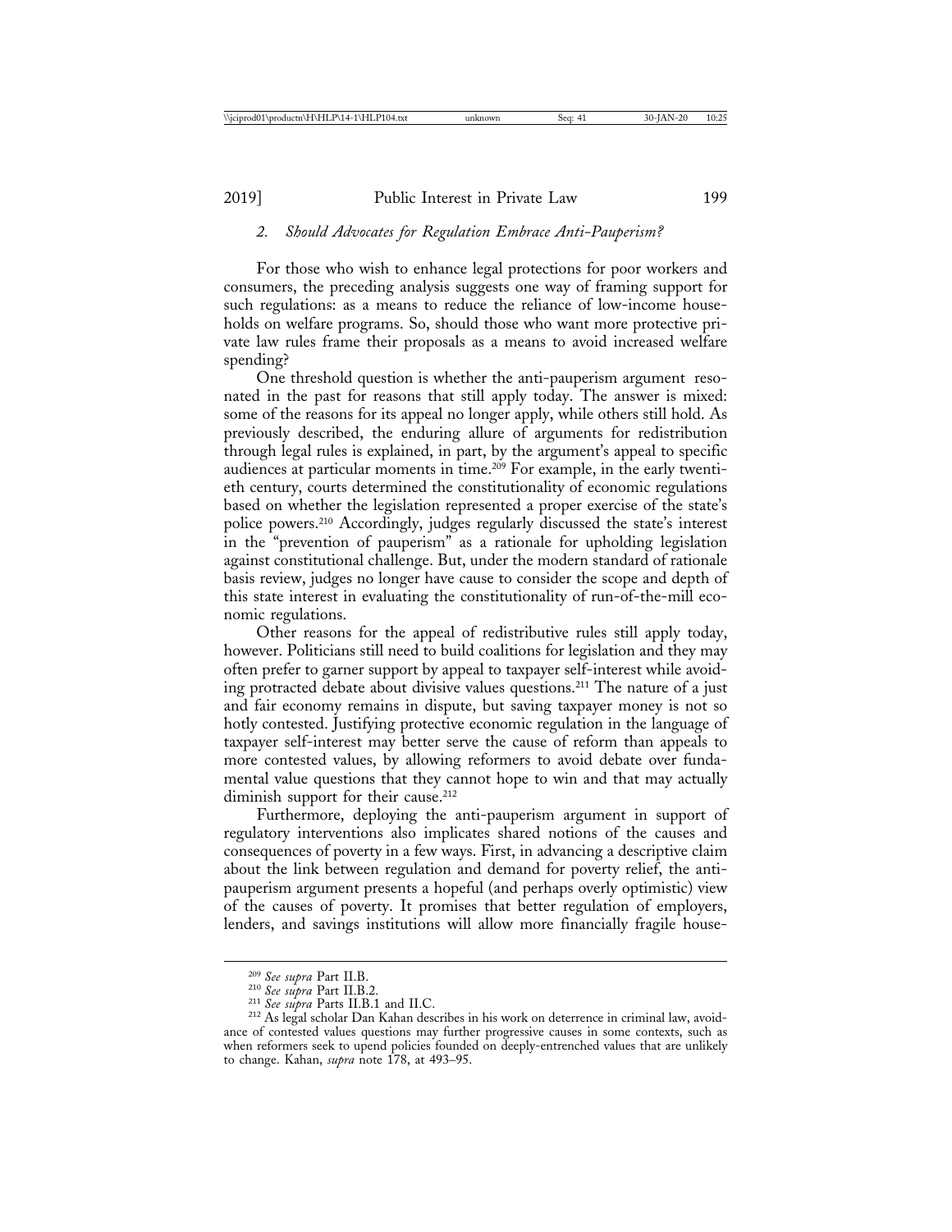### 2. *Should Advocates for Regulation Embrace Anti-Pauperism?*

For those who wish to enhance legal protections for poor workers and consumers, the preceding analysis suggests one way of framing support for such regulations: as a means to reduce the reliance of low-income households on welfare programs. So, should those who want more protective private law rules frame their proposals as a means to avoid increased welfare spending?

One threshold question is whether the anti-pauperism argument resonated in the past for reasons that still apply today. The answer is mixed: some of the reasons for its appeal no longer apply, while others still hold. As previously described, the enduring allure of arguments for redistribution through legal rules is explained, in part, by the argument's appeal to specific audiences at particular moments in time.[209] For example, in the early twentieth century, courts determined the constitutionality of economic regulations based on whether the legislation represented a proper exercise of the state's police powers.[210] Accordingly, judges regularly discussed the state's interest in the "prevention of pauperism" as a rationale for upholding legislation against constitutional challenge. But, under the modern standard of rationale basis review, judges no longer have cause to consider the scope and depth of this state interest in evaluating the constitutionality of run-of-the-mill economic regulations.

Other reasons for the appeal of redistributive rules still apply today, however. Politicians still need to build coalitions for legislation and they may often prefer to garner support by appeal to taxpayer self-interest while avoiding protracted debate about divisive values questions.[211] The nature of a just and fair economy remains in dispute, but saving taxpayer money is not so hotly contested. Justifying protective economic regulation in the language of taxpayer self-interest may better serve the cause of reform than appeals to more contested values, by allowing reformers to avoid debate over fundamental value questions that they cannot hope to win and that may actually diminish support for their cause.[212]

Furthermore, deploying the anti-pauperism argument in support of regulatory interventions also implicates shared notions of the causes and consequences of poverty in a few ways. First, in advancing a descriptive claim about the link between regulation and demand for poverty relief, the anti-pauperism argument presents a hopeful (and perhaps overly optimistic) view of the causes of poverty. It promises that better regulation of employers, lenders, and savings institutions will allow more financially fragile house-

---

[209] *See supra* Part II.B.

[210] *See supra* Part II.B.2.

[211] *See supra* Parts II.B.1 and II.C.

[212] As legal scholar Dan Kahan describes in his work on deterrence in criminal law, avoidance of contested values questions may further progressive causes in some contexts, such as when reformers seek to upend policies founded on deeply-entrenched values that are unlikely to change. Kahan, *supra* note 178, at 493–95.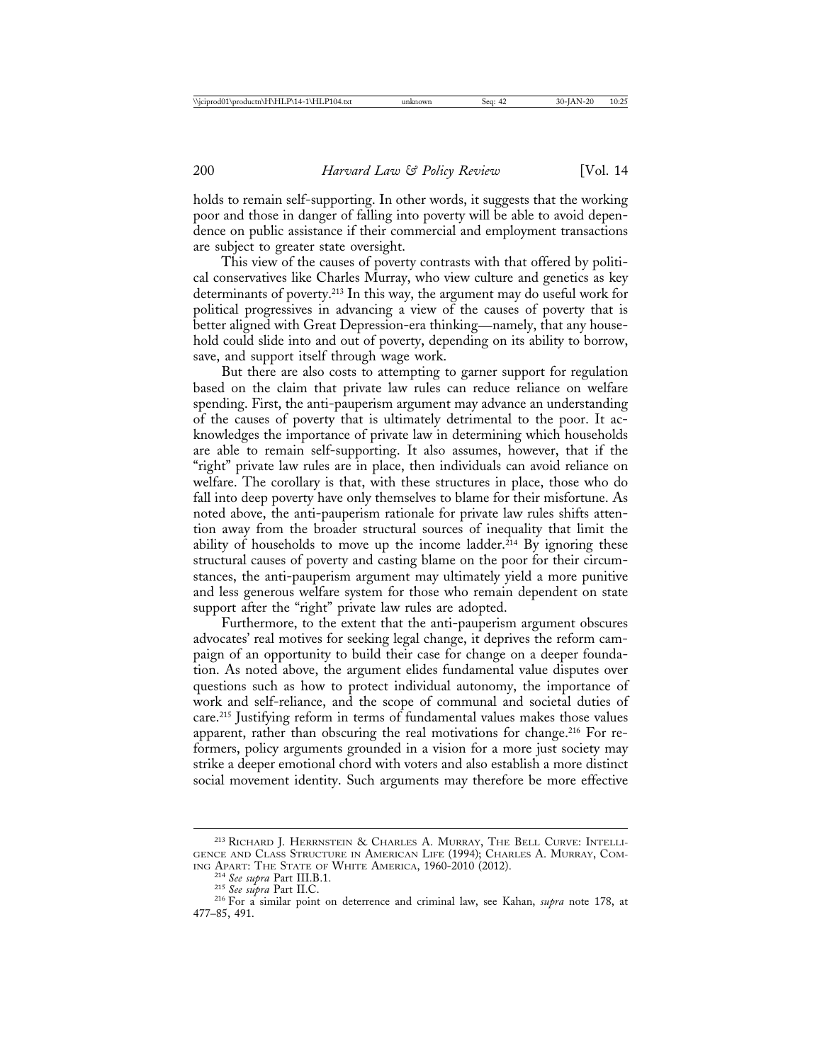holds to remain self-supporting. In other words, it suggests that the working poor and those in danger of falling into poverty will be able to avoid dependence on public assistance if their commercial and employment transactions are subject to greater state oversight.

This view of the causes of poverty contrasts with that offered by political conservatives like Charles Murray, who view culture and genetics as key determinants of poverty.[213] In this way, the argument may do useful work for political progressives in advancing a view of the causes of poverty that is better aligned with Great Depression-era thinking—namely, that any household could slide into and out of poverty, depending on its ability to borrow, save, and support itself through wage work.

But there are also costs to attempting to garner support for regulation based on the claim that private law rules can reduce reliance on welfare spending. First, the anti-pauperism argument may advance an understanding of the causes of poverty that is ultimately detrimental to the poor. It acknowledges the importance of private law in determining which households are able to remain self-supporting. It also assumes, however, that if the "right" private law rules are in place, then individuals can avoid reliance on welfare. The corollary is that, with these structures in place, those who do fall into deep poverty have only themselves to blame for their misfortune. As noted above, the anti-pauperism rationale for private law rules shifts attention away from the broader structural sources of inequality that limit the ability of households to move up the income ladder.[214] By ignoring these structural causes of poverty and casting blame on the poor for their circumstances, the anti-pauperism argument may ultimately yield a more punitive and less generous welfare system for those who remain dependent on state support after the "right" private law rules are adopted.

Furthermore, to the extent that the anti-pauperism argument obscures advocates' real motives for seeking legal change, it deprives the reform campaign of an opportunity to build their case for change on a deeper foundation. As noted above, the argument elides fundamental value disputes over questions such as how to protect individual autonomy, the importance of work and self-reliance, and the scope of communal and societal duties of care.[215] Justifying reform in terms of fundamental values makes those values apparent, rather than obscuring the real motivations for change.[216] For reformers, policy arguments grounded in a vision for a more just society may strike a deeper emotional chord with voters and also establish a more distinct social movement identity. Such arguments may therefore be more effective

---

[213] Richard J. Herrnstein & Charles A. Murray, The Bell Curve: Intelligence and Class Structure in American Life (1994); Charles A. Murray, Coming Apart: The State of White America, 1960-2010 (2012).

[214] *See supra* Part III.B.1.

[215] *See supra* Part II.C.

[216] For a similar point on deterrence and criminal law, see Kahan, *supra* note 178, at 477–85, 491.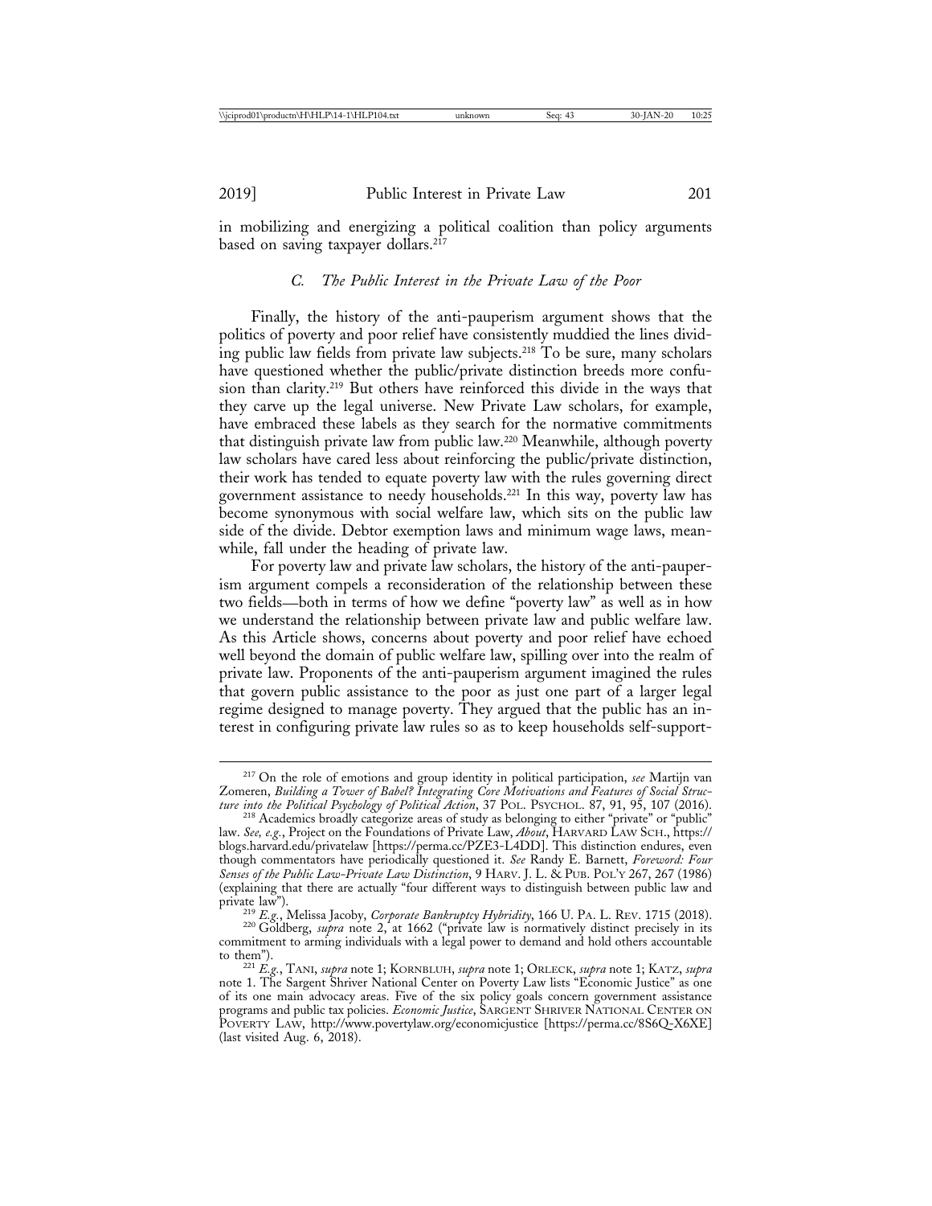in mobilizing and energizing a political coalition than policy arguments based on saving taxpayer dollars.[217]

### *C. The Public Interest in the Private Law of the Poor*

Finally, the history of the anti-pauperism argument shows that the politics of poverty and poor relief have consistently muddied the lines dividing public law fields from private law subjects.[218] To be sure, many scholars have questioned whether the public/private distinction breeds more confusion than clarity.[219] But others have reinforced this divide in the ways that they carve up the legal universe. New Private Law scholars, for example, have embraced these labels as they search for the normative commitments that distinguish private law from public law.[220] Meanwhile, although poverty law scholars have cared less about reinforcing the public/private distinction, their work has tended to equate poverty law with the rules governing direct government assistance to needy households.[221] In this way, poverty law has become synonymous with social welfare law, which sits on the public law side of the divide. Debtor exemption laws and minimum wage laws, meanwhile, fall under the heading of private law.

For poverty law and private law scholars, the history of the anti-pauperism argument compels a reconsideration of the relationship between these two fields—both in terms of how we define "poverty law" as well as in how we understand the relationship between private law and public welfare law. As this Article shows, concerns about poverty and poor relief have echoed well beyond the domain of public welfare law, spilling over into the realm of private law. Proponents of the anti-pauperism argument imagined the rules that govern public assistance to the poor as just one part of a larger legal regime designed to manage poverty. They argued that the public has an interest in configuring private law rules so as to keep households self-support-

---

[217] On the role of emotions and group identity in political participation, *see* Martijn van Zomeren, *Building a Tower of Babel? Integrating Core Motivations and Features of Social Structure into the Political Psychology of Political Action*, 37 POL. PSYCHOL. 87, 91, 95, 107 (2016).

[218] Academics broadly categorize areas of study as belonging to either "private" or "public" law. *See, e.g.*, Project on the Foundations of Private Law, *About*, HARVARD LAW SCH., https://blogs.harvard.edu/privatelaw [https://perma.cc/PZE3-L4DD]. This distinction endures, even though commentators have periodically questioned it. *See* Randy E. Barnett, *Foreword: Four Senses of the Public Law-Private Law Distinction*, 9 HARV. J. L. & PUB. POL'Y 267, 267 (1986) (explaining that there are actually "four different ways to distinguish between public law and private law").

[219] *E.g.*, Melissa Jacoby, *Corporate Bankruptcy Hybridity*, 166 U. PA. L. REV. 1715 (2018).

[220] Goldberg, *supra* note 2, at 1662 ("private law is normatively distinct precisely in its commitment to arming individuals with a legal power to demand and hold others accountable to them").

[221] *E.g.*, TANI, *supra* note 1; KORNBLUH, *supra* note 1; ORLECK, *supra* note 1; KATZ, *supra* note 1. The Sargent Shriver National Center on Poverty Law lists "Economic Justice" as one of its one main advocacy areas. Five of the six policy goals concern government assistance programs and public tax policies. *Economic Justice*, SARGENT SHRIVER NATIONAL CENTER ON POVERTY LAW, http://www.povertylaw.org/economicjustice [https://perma.cc/8S6Q-X6XE] (last visited Aug. 6, 2018).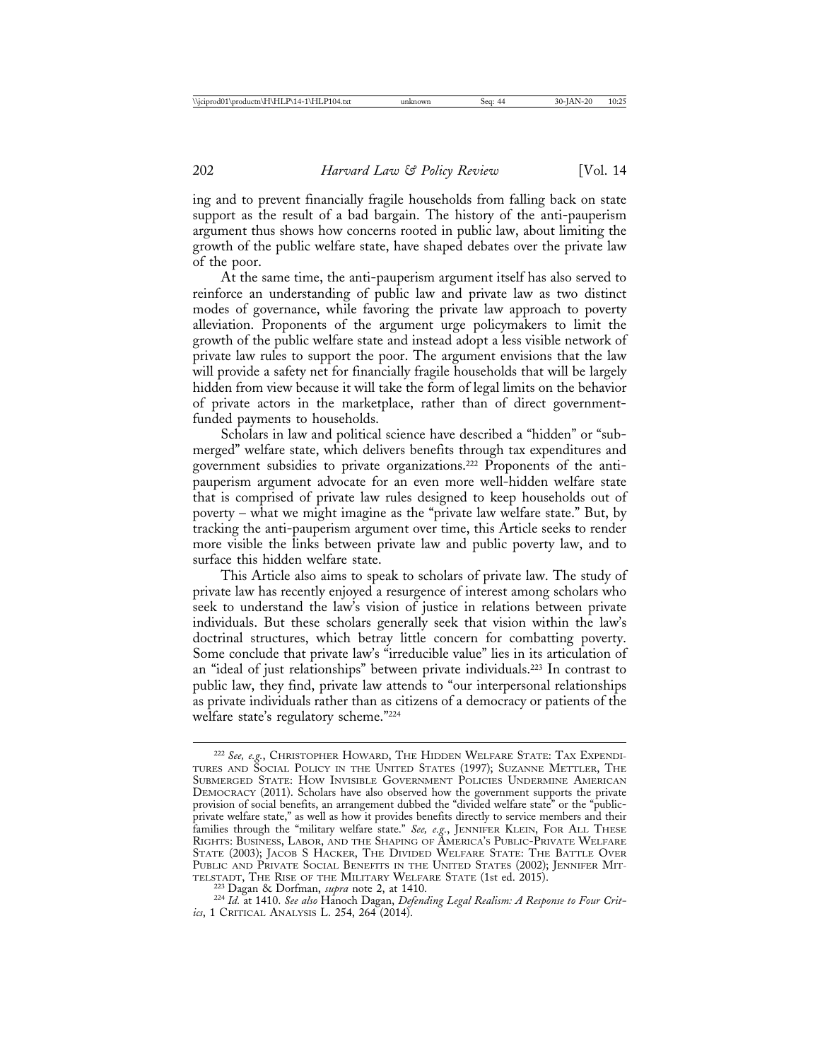ing and to prevent financially fragile households from falling back on state support as the result of a bad bargain. The history of the anti-pauperism argument thus shows how concerns rooted in public law, about limiting the growth of the public welfare state, have shaped debates over the private law of the poor.

At the same time, the anti-pauperism argument itself has also served to reinforce an understanding of public law and private law as two distinct modes of governance, while favoring the private law approach to poverty alleviation. Proponents of the argument urge policymakers to limit the growth of the public welfare state and instead adopt a less visible network of private law rules to support the poor. The argument envisions that the law will provide a safety net for financially fragile households that will be largely hidden from view because it will take the form of legal limits on the behavior of private actors in the marketplace, rather than of direct government-funded payments to households.

Scholars in law and political science have described a "hidden" or "submerged" welfare state, which delivers benefits through tax expenditures and government subsidies to private organizations.[222] Proponents of the anti-pauperism argument advocate for an even more well-hidden welfare state that is comprised of private law rules designed to keep households out of poverty – what we might imagine as the "private law welfare state." But, by tracking the anti-pauperism argument over time, this Article seeks to render more visible the links between private law and public poverty law, and to surface this hidden welfare state.

This Article also aims to speak to scholars of private law. The study of private law has recently enjoyed a resurgence of interest among scholars who seek to understand the law's vision of justice in relations between private individuals. But these scholars generally seek that vision within the law's doctrinal structures, which betray little concern for combatting poverty. Some conclude that private law's "irreducible value" lies in its articulation of an "ideal of just relationships" between private individuals.[223] In contrast to public law, they find, private law attends to "our interpersonal relationships as private individuals rather than as citizens of a democracy or patients of the welfare state's regulatory scheme."[224]

---

[222] *See, e.g.*, Christopher Howard, The Hidden Welfare State: Tax Expenditures and Social Policy in the United States (1997); Suzanne Mettler, The Submerged State: How Invisible Government Policies Undermine American Democracy (2011). Scholars have also observed how the government supports the private provision of social benefits, an arrangement dubbed the "divided welfare state" or the "public-private welfare state," as well as how it provides benefits directly to service members and their families through the "military welfare state." *See, e.g.*, Jennifer Klein, For All These Rights: Business, Labor, and the Shaping of America's Public-Private Welfare State (2003); Jacob S Hacker, The Divided Welfare State: The Battle Over Public and Private Social Benefits in the United States (2002); Jennifer Mittelstadt, The Rise of the Military Welfare State (1st ed. 2015).

[223] Dagan & Dorfman, *supra* note 2, at 1410.

[224] *Id.* at 1410. *See also* Hanoch Dagan, *Defending Legal Realism: A Response to Four Critics*, 1 Critical Analysis L. 254, 264 (2014).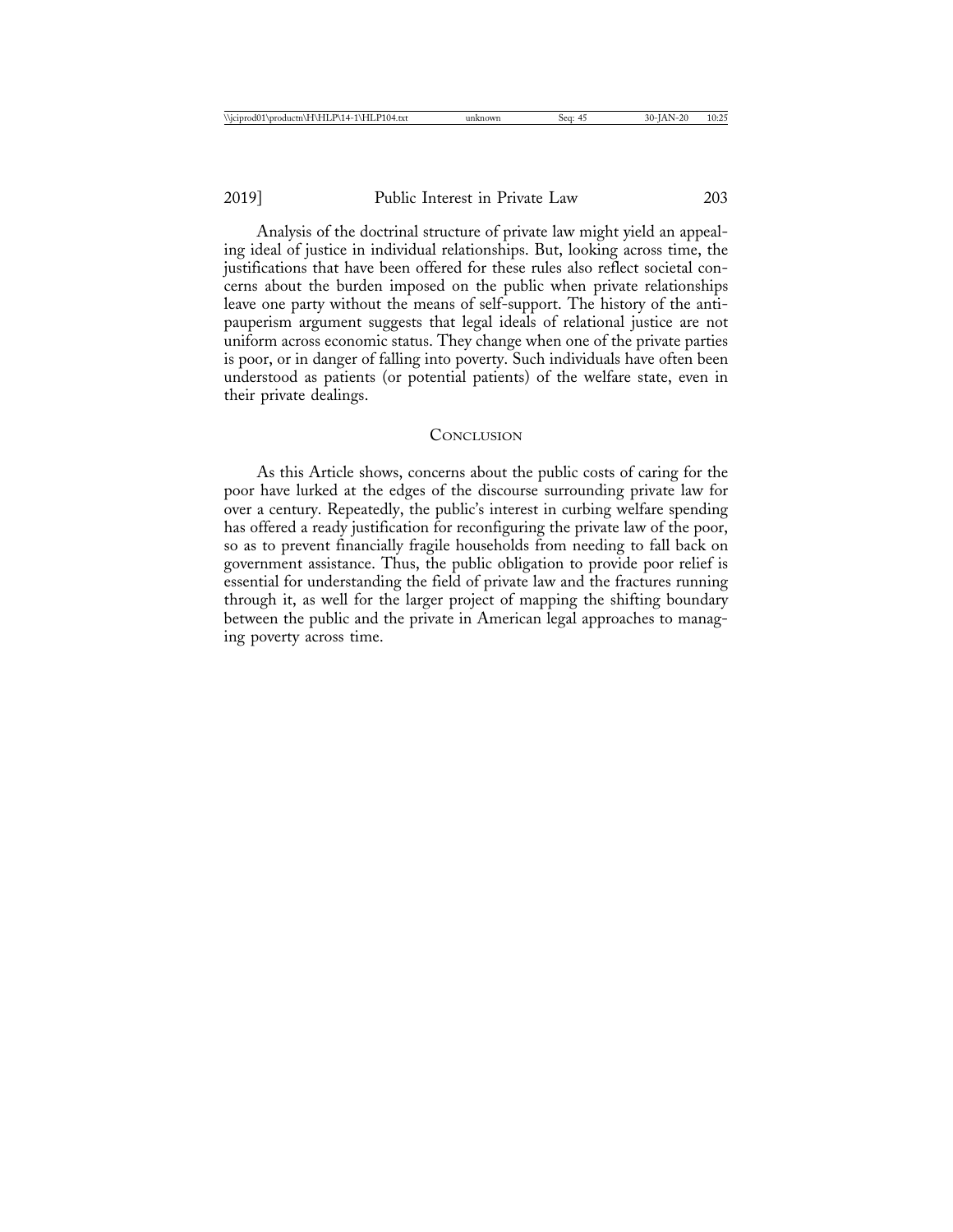Analysis of the doctrinal structure of private law might yield an appealing ideal of justice in individual relationships. But, looking across time, the justifications that have been offered for these rules also reflect societal concerns about the burden imposed on the public when private relationships leave one party without the means of self-support. The history of the anti-pauperism argument suggests that legal ideals of relational justice are not uniform across economic status. They change when one of the private parties is poor, or in danger of falling into poverty. Such individuals have often been understood as patients (or potential patients) of the welfare state, even in their private dealings.

## Conclusion

As this Article shows, concerns about the public costs of caring for the poor have lurked at the edges of the discourse surrounding private law for over a century. Repeatedly, the public's interest in curbing welfare spending has offered a ready justification for reconfiguring the private law of the poor, so as to prevent financially fragile households from needing to fall back on government assistance. Thus, the public obligation to provide poor relief is essential for understanding the field of private law and the fractures running through it, as well for the larger project of mapping the shifting boundary between the public and the private in American legal approaches to managing poverty across time.